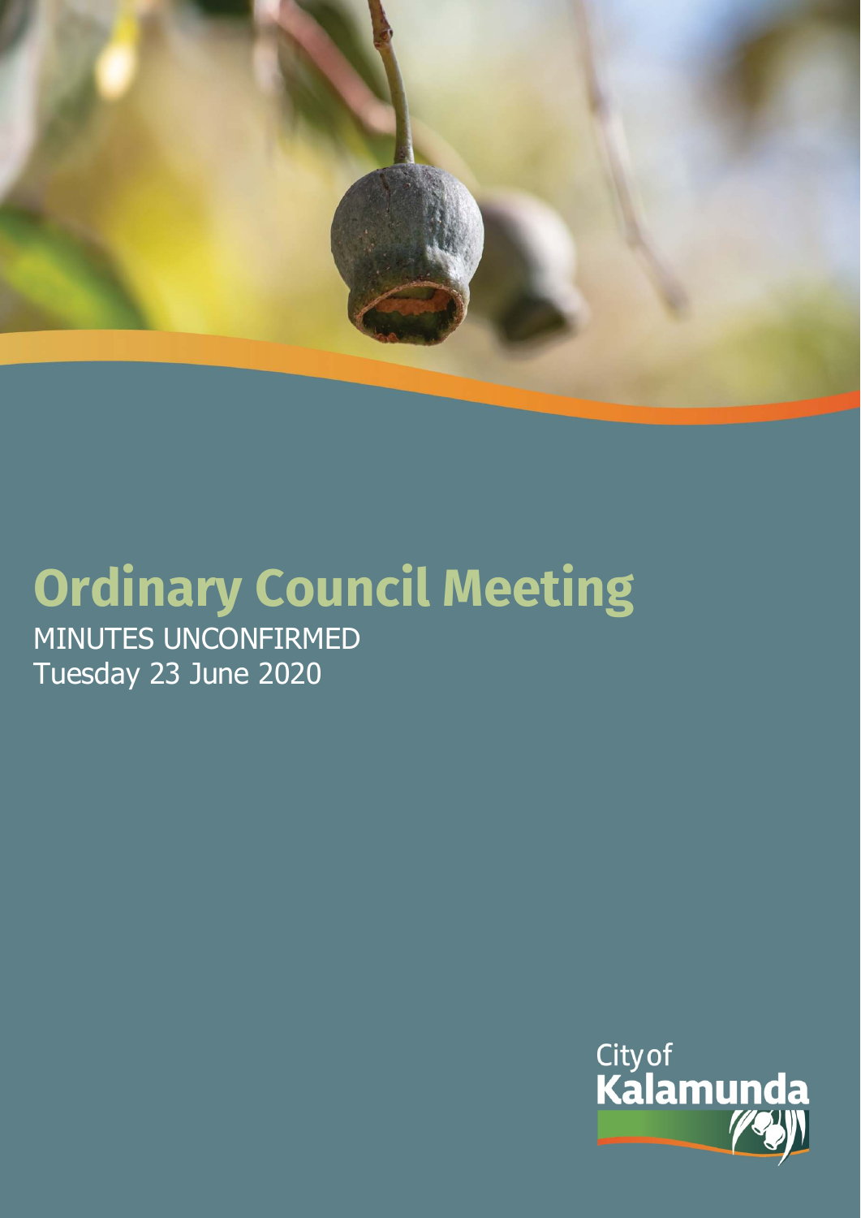# Ordinary Council Meeting

MINUTES UNCONFIRMED

Tuesday 23 June 2020

City of Kalamunda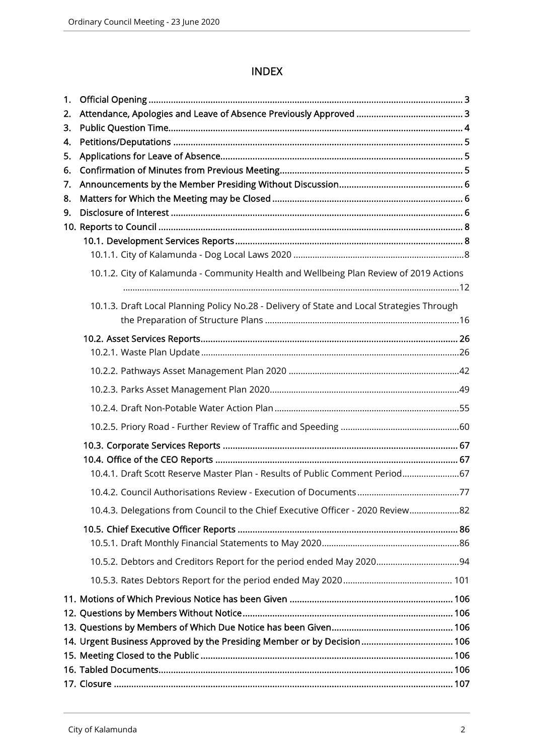# INDEX

1. Official Opening ..... 3
2. Attendance, Apologies and Leave of Absence Previously Approved ..... 3
3. Public Question Time..... 4
4. Petitions/Deputations ..... 5
5. Applications for Leave of Absence..... 5
6. Confirmation of Minutes from Previous Meeting..... 5
7. Announcements by the Member Presiding Without Discussion..... 6
8. Matters for Which the Meeting may be Closed ..... 6
9. Disclosure of Interest ..... 6
10. Reports to Council ..... 8
    - 10.1. Development Services Reports ..... 8
        - 10.1.1. City of Kalamunda - Dog Local Laws 2020 ..... 8
        - 10.1.2. City of Kalamunda - Community Health and Wellbeing Plan Review of 2019 Actions ..... 12
        - 10.1.3. Draft Local Planning Policy No.28 - Delivery of State and Local Strategies Through the Preparation of Structure Plans ..... 16
    - 10.2. Asset Services Reports..... 26
        - 10.2.1. Waste Plan Update ..... 26
        - 10.2.2. Pathways Asset Management Plan 2020 ..... 42
        - 10.2.3. Parks Asset Management Plan 2020..... 49
        - 10.2.4. Draft Non-Potable Water Action Plan ..... 55
        - 10.2.5. Priory Road - Further Review of Traffic and Speeding ..... 60
    - 10.3. Corporate Services Reports ..... 67
    - 10.4. Office of the CEO Reports ..... 67
        - 10.4.1. Draft Scott Reserve Master Plan - Results of Public Comment Period..... 67
        - 10.4.2. Council Authorisations Review - Execution of Documents ..... 77
        - 10.4.3. Delegations from Council to the Chief Executive Officer - 2020 Review..... 82
    - 10.5. Chief Executive Officer Reports ..... 86
        - 10.5.1. Draft Monthly Financial Statements to May 2020..... 86
        - 10.5.2. Debtors and Creditors Report for the period ended May 2020..... 94
        - 10.5.3. Rates Debtors Report for the period ended May 2020 ..... 101
11. Motions of Which Previous Notice has been Given ..... 106
12. Questions by Members Without Notice..... 106
13. Questions by Members of Which Due Notice has been Given..... 106
14. Urgent Business Approved by the Presiding Member or by Decision ..... 106
15. Meeting Closed to the Public ..... 106
16. Tabled Documents..... 106
17. Closure ..... 107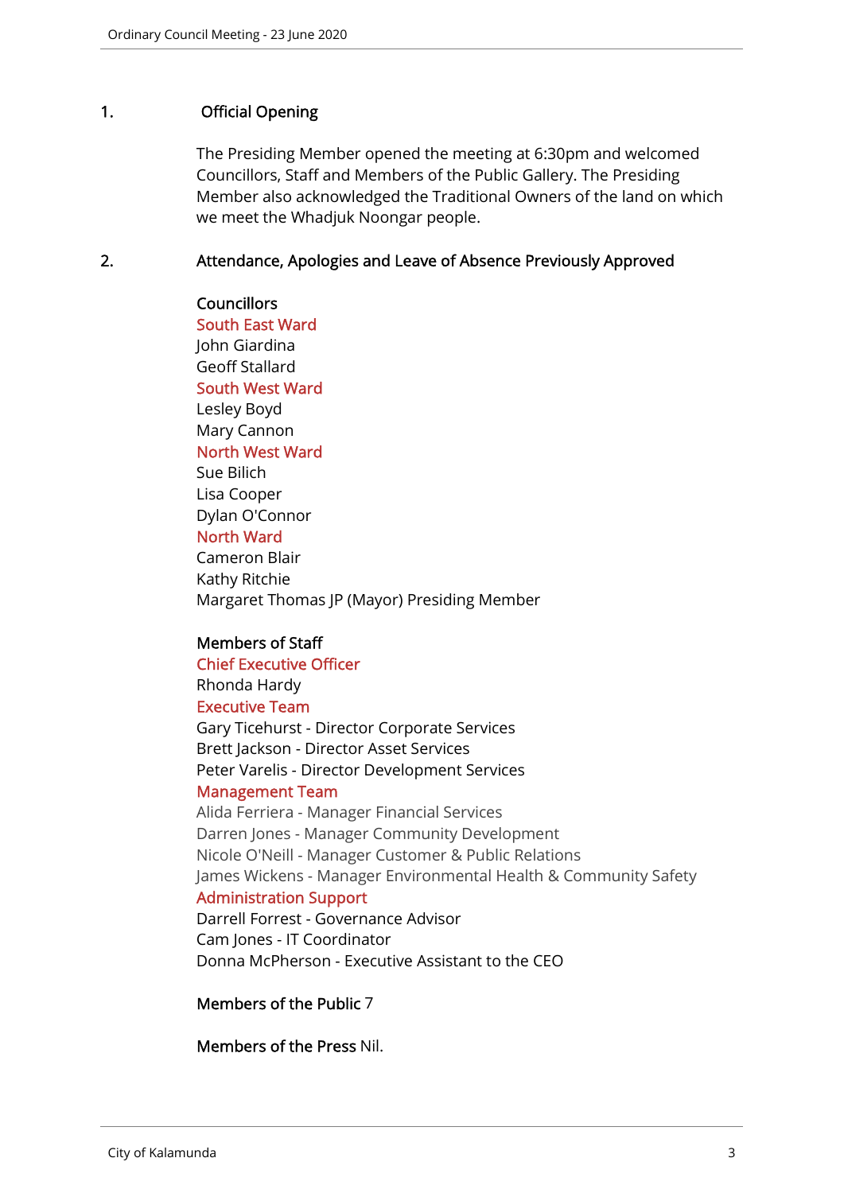## 1. Official Opening

The Presiding Member opened the meeting at 6:30pm and welcomed Councillors, Staff and Members of the Public Gallery. The Presiding Member also acknowledged the Traditional Owners of the land on which we meet the Whadjuk Noongar people.

## 2. Attendance, Apologies and Leave of Absence Previously Approved

**Councillors**

South East Ward
John Giardina
Geoff Stallard

South West Ward
Lesley Boyd
Mary Cannon

North West Ward
Sue Bilich
Lisa Cooper
Dylan O'Connor

North Ward
Cameron Blair
Kathy Ritchie
Margaret Thomas JP (Mayor) Presiding Member

**Members of Staff**

Chief Executive Officer
Rhonda Hardy

Executive Team
Gary Ticehurst - Director Corporate Services
Brett Jackson - Director Asset Services
Peter Varelis - Director Development Services

Management Team
Alida Ferriera - Manager Financial Services
Darren Jones - Manager Community Development
Nicole O'Neill - Manager Customer & Public Relations
James Wickens - Manager Environmental Health & Community Safety

Administration Support
Darrell Forrest - Governance Advisor
Cam Jones - IT Coordinator
Donna McPherson - Executive Assistant to the CEO

**Members of the Public** 7

**Members of the Press** Nil.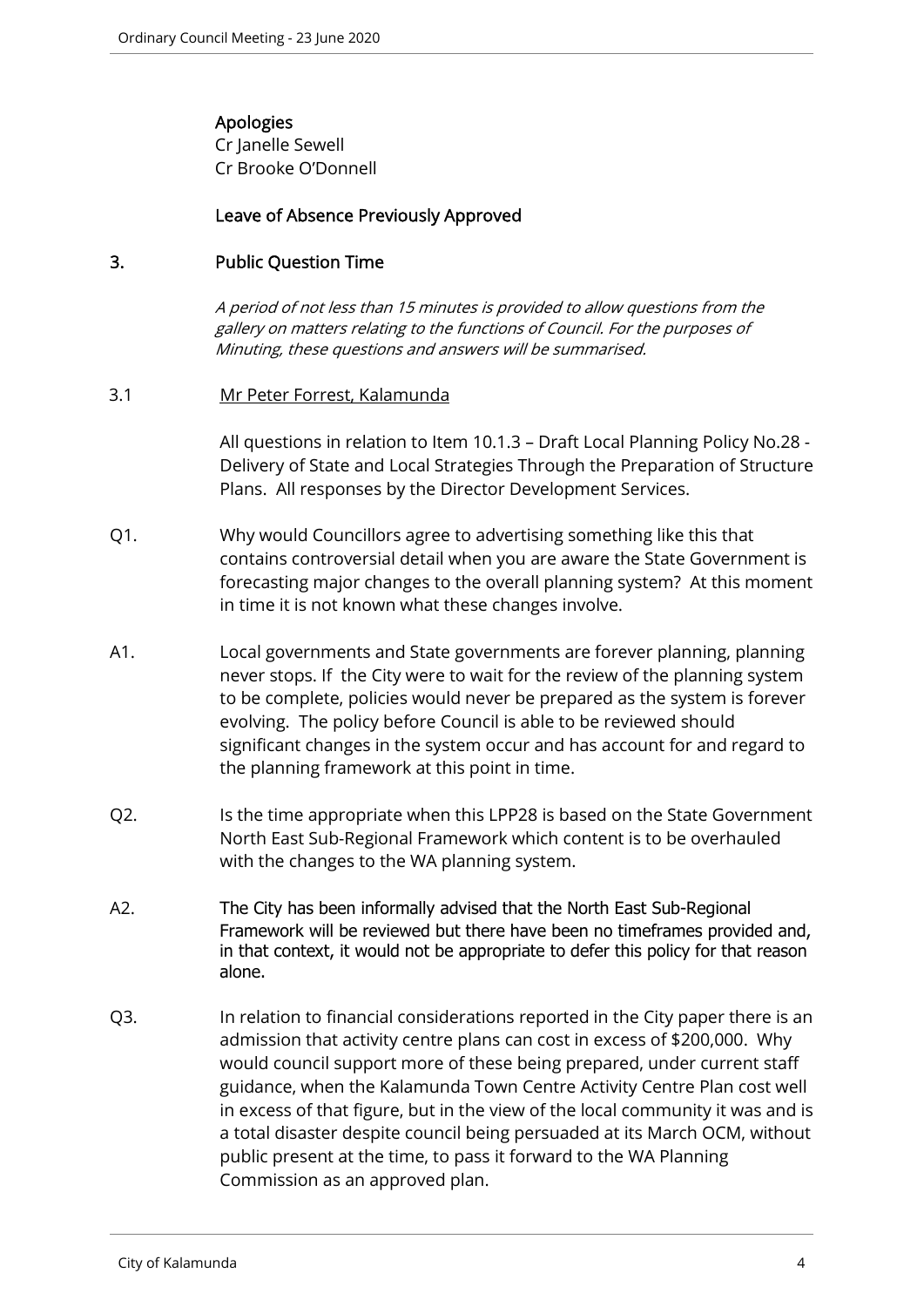**Apologies**
Cr Janelle Sewell
Cr Brooke O'Donnell

**Leave of Absence Previously Approved**

## 3. Public Question Time

*A period of not less than 15 minutes is provided to allow questions from the gallery on matters relating to the functions of Council. For the purposes of Minuting, these questions and answers will be summarised.*

### 3.1 Mr Peter Forrest, Kalamunda

All questions in relation to Item 10.1.3 – Draft Local Planning Policy No.28 - Delivery of State and Local Strategies Through the Preparation of Structure Plans. All responses by the Director Development Services.

Q1. Why would Councillors agree to advertising something like this that contains controversial detail when you are aware the State Government is forecasting major changes to the overall planning system? At this moment in time it is not known what these changes involve.

A1. Local governments and State governments are forever planning, planning never stops. If the City were to wait for the review of the planning system to be complete, policies would never be prepared as the system is forever evolving. The policy before Council is able to be reviewed should significant changes in the system occur and has account for and regard to the planning framework at this point in time.

Q2. Is the time appropriate when this LPP28 is based on the State Government North East Sub-Regional Framework which content is to be overhauled with the changes to the WA planning system.

A2. The City has been informally advised that the North East Sub-Regional Framework will be reviewed but there have been no timeframes provided and, in that context, it would not be appropriate to defer this policy for that reason alone.

Q3. In relation to financial considerations reported in the City paper there is an admission that activity centre plans can cost in excess of $200,000. Why would council support more of these being prepared, under current staff guidance, when the Kalamunda Town Centre Activity Centre Plan cost well in excess of that figure, but in the view of the local community it was and is a total disaster despite council being persuaded at its March OCM, without public present at the time, to pass it forward to the WA Planning Commission as an approved plan.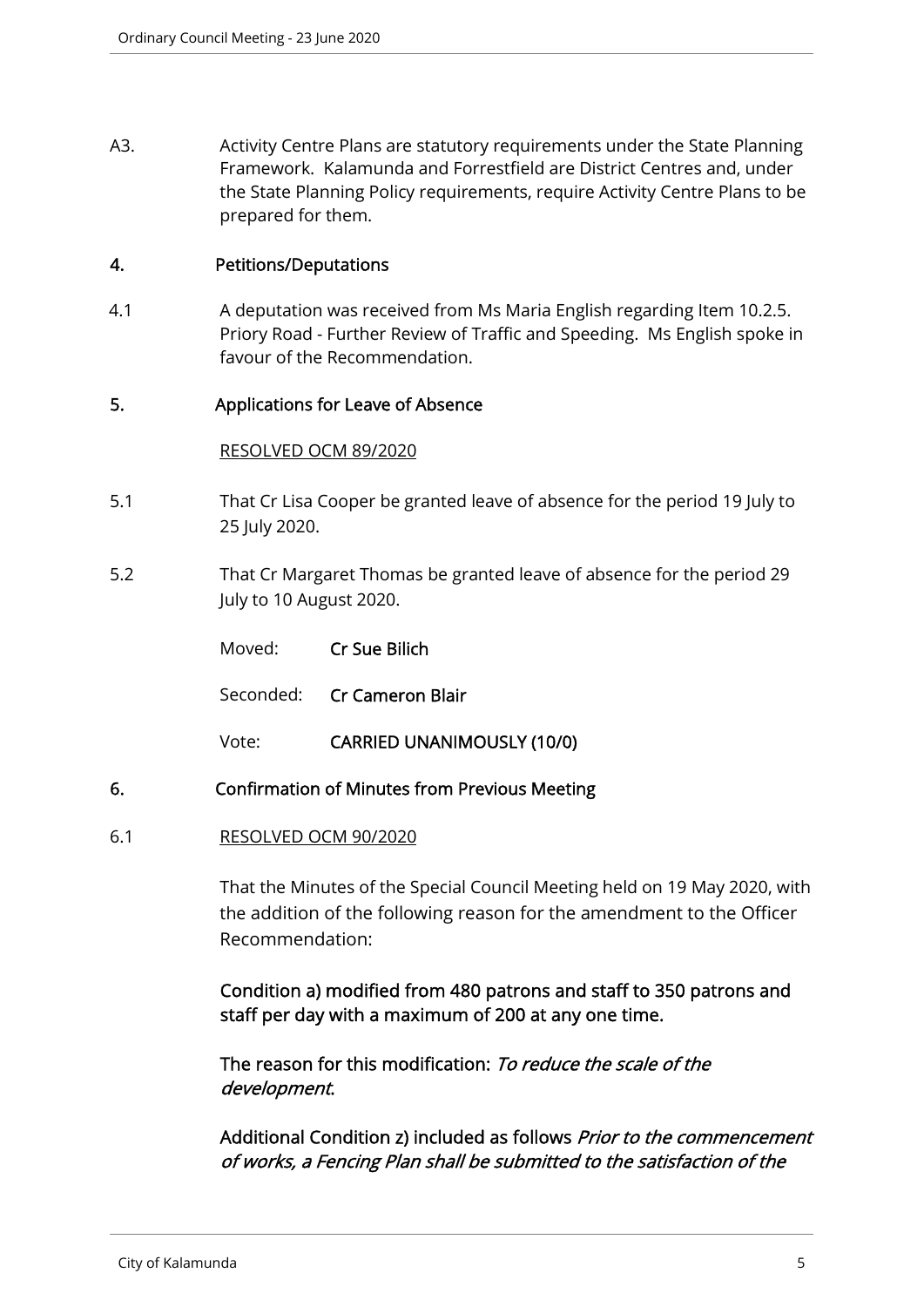A3. Activity Centre Plans are statutory requirements under the State Planning Framework. Kalamunda and Forrestfield are District Centres and, under the State Planning Policy requirements, require Activity Centre Plans to be prepared for them.

## 4. Petitions/Deputations

4.1 A deputation was received from Ms Maria English regarding Item 10.2.5. Priory Road - Further Review of Traffic and Speeding. Ms English spoke in favour of the Recommendation.

## 5. Applications for Leave of Absence

RESOLVED OCM 89/2020

5.1 That Cr Lisa Cooper be granted leave of absence for the period 19 July to 25 July 2020.

5.2 That Cr Margaret Thomas be granted leave of absence for the period 29 July to 10 August 2020.

Moved: **Cr Sue Bilich**

Seconded: **Cr Cameron Blair**

Vote: **CARRIED UNANIMOUSLY (10/0)**

## 6. Confirmation of Minutes from Previous Meeting

6.1 RESOLVED OCM 90/2020

That the Minutes of the Special Council Meeting held on 19 May 2020, with the addition of the following reason for the amendment to the Officer Recommendation:

**Condition a) modified from 480 patrons and staff to 350 patrons and staff per day with a maximum of 200 at any one time.**

**The reason for this modification:** ***To reduce the scale of the development.***

**Additional Condition z) included as follows** ***Prior to the commencement of works, a Fencing Plan shall be submitted to the satisfaction of the***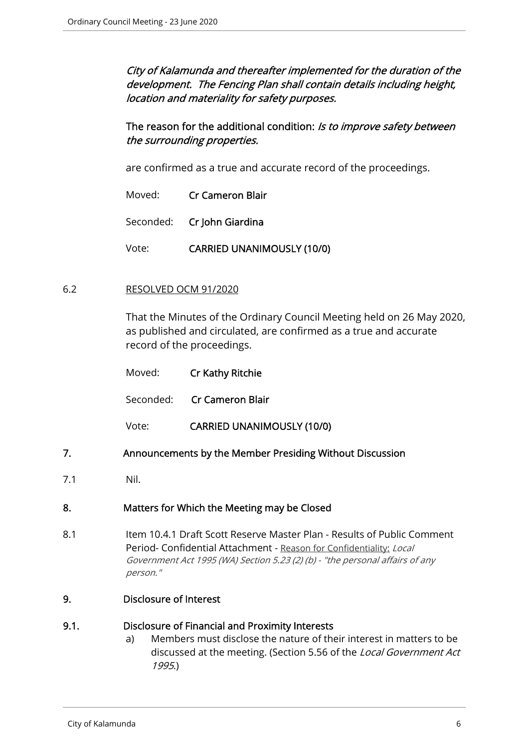*City of Kalamunda and thereafter implemented for the duration of the development. The Fencing Plan shall contain details including height, location and materiality for safety purposes.*

**The reason for the additional condition:** *Is to improve safety between the surrounding properties.*

are confirmed as a true and accurate record of the proceedings.

Moved: **Cr Cameron Blair**

Seconded: **Cr John Giardina**

Vote: **CARRIED UNANIMOUSLY (10/0)**

6.2 RESOLVED OCM 91/2020

That the Minutes of the Ordinary Council Meeting held on 26 May 2020, as published and circulated, are confirmed as a true and accurate record of the proceedings.

Moved: **Cr Kathy Ritchie**

Seconded: **Cr Cameron Blair**

Vote: **CARRIED UNANIMOUSLY (10/0)**

## 7. Announcements by the Member Presiding Without Discussion

7.1 Nil.

## 8. Matters for Which the Meeting may be Closed

8.1 Item 10.4.1 Draft Scott Reserve Master Plan - Results of Public Comment Period- Confidential Attachment - Reason for Confidentiality: *Local Government Act 1995 (WA) Section 5.23 (2) (b) - "the personal affairs of any person."*

## 9. Disclosure of Interest

### 9.1. Disclosure of Financial and Proximity Interests

a) Members must disclose the nature of their interest in matters to be discussed at the meeting. (Section 5.56 of the *Local Government Act 1995*.)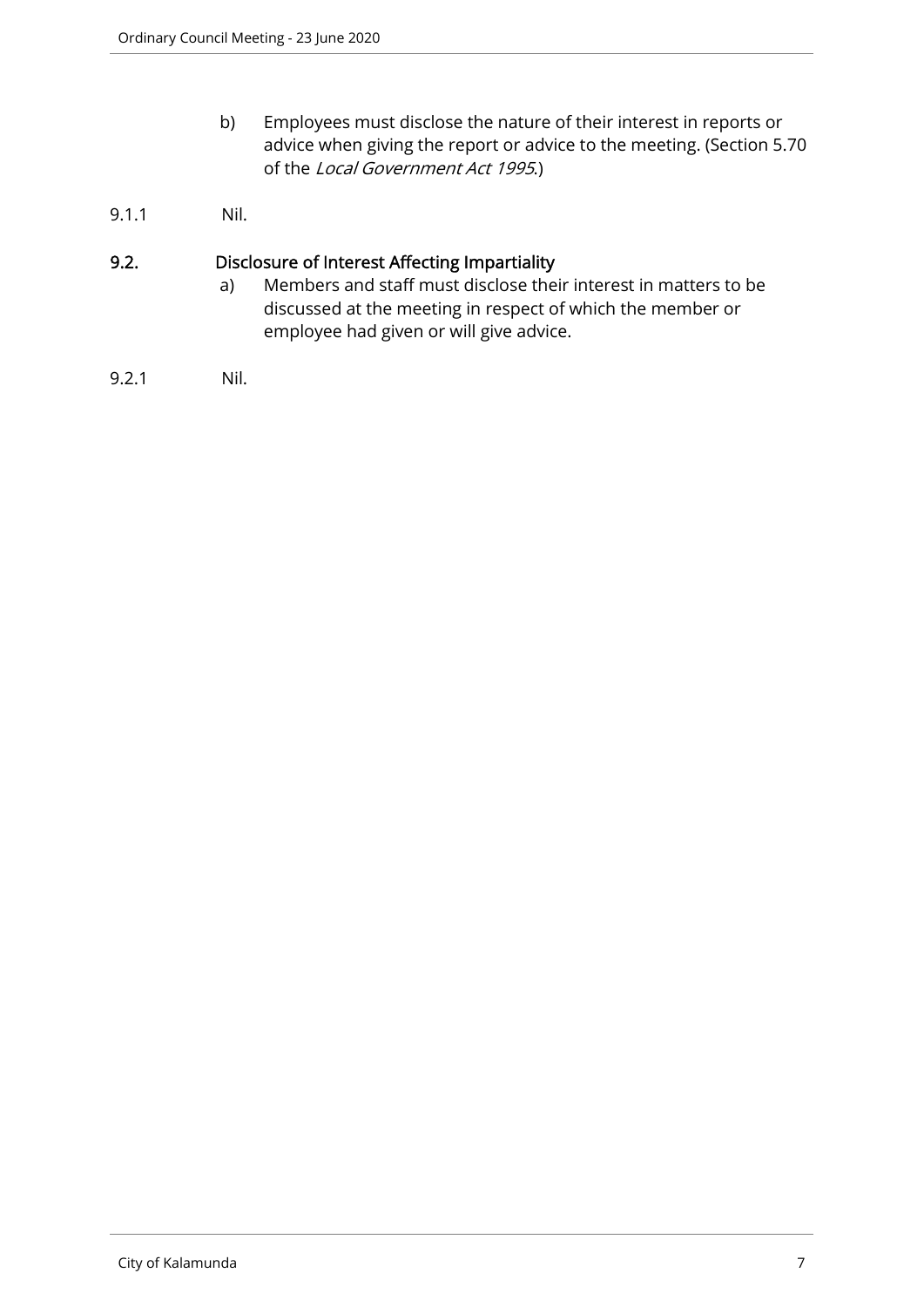b) Employees must disclose the nature of their interest in reports or advice when giving the report or advice to the meeting. (Section 5.70 of the *Local Government Act 1995*.)

9.1.1 Nil.

## 9.2. Disclosure of Interest Affecting Impartiality

a) Members and staff must disclose their interest in matters to be discussed at the meeting in respect of which the member or employee had given or will give advice.

9.2.1 Nil.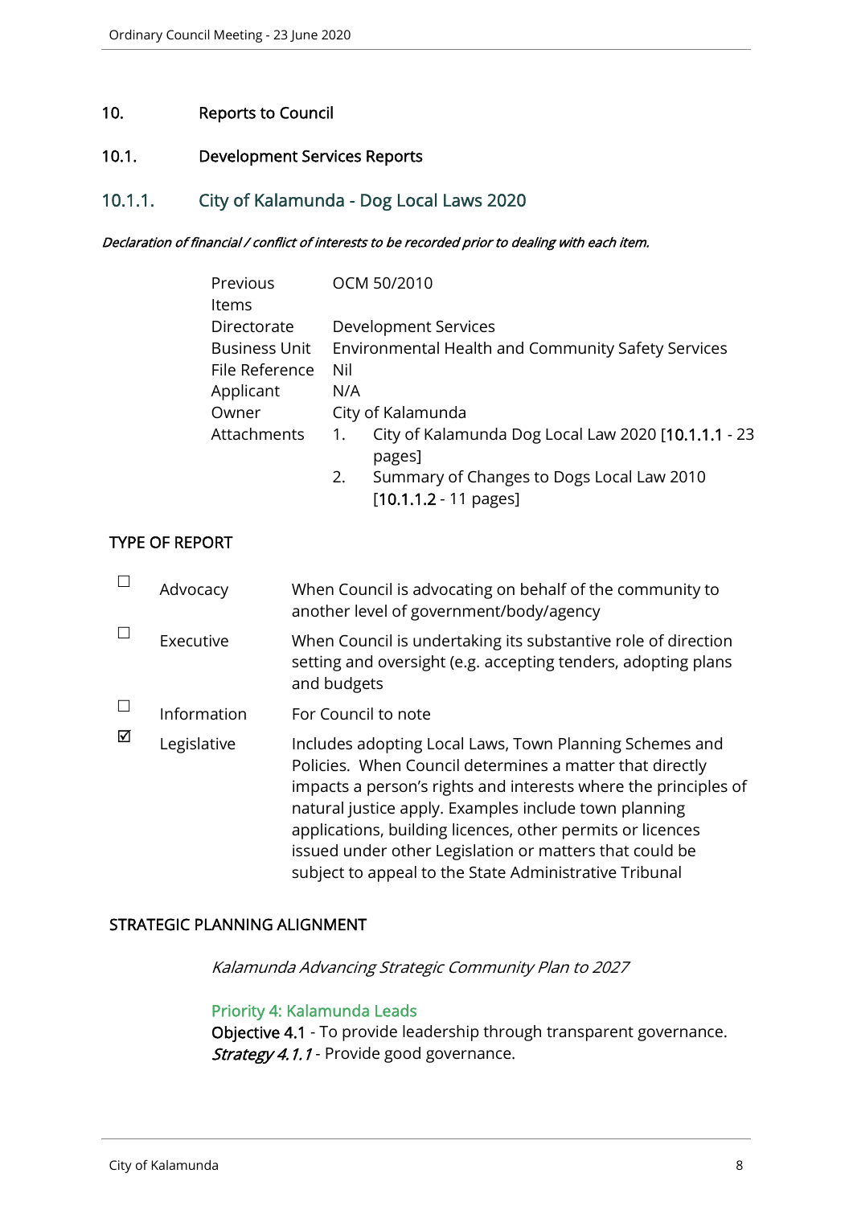# 10. Reports to Council

## 10.1. Development Services Reports

### 10.1.1. City of Kalamunda - Dog Local Laws 2020

***Declaration of financial / conflict of interests to be recorded prior to dealing with each item.***

| | |
|---|---|
| Previous Items | OCM 50/2010 |
| Directorate | Development Services |
| Business Unit | Environmental Health and Community Safety Services |
| File Reference | Nil |
| Applicant | N/A |
| Owner | City of Kalamunda |
| Attachments | 1. City of Kalamunda Dog Local Law 2020 [**10.1.1.1** - 23 pages]<br>2. Summary of Changes to Dogs Local Law 2010 [**10.1.1.2** - 11 pages] |

**TYPE OF REPORT**

| | | |
|---|---|---|
| ☐ | Advocacy | When Council is advocating on behalf of the community to another level of government/body/agency |
| ☐ | Executive | When Council is undertaking its substantive role of direction setting and oversight (e.g. accepting tenders, adopting plans and budgets |
| ☐ | Information | For Council to note |
| ☑ | Legislative | Includes adopting Local Laws, Town Planning Schemes and Policies. When Council determines a matter that directly impacts a person's rights and interests where the principles of natural justice apply. Examples include town planning applications, building licences, other permits or licences issued under other Legislation or matters that could be subject to appeal to the State Administrative Tribunal |

**STRATEGIC PLANNING ALIGNMENT**

*Kalamunda Advancing Strategic Community Plan to 2027*

Priority 4: Kalamunda Leads
**Objective 4.1** - To provide leadership through transparent governance.
***Strategy 4.1.1*** - Provide good governance.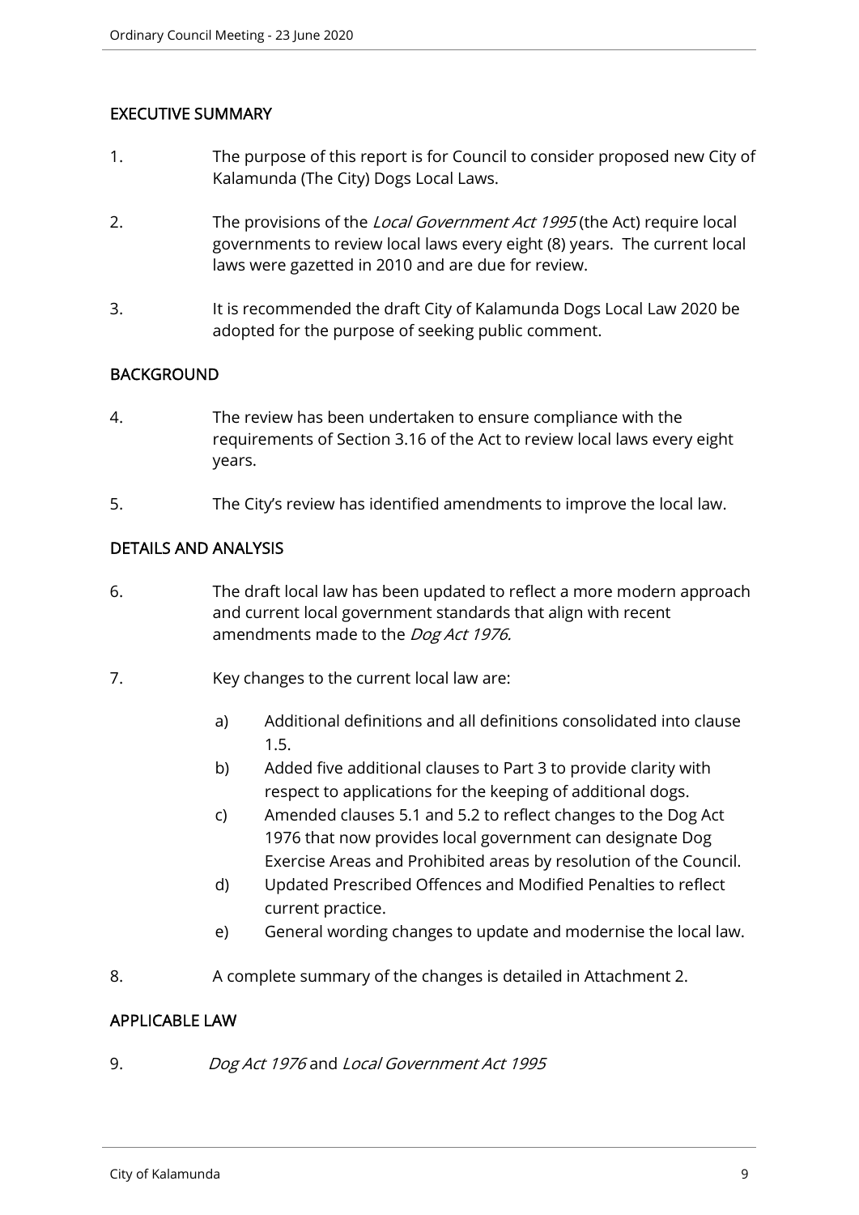## EXECUTIVE SUMMARY

1. The purpose of this report is for Council to consider proposed new City of Kalamunda (The City) Dogs Local Laws.

2. The provisions of the *Local Government Act 1995* (the Act) require local governments to review local laws every eight (8) years. The current local laws were gazetted in 2010 and are due for review.

3. It is recommended the draft City of Kalamunda Dogs Local Law 2020 be adopted for the purpose of seeking public comment.

## BACKGROUND

4. The review has been undertaken to ensure compliance with the requirements of Section 3.16 of the Act to review local laws every eight years.

5. The City's review has identified amendments to improve the local law.

## DETAILS AND ANALYSIS

6. The draft local law has been updated to reflect a more modern approach and current local government standards that align with recent amendments made to the *Dog Act 1976.*

7. Key changes to the current local law are:

   a) Additional definitions and all definitions consolidated into clause 1.5.
   b) Added five additional clauses to Part 3 to provide clarity with respect to applications for the keeping of additional dogs.
   c) Amended clauses 5.1 and 5.2 to reflect changes to the Dog Act 1976 that now provides local government can designate Dog Exercise Areas and Prohibited areas by resolution of the Council.
   d) Updated Prescribed Offences and Modified Penalties to reflect current practice.
   e) General wording changes to update and modernise the local law.

8. A complete summary of the changes is detailed in Attachment 2.

## APPLICABLE LAW

9. *Dog Act 1976* and *Local Government Act 1995*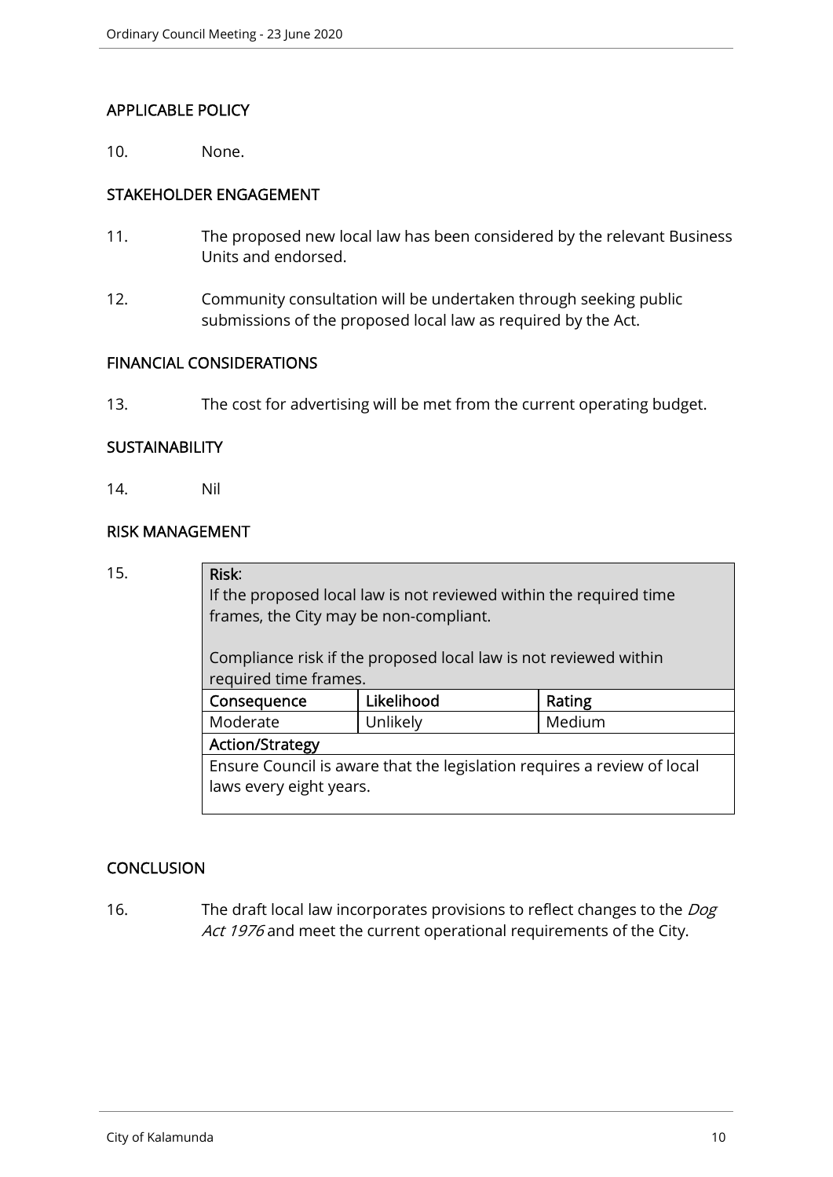## APPLICABLE POLICY

10. None.

## STAKEHOLDER ENGAGEMENT

11. The proposed new local law has been considered by the relevant Business Units and endorsed.

12. Community consultation will be undertaken through seeking public submissions of the proposed local law as required by the Act.

## FINANCIAL CONSIDERATIONS

13. The cost for advertising will be met from the current operating budget.

## SUSTAINABILITY

14. Nil

## RISK MANAGEMENT

15.

| **Risk**: If the proposed local law is not reviewed within the required time frames, the City may be non-compliant. Compliance risk if the proposed local law is not reviewed within required time frames. | | |
|---|---|---|
| **Consequence** | **Likelihood** | **Rating** |
| Moderate | Unlikely | Medium |
| **Action/Strategy** | | |
| Ensure Council is aware that the legislation requires a review of local laws every eight years. | | |

## CONCLUSION

16. The draft local law incorporates provisions to reflect changes to the *Dog Act 1976* and meet the current operational requirements of the City.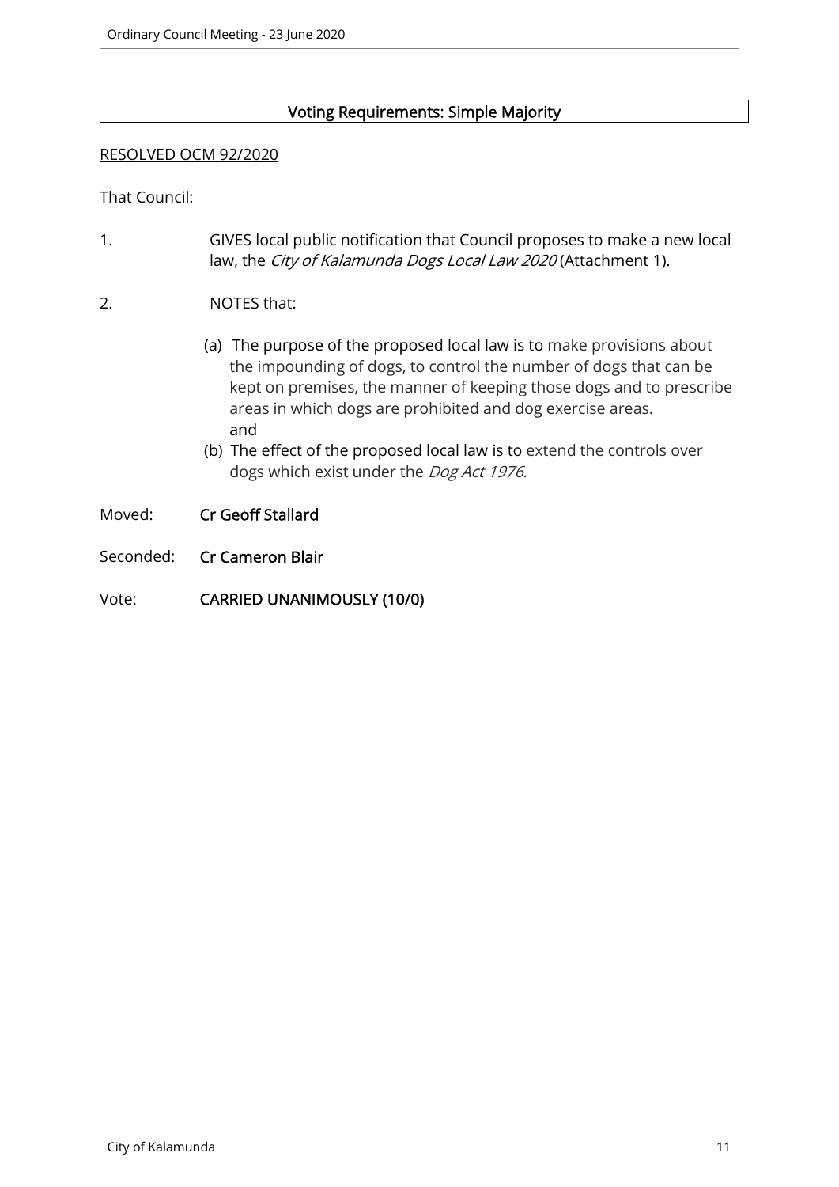**Voting Requirements: Simple Majority**

RESOLVED OCM 92/2020

That Council:

1. GIVES local public notification that Council proposes to make a new local law, the *City of Kalamunda Dogs Local Law 2020* (Attachment 1).

2. NOTES that:

   (a) The purpose of the proposed local law is to make provisions about the impounding of dogs, to control the number of dogs that can be kept on premises, the manner of keeping those dogs and to prescribe areas in which dogs are prohibited and dog exercise areas. and

   (b) The effect of the proposed local law is to extend the controls over dogs which exist under the *Dog Act 1976.*

Moved: **Cr Geoff Stallard**

Seconded: **Cr Cameron Blair**

Vote: **CARRIED UNANIMOUSLY (10/0)**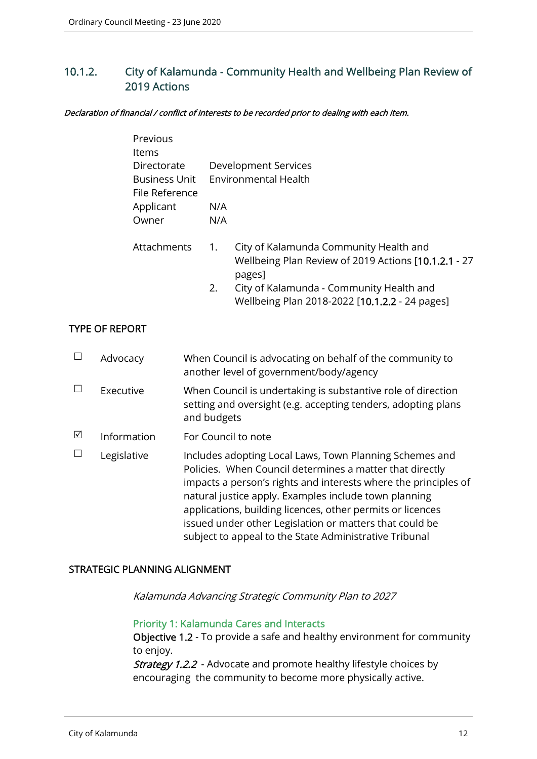## 10.1.2. City of Kalamunda - Community Health and Wellbeing Plan Review of 2019 Actions

***Declaration of financial / conflict of interests to be recorded prior to dealing with each item.***

| | |
|---|---|
| Previous Items | |
| Directorate | Development Services |
| Business Unit | Environmental Health |
| File Reference | |
| Applicant | N/A |
| Owner | N/A |
| Attachments | 1. City of Kalamunda Community Health and Wellbeing Plan Review of 2019 Actions [10.1.2.1 - 27 pages] |
| | 2. City of Kalamunda - Community Health and Wellbeing Plan 2018-2022 [10.1.2.2 - 24 pages] |

### TYPE OF REPORT

| | | |
|---|---|---|
| ☐ | Advocacy | When Council is advocating on behalf of the community to another level of government/body/agency |
| ☐ | Executive | When Council is undertaking is substantive role of direction setting and oversight (e.g. accepting tenders, adopting plans and budgets |
| ☑ | Information | For Council to note |
| ☐ | Legislative | Includes adopting Local Laws, Town Planning Schemes and Policies. When Council determines a matter that directly impacts a person's rights and interests where the principles of natural justice apply. Examples include town planning applications, building licences, other permits or licences issued under other Legislation or matters that could be subject to appeal to the State Administrative Tribunal |

### STRATEGIC PLANNING ALIGNMENT

*Kalamunda Advancing Strategic Community Plan to 2027*

Priority 1: Kalamunda Cares and Interacts

**Objective 1.2** - To provide a safe and healthy environment for community to enjoy.

***Strategy 1.2.2*** - Advocate and promote healthy lifestyle choices by encouraging the community to become more physically active.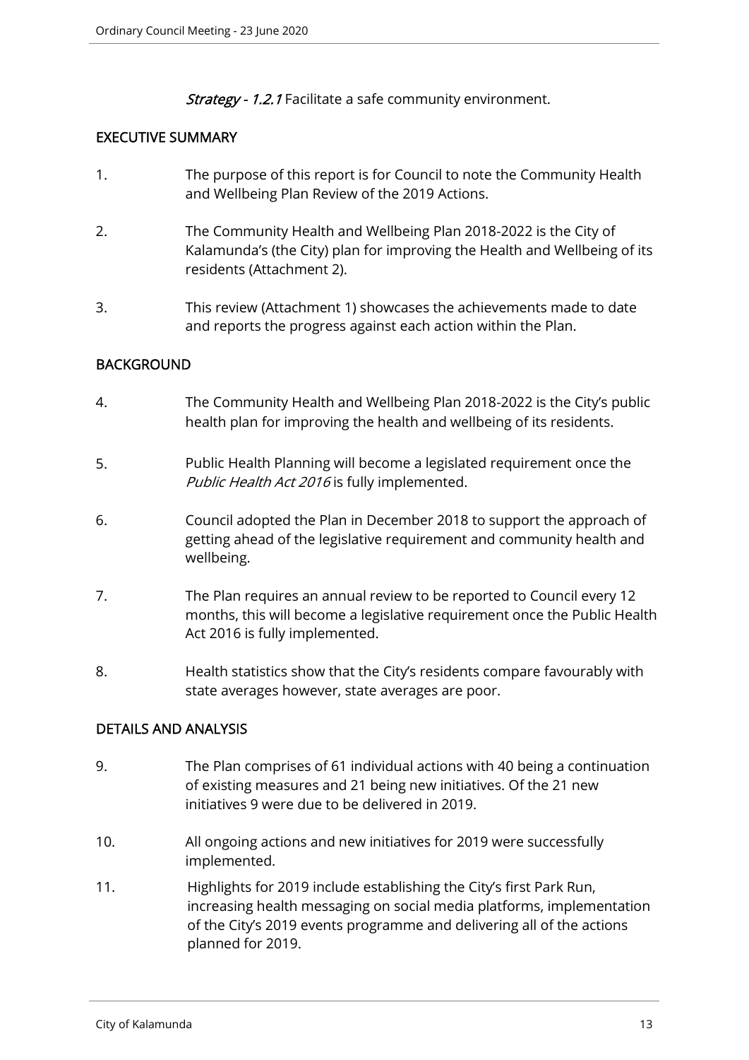*Strategy - 1.2.1* Facilitate a safe community environment.

## EXECUTIVE SUMMARY

1. The purpose of this report is for Council to note the Community Health and Wellbeing Plan Review of the 2019 Actions.

2. The Community Health and Wellbeing Plan 2018-2022 is the City of Kalamunda's (the City) plan for improving the Health and Wellbeing of its residents (Attachment 2).

3. This review (Attachment 1) showcases the achievements made to date and reports the progress against each action within the Plan.

## BACKGROUND

4. The Community Health and Wellbeing Plan 2018-2022 is the City's public health plan for improving the health and wellbeing of its residents.

5. Public Health Planning will become a legislated requirement once the *Public Health Act 2016* is fully implemented.

6. Council adopted the Plan in December 2018 to support the approach of getting ahead of the legislative requirement and community health and wellbeing.

7. The Plan requires an annual review to be reported to Council every 12 months, this will become a legislative requirement once the Public Health Act 2016 is fully implemented.

8. Health statistics show that the City's residents compare favourably with state averages however, state averages are poor.

## DETAILS AND ANALYSIS

9. The Plan comprises of 61 individual actions with 40 being a continuation of existing measures and 21 being new initiatives. Of the 21 new initiatives 9 were due to be delivered in 2019.

10. All ongoing actions and new initiatives for 2019 were successfully implemented.

11. Highlights for 2019 include establishing the City's first Park Run, increasing health messaging on social media platforms, implementation of the City's 2019 events programme and delivering all of the actions planned for 2019.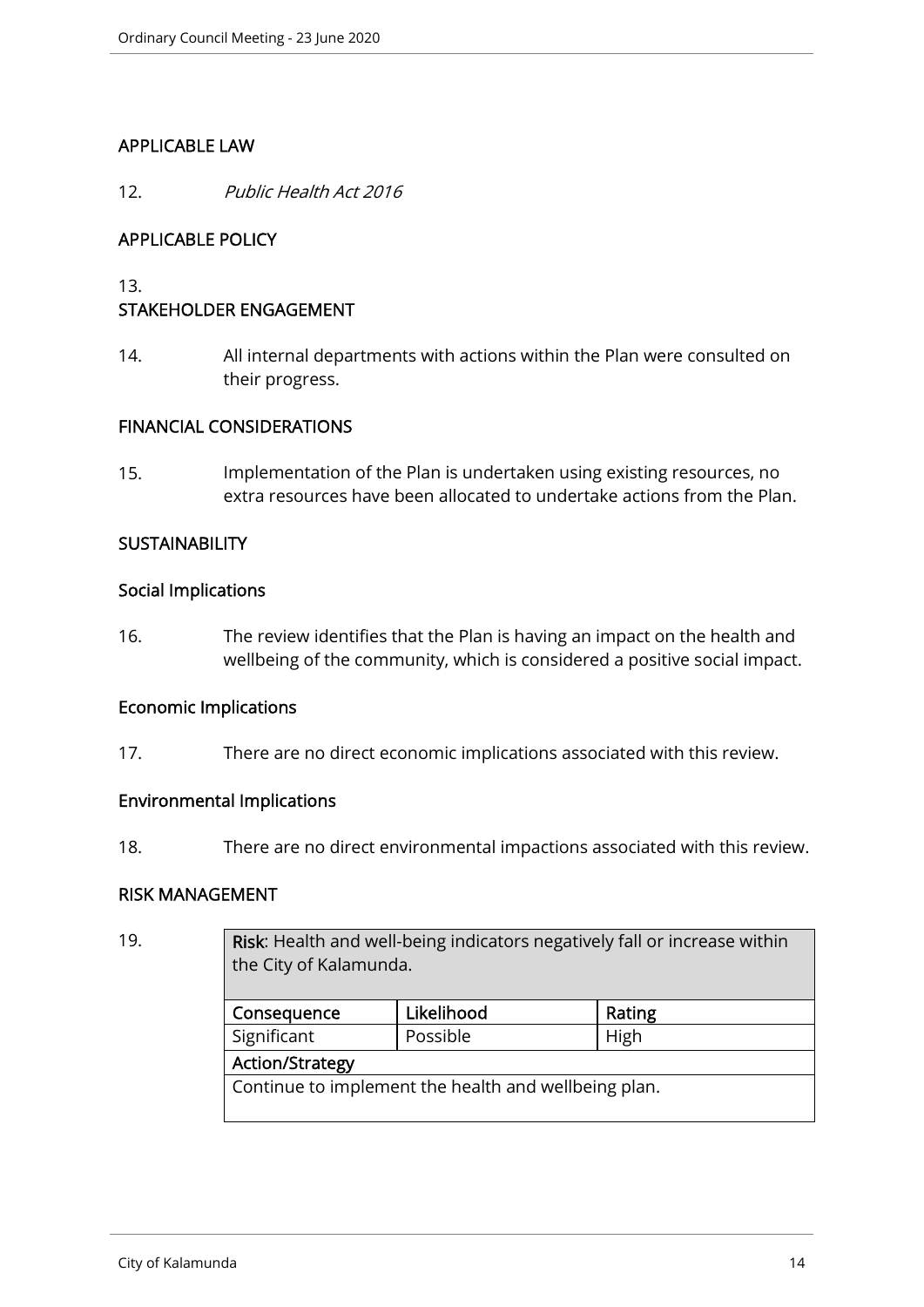## APPLICABLE LAW

12. *Public Health Act 2016*

## APPLICABLE POLICY

13.

## STAKEHOLDER ENGAGEMENT

14. All internal departments with actions within the Plan were consulted on their progress.

## FINANCIAL CONSIDERATIONS

15. Implementation of the Plan is undertaken using existing resources, no extra resources have been allocated to undertake actions from the Plan.

## SUSTAINABILITY

### Social Implications

16. The review identifies that the Plan is having an impact on the health and wellbeing of the community, which is considered a positive social impact.

### Economic Implications

17. There are no direct economic implications associated with this review.

### Environmental Implications

18. There are no direct environmental impactions associated with this review.

## RISK MANAGEMENT

19.

| **Risk**: Health and well-being indicators negatively fall or increase within the City of Kalamunda. | | |
|---|---|---|
| **Consequence** | **Likelihood** | **Rating** |
| Significant | Possible | High |
| **Action/Strategy** | | |
| Continue to implement the health and wellbeing plan. | | |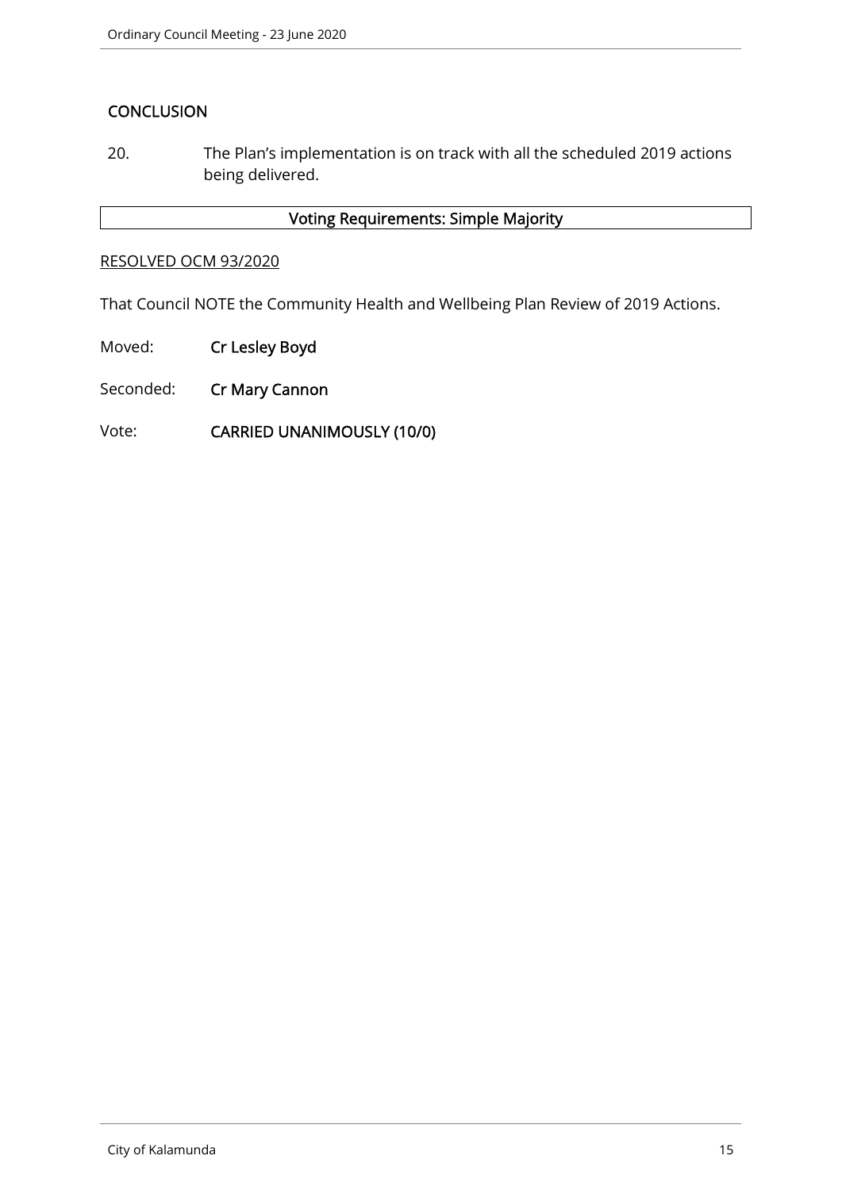## CONCLUSION

20. The Plan's implementation is on track with all the scheduled 2019 actions being delivered.

| Voting Requirements: Simple Majority |
|---|

RESOLVED OCM 93/2020

That Council NOTE the Community Health and Wellbeing Plan Review of 2019 Actions.

Moved: **Cr Lesley Boyd**

Seconded: **Cr Mary Cannon**

Vote: **CARRIED UNANIMOUSLY (10/0)**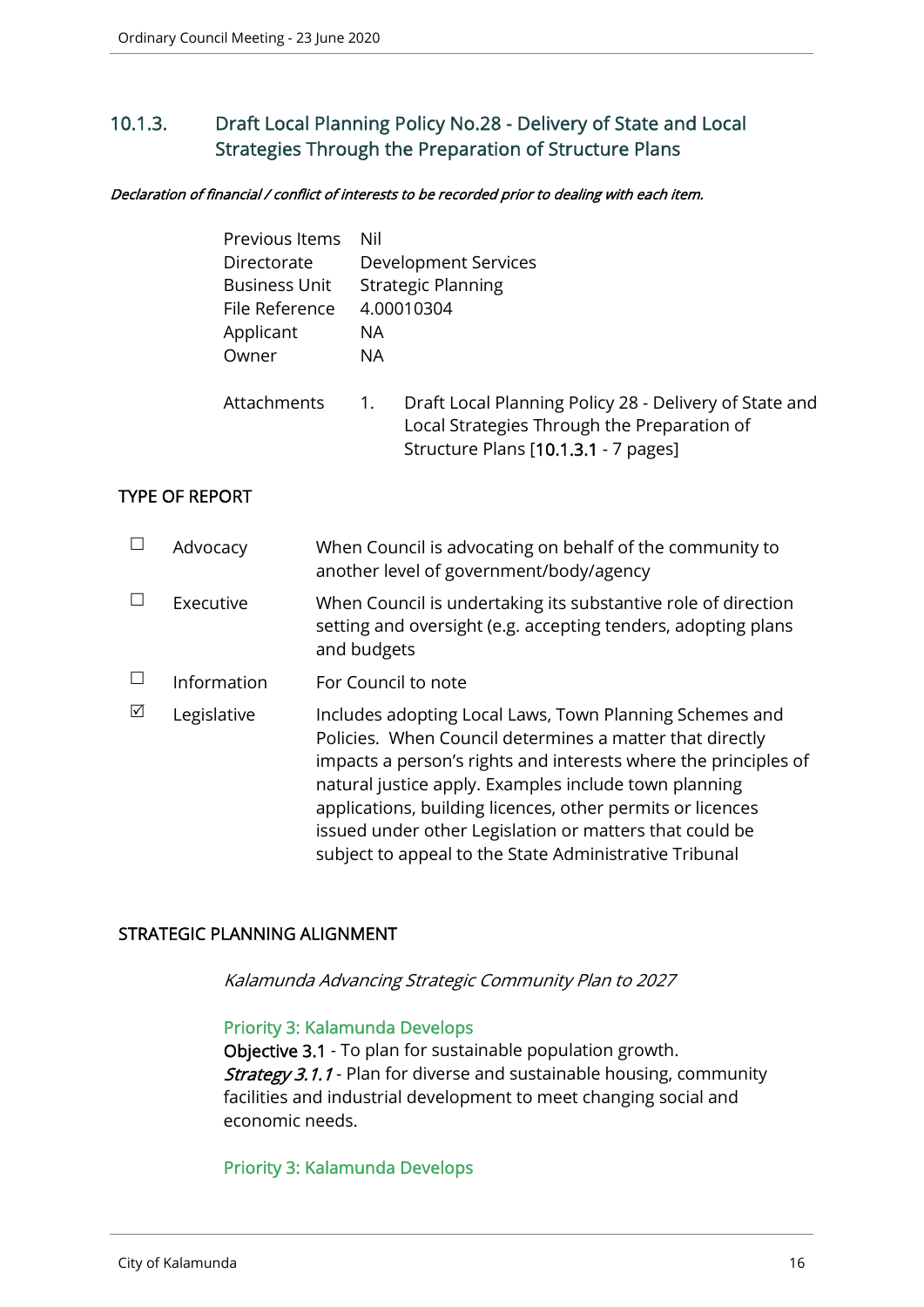## 10.1.3. Draft Local Planning Policy No.28 - Delivery of State and Local Strategies Through the Preparation of Structure Plans

***Declaration of financial / conflict of interests to be recorded prior to dealing with each item.***

| | |
|---|---|
| Previous Items | Nil |
| Directorate | Development Services |
| Business Unit | Strategic Planning |
| File Reference | 4.00010304 |
| Applicant | NA |
| Owner | NA |

Attachments 1. Draft Local Planning Policy 28 - Delivery of State and Local Strategies Through the Preparation of Structure Plans [10.1.3.1 - 7 pages]

### TYPE OF REPORT

| | | |
|---|---|---|
| ☐ | Advocacy | When Council is advocating on behalf of the community to another level of government/body/agency |
| ☐ | Executive | When Council is undertaking its substantive role of direction setting and oversight (e.g. accepting tenders, adopting plans and budgets |
| ☐ | Information | For Council to note |
| ☑ | Legislative | Includes adopting Local Laws, Town Planning Schemes and Policies. When Council determines a matter that directly impacts a person's rights and interests where the principles of natural justice apply. Examples include town planning applications, building licences, other permits or licences issued under other Legislation or matters that could be subject to appeal to the State Administrative Tribunal |

### STRATEGIC PLANNING ALIGNMENT

*Kalamunda Advancing Strategic Community Plan to 2027*

Priority 3: Kalamunda Develops

**Objective 3.1** - To plan for sustainable population growth.
***Strategy 3.1.1*** - Plan for diverse and sustainable housing, community facilities and industrial development to meet changing social and economic needs.

Priority 3: Kalamunda Develops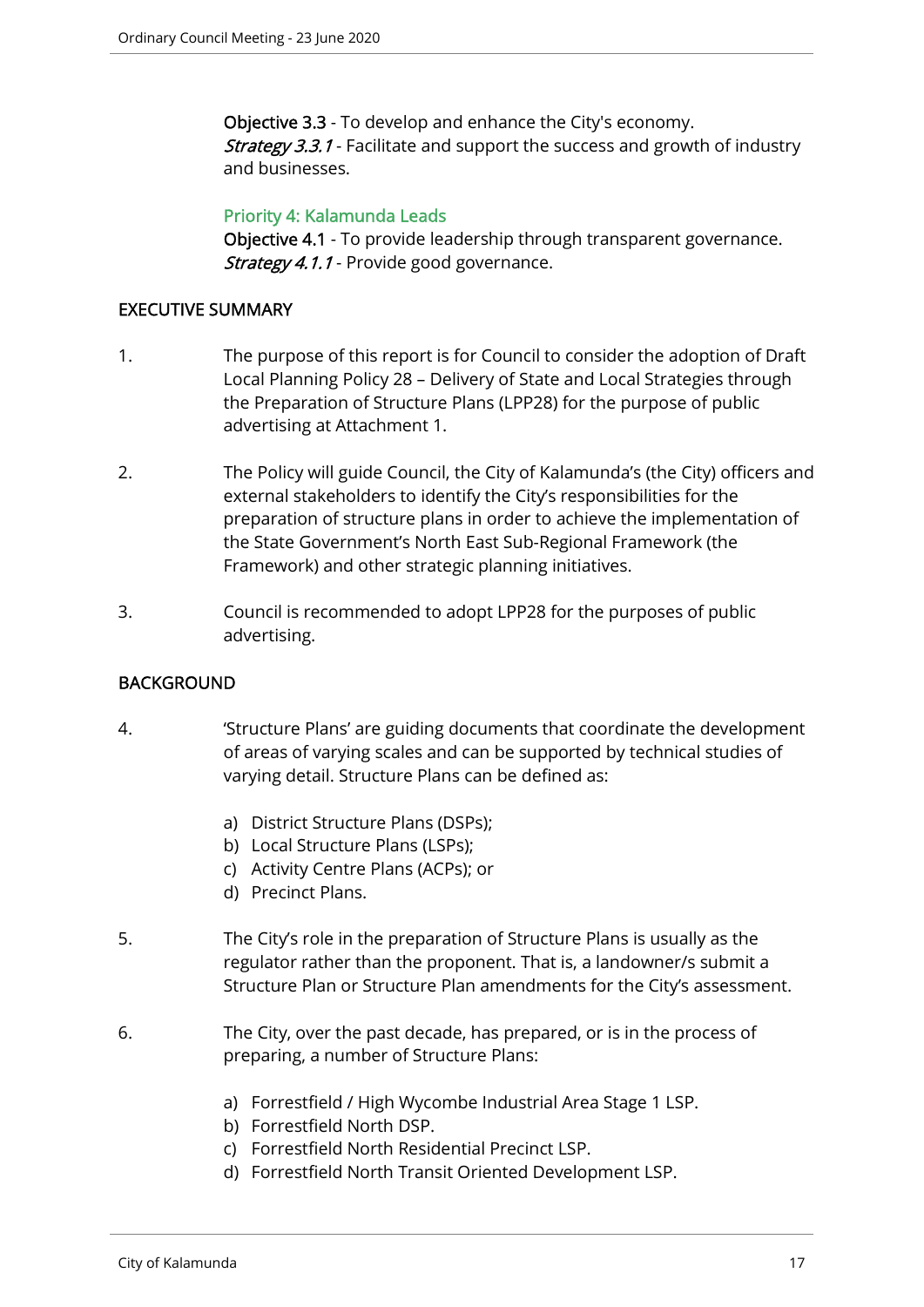**Objective 3.3** - To develop and enhance the City's economy.
***Strategy 3.3.1*** - Facilitate and support the success and growth of industry and businesses.

### Priority 4: Kalamunda Leads

**Objective 4.1** - To provide leadership through transparent governance.
***Strategy 4.1.1*** - Provide good governance.

## EXECUTIVE SUMMARY

1. The purpose of this report is for Council to consider the adoption of Draft Local Planning Policy 28 – Delivery of State and Local Strategies through the Preparation of Structure Plans (LPP28) for the purpose of public advertising at Attachment 1.

2. The Policy will guide Council, the City of Kalamunda's (the City) officers and external stakeholders to identify the City's responsibilities for the preparation of structure plans in order to achieve the implementation of the State Government's North East Sub-Regional Framework (the Framework) and other strategic planning initiatives.

3. Council is recommended to adopt LPP28 for the purposes of public advertising.

## BACKGROUND

4. 'Structure Plans' are guiding documents that coordinate the development of areas of varying scales and can be supported by technical studies of varying detail. Structure Plans can be defined as:

   a) District Structure Plans (DSPs);
   b) Local Structure Plans (LSPs);
   c) Activity Centre Plans (ACPs); or
   d) Precinct Plans.

5. The City's role in the preparation of Structure Plans is usually as the regulator rather than the proponent. That is, a landowner/s submit a Structure Plan or Structure Plan amendments for the City's assessment.

6. The City, over the past decade, has prepared, or is in the process of preparing, a number of Structure Plans:

   a) Forrestfield / High Wycombe Industrial Area Stage 1 LSP.
   b) Forrestfield North DSP.
   c) Forrestfield North Residential Precinct LSP.
   d) Forrestfield North Transit Oriented Development LSP.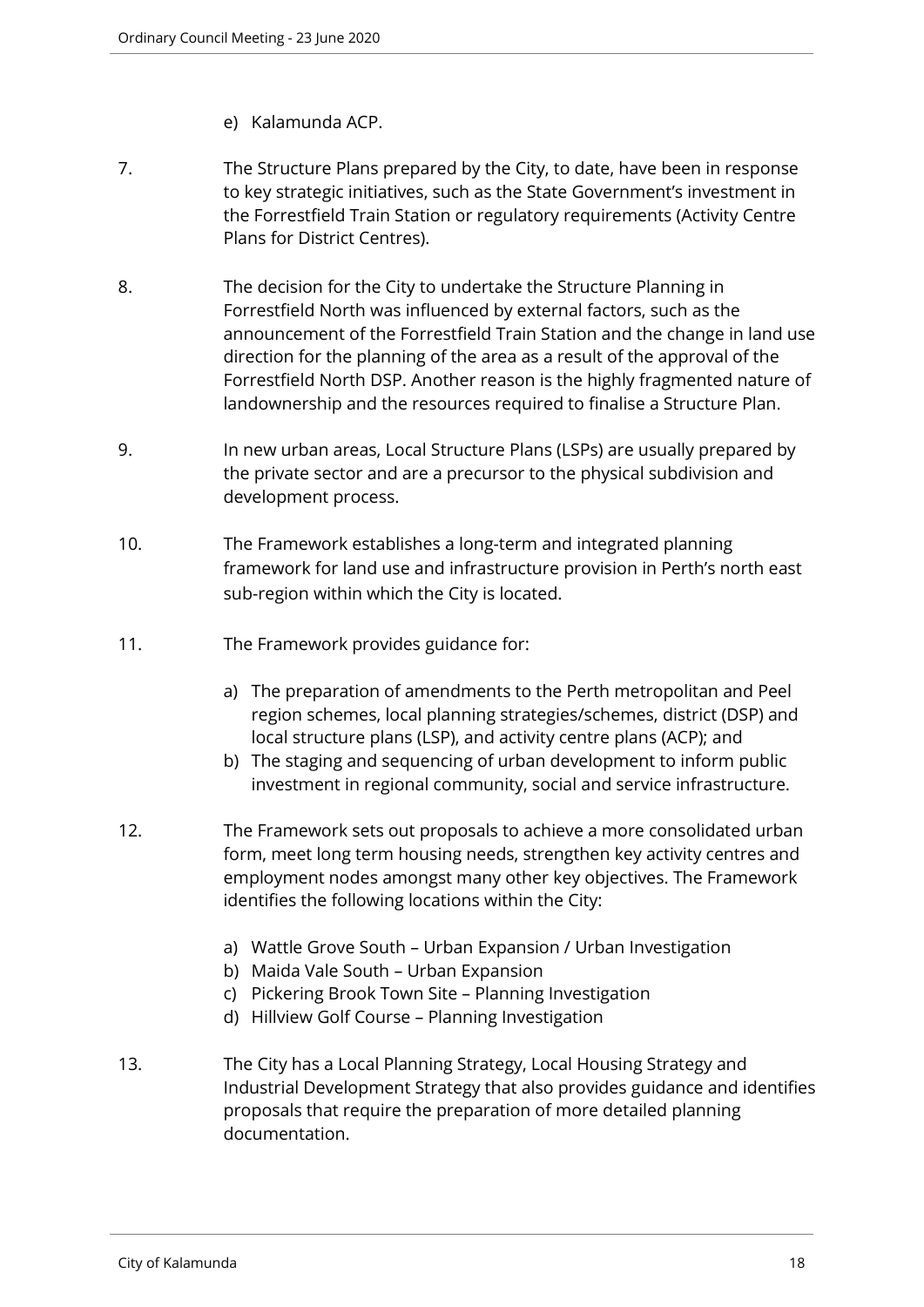e) Kalamunda ACP.

7. The Structure Plans prepared by the City, to date, have been in response to key strategic initiatives, such as the State Government's investment in the Forrestfield Train Station or regulatory requirements (Activity Centre Plans for District Centres).

8. The decision for the City to undertake the Structure Planning in Forrestfield North was influenced by external factors, such as the announcement of the Forrestfield Train Station and the change in land use direction for the planning of the area as a result of the approval of the Forrestfield North DSP. Another reason is the highly fragmented nature of landownership and the resources required to finalise a Structure Plan.

9. In new urban areas, Local Structure Plans (LSPs) are usually prepared by the private sector and are a precursor to the physical subdivision and development process.

10. The Framework establishes a long-term and integrated planning framework for land use and infrastructure provision in Perth's north east sub-region within which the City is located.

11. The Framework provides guidance for:

    a) The preparation of amendments to the Perth metropolitan and Peel region schemes, local planning strategies/schemes, district (DSP) and local structure plans (LSP), and activity centre plans (ACP); and
    b) The staging and sequencing of urban development to inform public investment in regional community, social and service infrastructure.

12. The Framework sets out proposals to achieve a more consolidated urban form, meet long term housing needs, strengthen key activity centres and employment nodes amongst many other key objectives. The Framework identifies the following locations within the City:

    a) Wattle Grove South – Urban Expansion / Urban Investigation
    b) Maida Vale South – Urban Expansion
    c) Pickering Brook Town Site – Planning Investigation
    d) Hillview Golf Course – Planning Investigation

13. The City has a Local Planning Strategy, Local Housing Strategy and Industrial Development Strategy that also provides guidance and identifies proposals that require the preparation of more detailed planning documentation.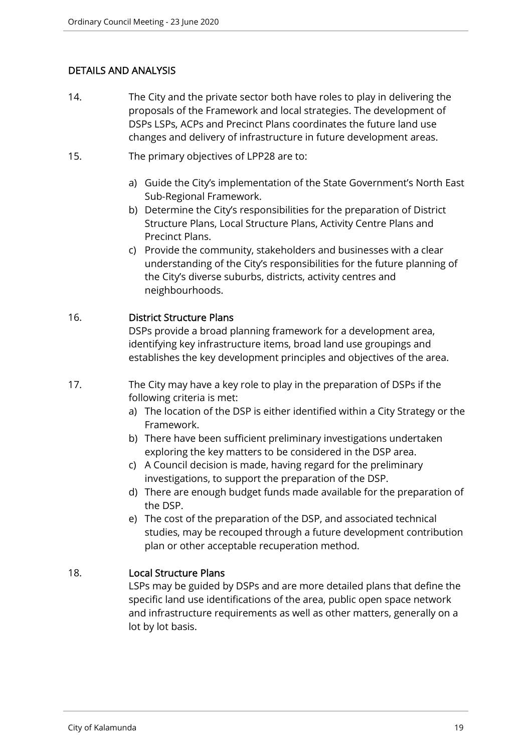## DETAILS AND ANALYSIS

14. The City and the private sector both have roles to play in delivering the proposals of the Framework and local strategies. The development of DSPs LSPs, ACPs and Precinct Plans coordinates the future land use changes and delivery of infrastructure in future development areas.

15. The primary objectives of LPP28 are to:

    a) Guide the City's implementation of the State Government's North East Sub-Regional Framework.
    b) Determine the City's responsibilities for the preparation of District Structure Plans, Local Structure Plans, Activity Centre Plans and Precinct Plans.
    c) Provide the community, stakeholders and businesses with a clear understanding of the City's responsibilities for the future planning of the City's diverse suburbs, districts, activity centres and neighbourhoods.

16. **District Structure Plans**

    DSPs provide a broad planning framework for a development area, identifying key infrastructure items, broad land use groupings and establishes the key development principles and objectives of the area.

17. The City may have a key role to play in the preparation of DSPs if the following criteria is met:
    a) The location of the DSP is either identified within a City Strategy or the Framework.
    b) There have been sufficient preliminary investigations undertaken exploring the key matters to be considered in the DSP area.
    c) A Council decision is made, having regard for the preliminary investigations, to support the preparation of the DSP.
    d) There are enough budget funds made available for the preparation of the DSP.
    e) The cost of the preparation of the DSP, and associated technical studies, may be recouped through a future development contribution plan or other acceptable recuperation method.

18. **Local Structure Plans**

    LSPs may be guided by DSPs and are more detailed plans that define the specific land use identifications of the area, public open space network and infrastructure requirements as well as other matters, generally on a lot by lot basis.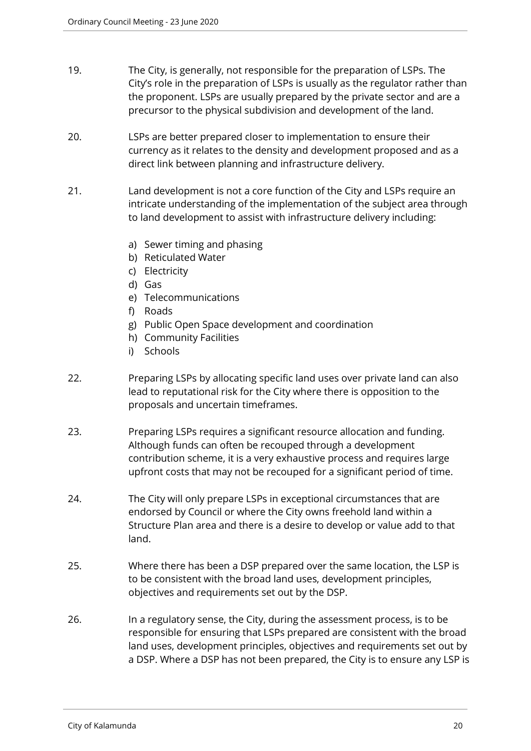19. The City, is generally, not responsible for the preparation of LSPs. The City's role in the preparation of LSPs is usually as the regulator rather than the proponent. LSPs are usually prepared by the private sector and are a precursor to the physical subdivision and development of the land.

20. LSPs are better prepared closer to implementation to ensure their currency as it relates to the density and development proposed and as a direct link between planning and infrastructure delivery.

21. Land development is not a core function of the City and LSPs require an intricate understanding of the implementation of the subject area through to land development to assist with infrastructure delivery including:

    a) Sewer timing and phasing
    b) Reticulated Water
    c) Electricity
    d) Gas
    e) Telecommunications
    f) Roads
    g) Public Open Space development and coordination
    h) Community Facilities
    i) Schools

22. Preparing LSPs by allocating specific land uses over private land can also lead to reputational risk for the City where there is opposition to the proposals and uncertain timeframes.

23. Preparing LSPs requires a significant resource allocation and funding. Although funds can often be recouped through a development contribution scheme, it is a very exhaustive process and requires large upfront costs that may not be recouped for a significant period of time.

24. The City will only prepare LSPs in exceptional circumstances that are endorsed by Council or where the City owns freehold land within a Structure Plan area and there is a desire to develop or value add to that land.

25. Where there has been a DSP prepared over the same location, the LSP is to be consistent with the broad land uses, development principles, objectives and requirements set out by the DSP.

26. In a regulatory sense, the City, during the assessment process, is to be responsible for ensuring that LSPs prepared are consistent with the broad land uses, development principles, objectives and requirements set out by a DSP. Where a DSP has not been prepared, the City is to ensure any LSP is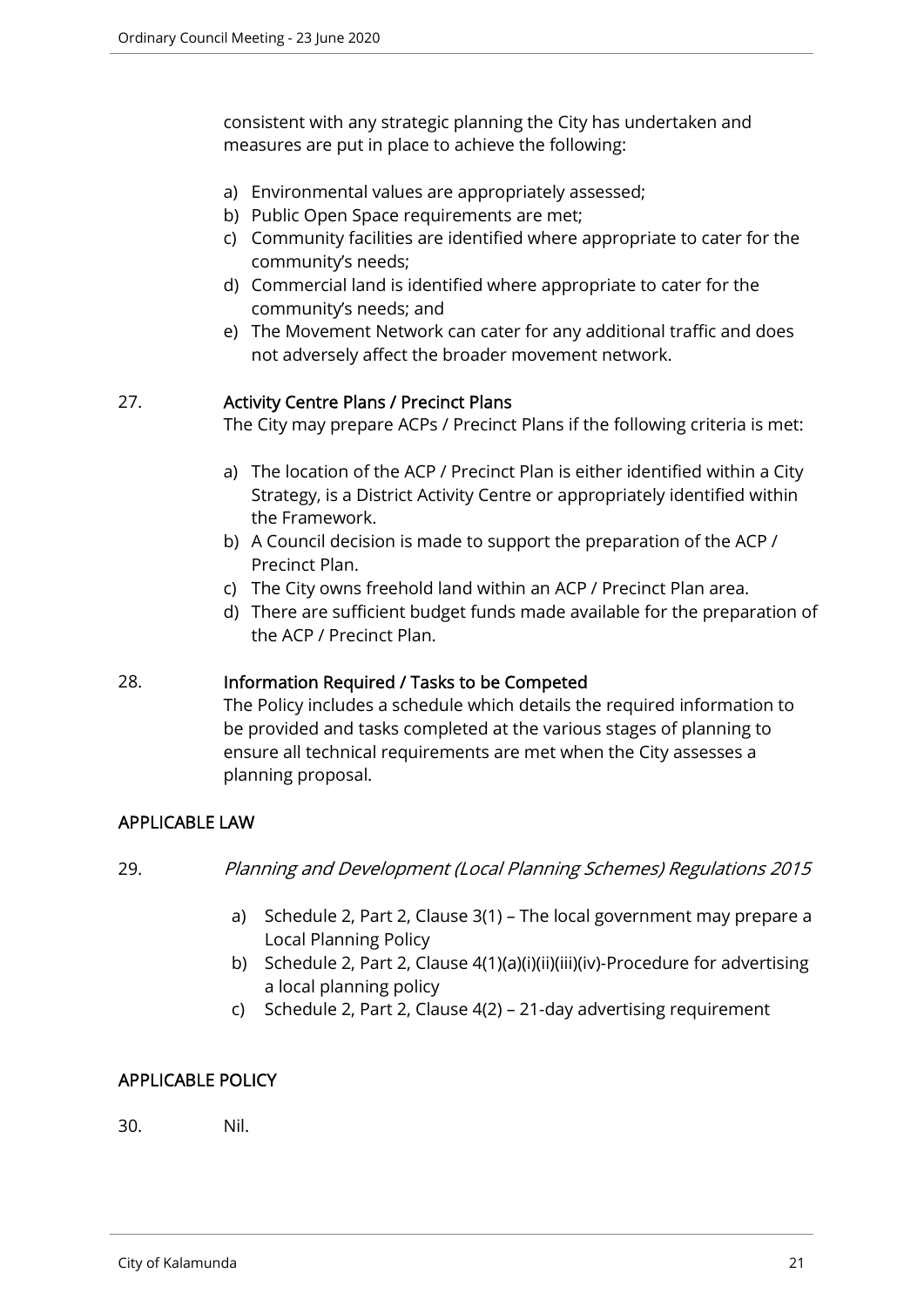consistent with any strategic planning the City has undertaken and measures are put in place to achieve the following:

a) Environmental values are appropriately assessed;
b) Public Open Space requirements are met;
c) Community facilities are identified where appropriate to cater for the community's needs;
d) Commercial land is identified where appropriate to cater for the community's needs; and
e) The Movement Network can cater for any additional traffic and does not adversely affect the broader movement network.

27. **Activity Centre Plans / Precinct Plans**

The City may prepare ACPs / Precinct Plans if the following criteria is met:

a) The location of the ACP / Precinct Plan is either identified within a City Strategy, is a District Activity Centre or appropriately identified within the Framework.
b) A Council decision is made to support the preparation of the ACP / Precinct Plan.
c) The City owns freehold land within an ACP / Precinct Plan area.
d) There are sufficient budget funds made available for the preparation of the ACP / Precinct Plan.

28. **Information Required / Tasks to be Competed**

The Policy includes a schedule which details the required information to be provided and tasks completed at the various stages of planning to ensure all technical requirements are met when the City assesses a planning proposal.

## APPLICABLE LAW

29. *Planning and Development (Local Planning Schemes) Regulations 2015*

a) Schedule 2, Part 2, Clause 3(1) – The local government may prepare a Local Planning Policy
b) Schedule 2, Part 2, Clause 4(1)(a)(i)(ii)(iii)(iv)-Procedure for advertising a local planning policy
c) Schedule 2, Part 2, Clause 4(2) – 21-day advertising requirement

## APPLICABLE POLICY

30. Nil.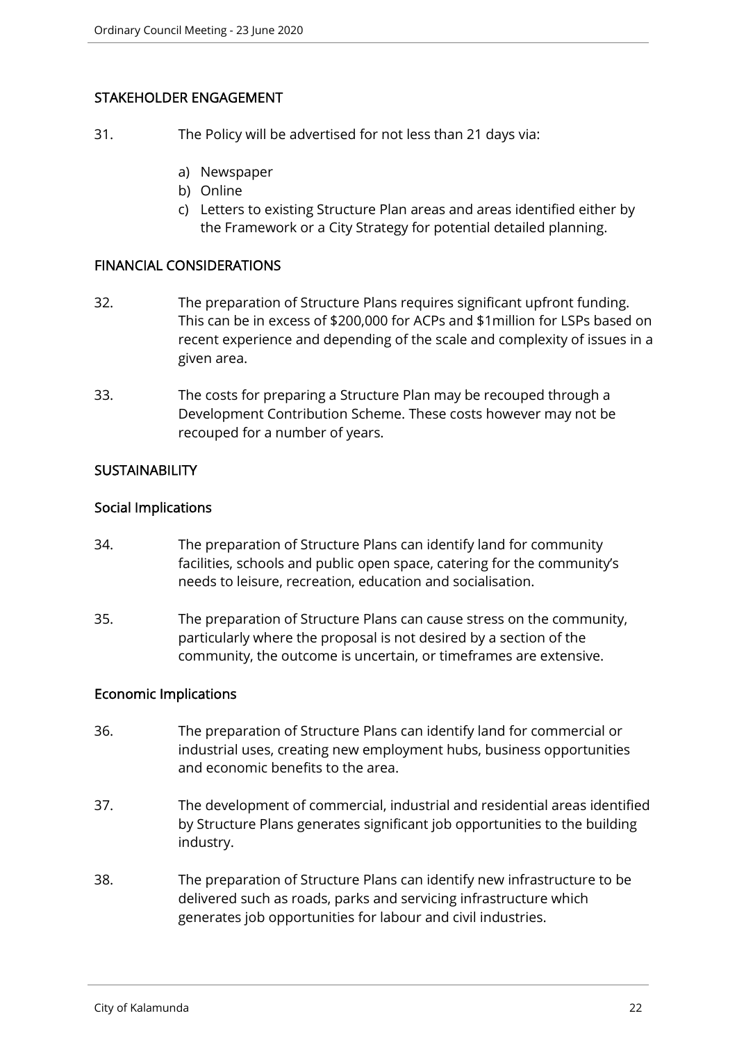## STAKEHOLDER ENGAGEMENT

31. The Policy will be advertised for not less than 21 days via:

    a) Newspaper
    b) Online
    c) Letters to existing Structure Plan areas and areas identified either by the Framework or a City Strategy for potential detailed planning.

## FINANCIAL CONSIDERATIONS

32. The preparation of Structure Plans requires significant upfront funding. This can be in excess of $200,000 for ACPs and $1million for LSPs based on recent experience and depending of the scale and complexity of issues in a given area.

33. The costs for preparing a Structure Plan may be recouped through a Development Contribution Scheme. These costs however may not be recouped for a number of years.

## SUSTAINABILITY

### Social Implications

34. The preparation of Structure Plans can identify land for community facilities, schools and public open space, catering for the community's needs to leisure, recreation, education and socialisation.

35. The preparation of Structure Plans can cause stress on the community, particularly where the proposal is not desired by a section of the community, the outcome is uncertain, or timeframes are extensive.

### Economic Implications

36. The preparation of Structure Plans can identify land for commercial or industrial uses, creating new employment hubs, business opportunities and economic benefits to the area.

37. The development of commercial, industrial and residential areas identified by Structure Plans generates significant job opportunities to the building industry.

38. The preparation of Structure Plans can identify new infrastructure to be delivered such as roads, parks and servicing infrastructure which generates job opportunities for labour and civil industries.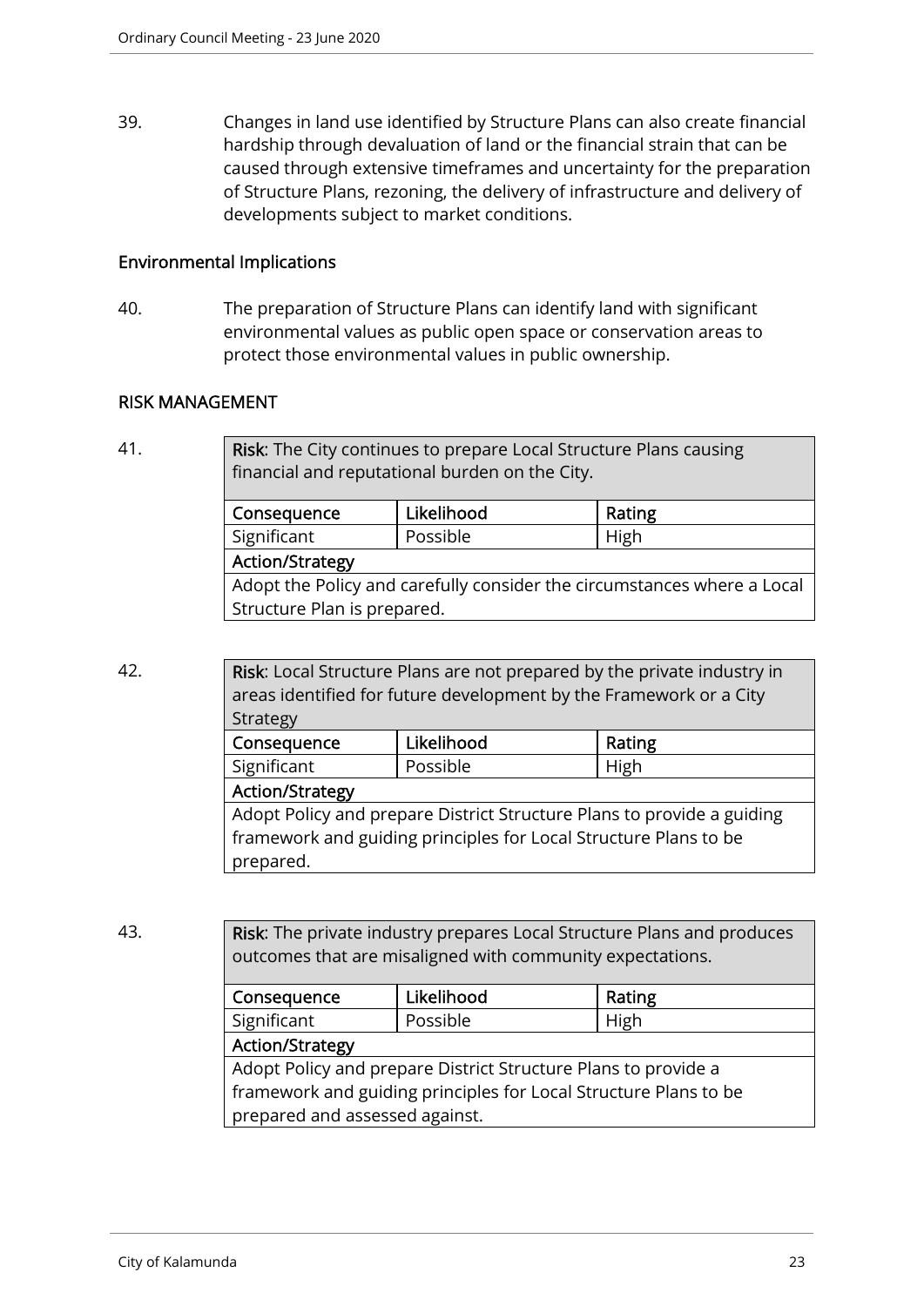39. Changes in land use identified by Structure Plans can also create financial hardship through devaluation of land or the financial strain that can be caused through extensive timeframes and uncertainty for the preparation of Structure Plans, rezoning, the delivery of infrastructure and delivery of developments subject to market conditions.

**Environmental Implications**

40. The preparation of Structure Plans can identify land with significant environmental values as public open space or conservation areas to protect those environmental values in public ownership.

**RISK MANAGEMENT**

41.

| **Risk**: The City continues to prepare Local Structure Plans causing financial and reputational burden on the City. | | |
|---|---|---|
| **Consequence** | **Likelihood** | **Rating** |
| Significant | Possible | High |
| **Action/Strategy** | | |
| Adopt the Policy and carefully consider the circumstances where a Local Structure Plan is prepared. | | |

42.

| **Risk**: Local Structure Plans are not prepared by the private industry in areas identified for future development by the Framework or a City Strategy | | |
|---|---|---|
| **Consequence** | **Likelihood** | **Rating** |
| Significant | Possible | High |
| **Action/Strategy** | | |
| Adopt Policy and prepare District Structure Plans to provide a guiding framework and guiding principles for Local Structure Plans to be prepared. | | |

43.

| **Risk**: The private industry prepares Local Structure Plans and produces outcomes that are misaligned with community expectations. | | |
|---|---|---|
| **Consequence** | **Likelihood** | **Rating** |
| Significant | Possible | High |
| **Action/Strategy** | | |
| Adopt Policy and prepare District Structure Plans to provide a framework and guiding principles for Local Structure Plans to be prepared and assessed against. | | |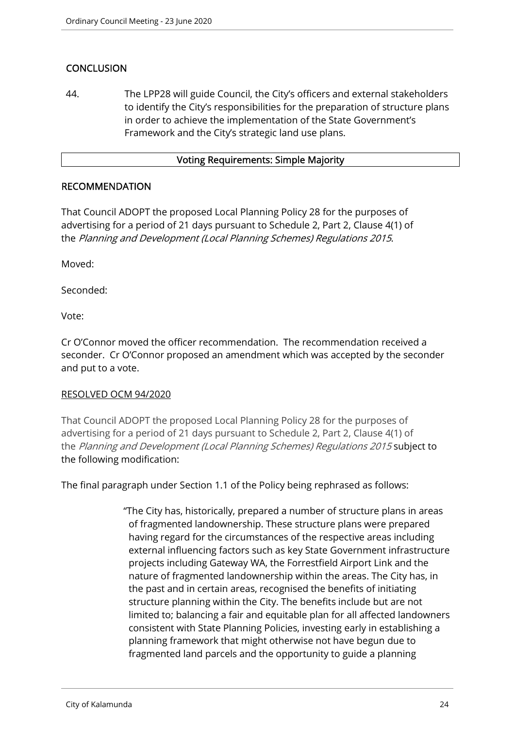## CONCLUSION

44. The LPP28 will guide Council, the City's officers and external stakeholders to identify the City's responsibilities for the preparation of structure plans in order to achieve the implementation of the State Government's Framework and the City's strategic land use plans.

| Voting Requirements: Simple Majority |
|---|

## RECOMMENDATION

That Council ADOPT the proposed Local Planning Policy 28 for the purposes of advertising for a period of 21 days pursuant to Schedule 2, Part 2, Clause 4(1) of the *Planning and Development (Local Planning Schemes) Regulations 2015*.

Moved:

Seconded:

Vote:

Cr O'Connor moved the officer recommendation. The recommendation received a seconder. Cr O'Connor proposed an amendment which was accepted by the seconder and put to a vote.

RESOLVED OCM 94/2020

That Council ADOPT the proposed Local Planning Policy 28 for the purposes of advertising for a period of 21 days pursuant to Schedule 2, Part 2, Clause 4(1) of the *Planning and Development (Local Planning Schemes) Regulations 2015* subject to the following modification:

The final paragraph under Section 1.1 of the Policy being rephrased as follows:

> "The City has, historically, prepared a number of structure plans in areas of fragmented landownership. These structure plans were prepared having regard for the circumstances of the respective areas including external influencing factors such as key State Government infrastructure projects including Gateway WA, the Forrestfield Airport Link and the nature of fragmented landownership within the areas. The City has, in the past and in certain areas, recognised the benefits of initiating structure planning within the City. The benefits include but are not limited to; balancing a fair and equitable plan for all affected landowners consistent with State Planning Policies, investing early in establishing a planning framework that might otherwise not have begun due to fragmented land parcels and the opportunity to guide a planning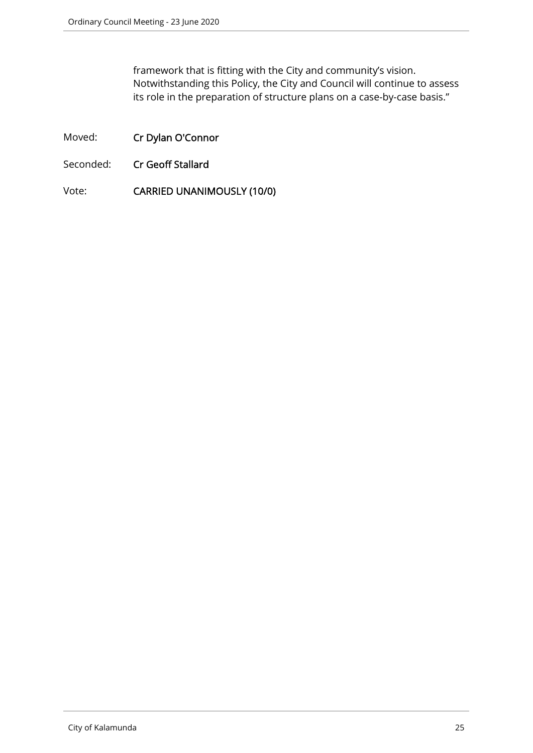framework that is fitting with the City and community's vision. Notwithstanding this Policy, the City and Council will continue to assess its role in the preparation of structure plans on a case-by-case basis."

Moved: **Cr Dylan O'Connor**

Seconded: **Cr Geoff Stallard**

Vote: **CARRIED UNANIMOUSLY (10/0)**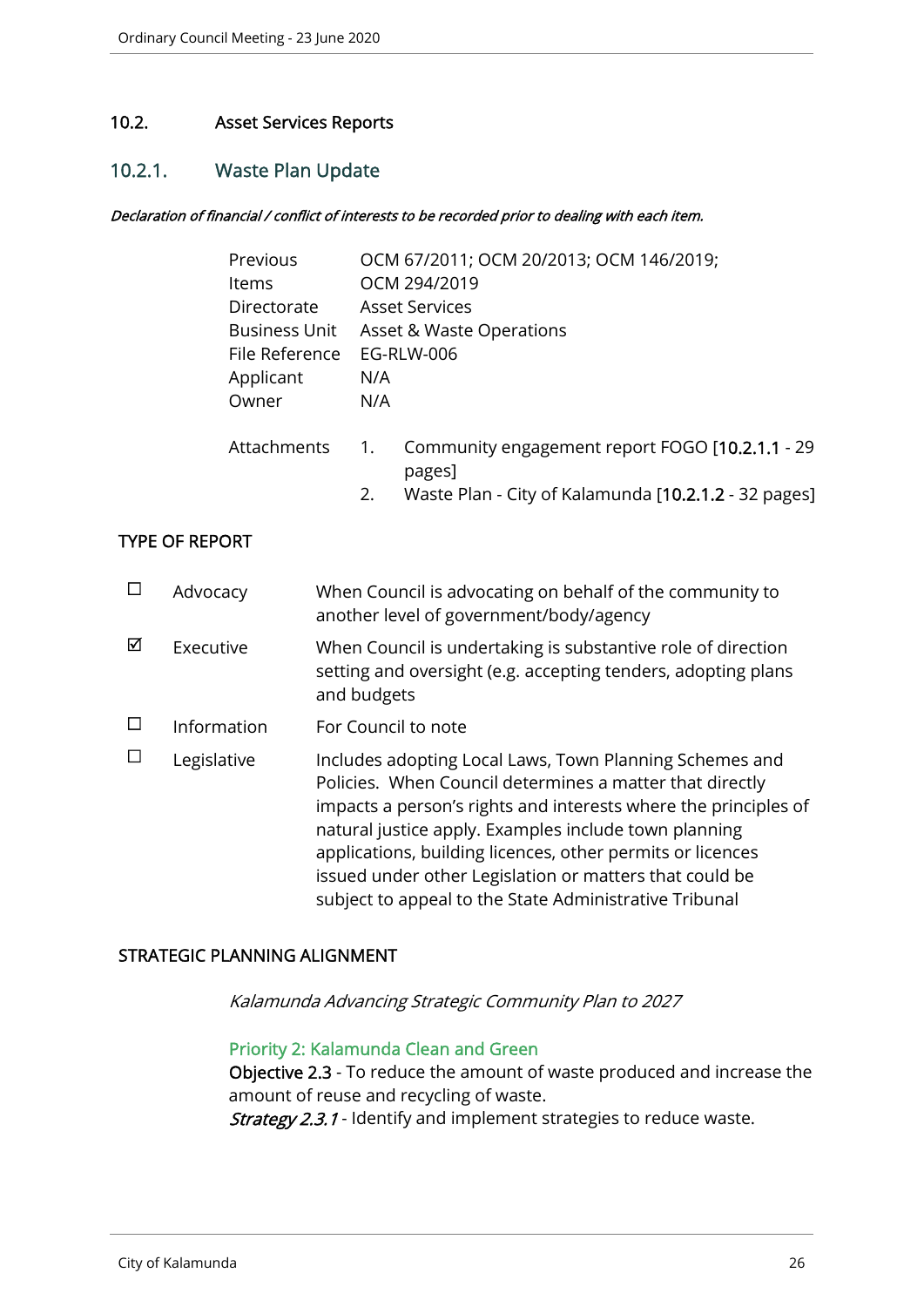## 10.2. Asset Services Reports

### 10.2.1. Waste Plan Update

***Declaration of financial / conflict of interests to be recorded prior to dealing with each item.***

| | |
|---|---|
| Previous Items | OCM 67/2011; OCM 20/2013; OCM 146/2019; OCM 294/2019 |
| Directorate | Asset Services |
| Business Unit | Asset & Waste Operations |
| File Reference | EG-RLW-006 |
| Applicant | N/A |
| Owner | N/A |

Attachments
1. Community engagement report FOGO [10.2.1.1 - 29 pages]
2. Waste Plan - City of Kalamunda [10.2.1.2 - 32 pages]

**TYPE OF REPORT**

| | | |
|---|---|---|
| ☐ | Advocacy | When Council is advocating on behalf of the community to another level of government/body/agency |
| ☑ | Executive | When Council is undertaking is substantive role of direction setting and oversight (e.g. accepting tenders, adopting plans and budgets |
| ☐ | Information | For Council to note |
| ☐ | Legislative | Includes adopting Local Laws, Town Planning Schemes and Policies. When Council determines a matter that directly impacts a person's rights and interests where the principles of natural justice apply. Examples include town planning applications, building licences, other permits or licences issued under other Legislation or matters that could be subject to appeal to the State Administrative Tribunal |

**STRATEGIC PLANNING ALIGNMENT**

*Kalamunda Advancing Strategic Community Plan to 2027*

Priority 2: Kalamunda Clean and Green
**Objective 2.3** - To reduce the amount of waste produced and increase the amount of reuse and recycling of waste.
***Strategy 2.3.1*** - Identify and implement strategies to reduce waste.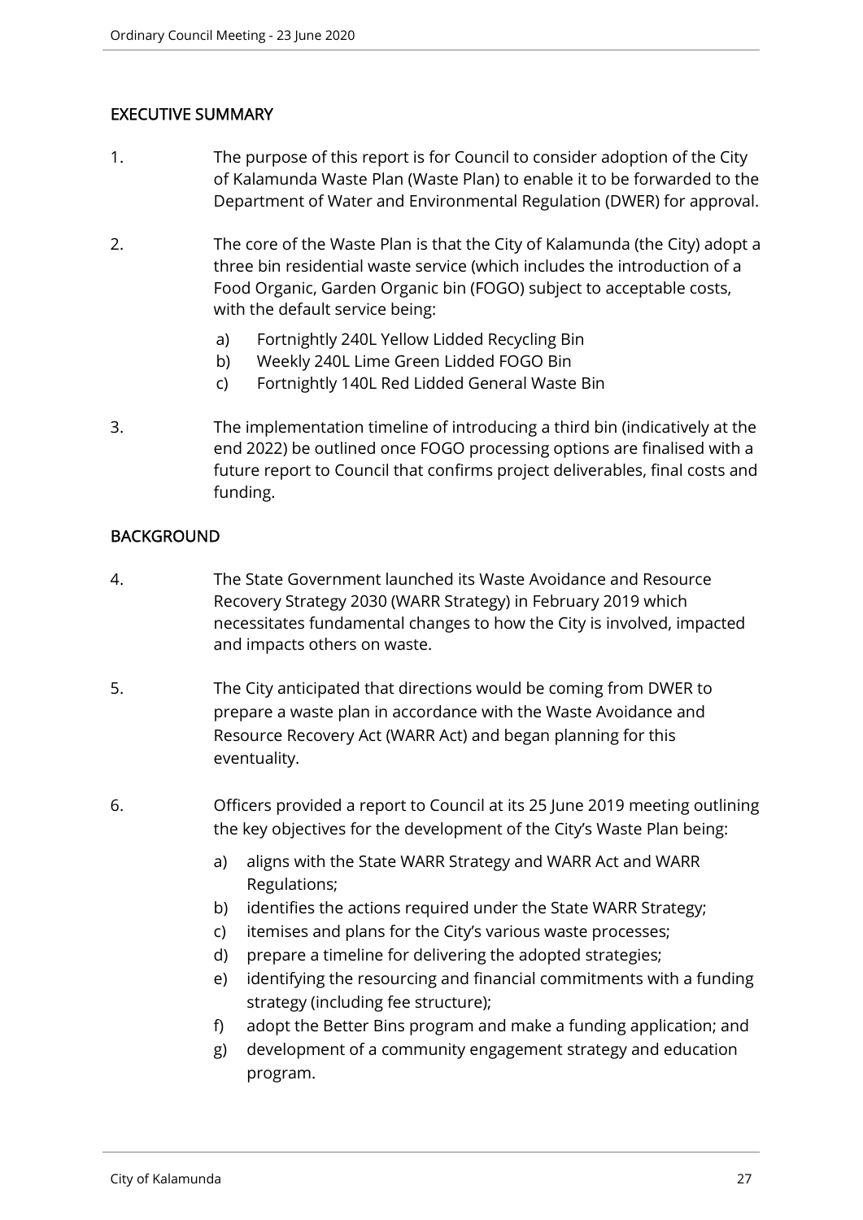## EXECUTIVE SUMMARY

1. The purpose of this report is for Council to consider adoption of the City of Kalamunda Waste Plan (Waste Plan) to enable it to be forwarded to the Department of Water and Environmental Regulation (DWER) for approval.

2. The core of the Waste Plan is that the City of Kalamunda (the City) adopt a three bin residential waste service (which includes the introduction of a Food Organic, Garden Organic bin (FOGO) subject to acceptable costs, with the default service being:

   a) Fortnightly 240L Yellow Lidded Recycling Bin
   b) Weekly 240L Lime Green Lidded FOGO Bin
   c) Fortnightly 140L Red Lidded General Waste Bin

3. The implementation timeline of introducing a third bin (indicatively at the end 2022) be outlined once FOGO processing options are finalised with a future report to Council that confirms project deliverables, final costs and funding.

## BACKGROUND

4. The State Government launched its Waste Avoidance and Resource Recovery Strategy 2030 (WARR Strategy) in February 2019 which necessitates fundamental changes to how the City is involved, impacted and impacts others on waste.

5. The City anticipated that directions would be coming from DWER to prepare a waste plan in accordance with the Waste Avoidance and Resource Recovery Act (WARR Act) and began planning for this eventuality.

6. Officers provided a report to Council at its 25 June 2019 meeting outlining the key objectives for the development of the City's Waste Plan being:

   a) aligns with the State WARR Strategy and WARR Act and WARR Regulations;
   b) identifies the actions required under the State WARR Strategy;
   c) itemises and plans for the City's various waste processes;
   d) prepare a timeline for delivering the adopted strategies;
   e) identifying the resourcing and financial commitments with a funding strategy (including fee structure);
   f) adopt the Better Bins program and make a funding application; and
   g) development of a community engagement strategy and education program.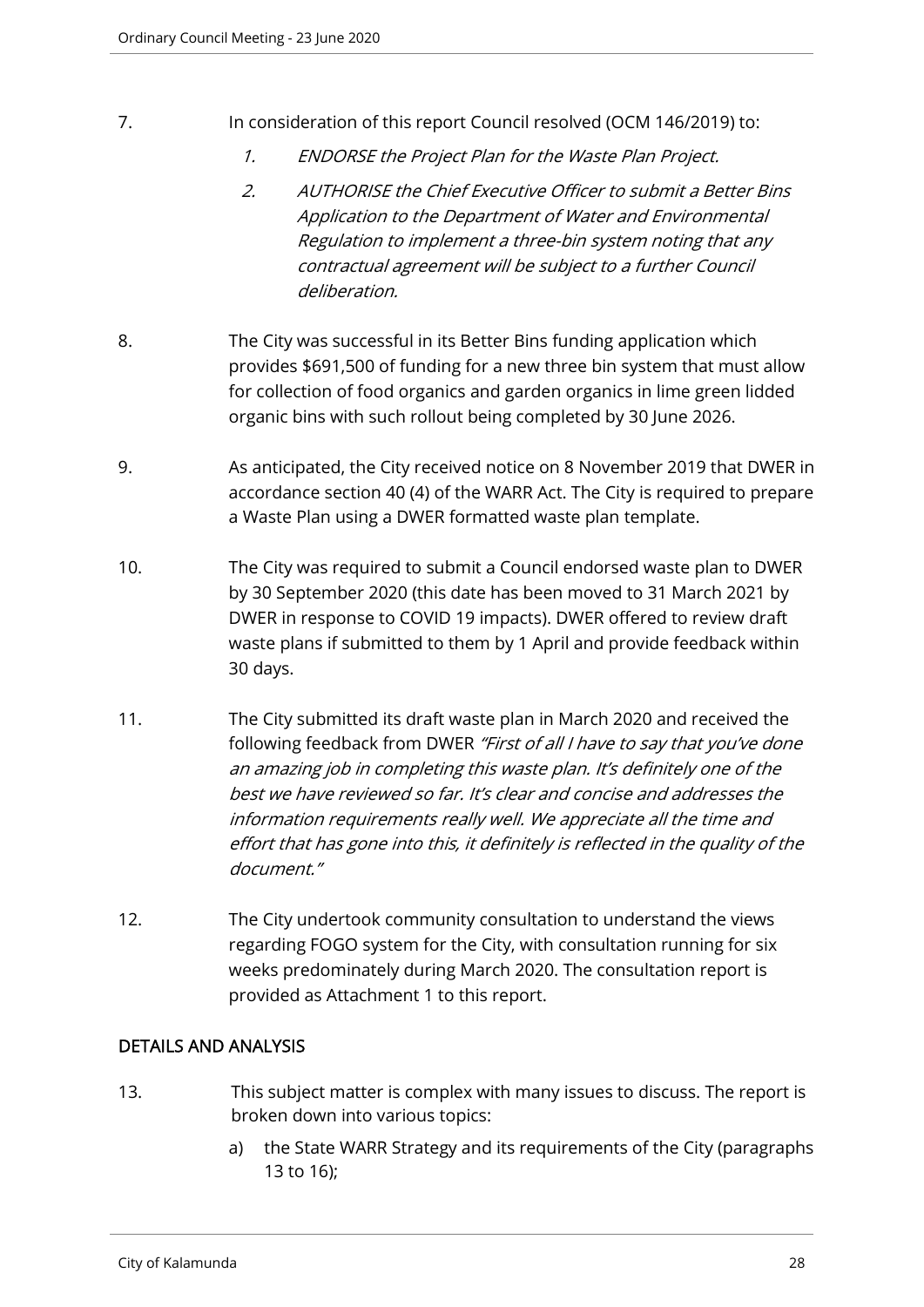7. In consideration of this report Council resolved (OCM 146/2019) to:

   1. *ENDORSE the Project Plan for the Waste Plan Project.*
   2. *AUTHORISE the Chief Executive Officer to submit a Better Bins Application to the Department of Water and Environmental Regulation to implement a three-bin system noting that any contractual agreement will be subject to a further Council deliberation.*

8. The City was successful in its Better Bins funding application which provides $691,500 of funding for a new three bin system that must allow for collection of food organics and garden organics in lime green lidded organic bins with such rollout being completed by 30 June 2026.

9. As anticipated, the City received notice on 8 November 2019 that DWER in accordance section 40 (4) of the WARR Act. The City is required to prepare a Waste Plan using a DWER formatted waste plan template.

10. The City was required to submit a Council endorsed waste plan to DWER by 30 September 2020 (this date has been moved to 31 March 2021 by DWER in response to COVID 19 impacts). DWER offered to review draft waste plans if submitted to them by 1 April and provide feedback within 30 days.

11. The City submitted its draft waste plan in March 2020 and received the following feedback from DWER *"First of all I have to say that you've done an amazing job in completing this waste plan. It's definitely one of the best we have reviewed so far. It's clear and concise and addresses the information requirements really well. We appreciate all the time and effort that has gone into this, it definitely is reflected in the quality of the document."*

12. The City undertook community consultation to understand the views regarding FOGO system for the City, with consultation running for six weeks predominately during March 2020. The consultation report is provided as Attachment 1 to this report.

## DETAILS AND ANALYSIS

13. This subject matter is complex with many issues to discuss. The report is broken down into various topics:

    a) the State WARR Strategy and its requirements of the City (paragraphs 13 to 16);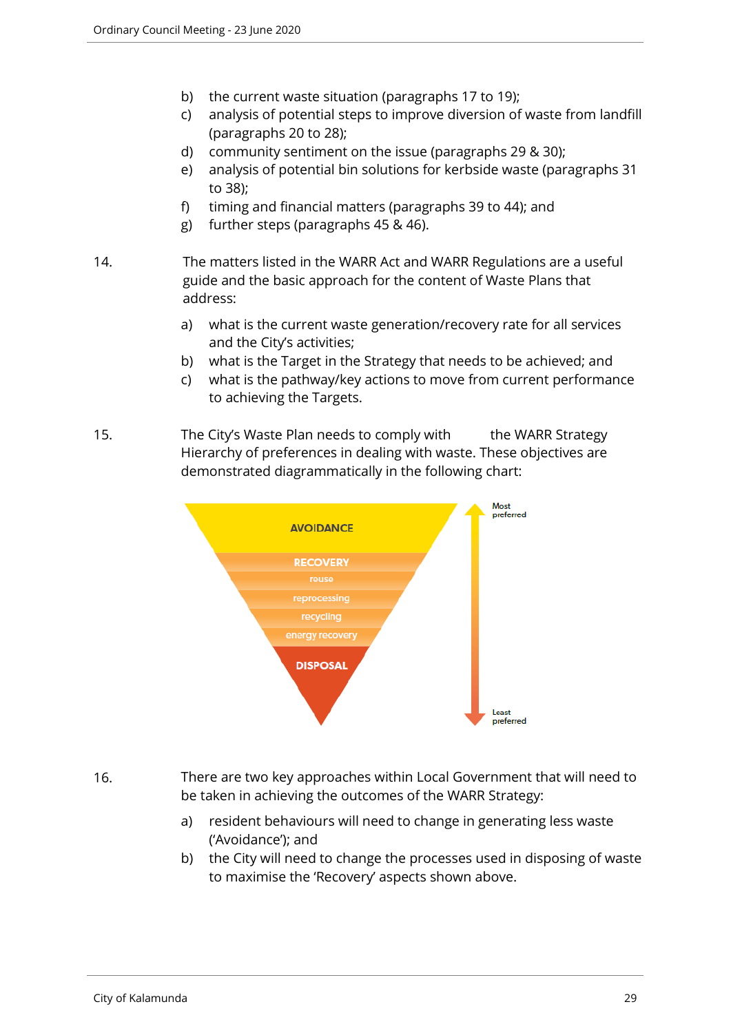b) the current waste situation (paragraphs 17 to 19);
c) analysis of potential steps to improve diversion of waste from landfill (paragraphs 20 to 28);
d) community sentiment on the issue (paragraphs 29 & 30);
e) analysis of potential bin solutions for kerbside waste (paragraphs 31 to 38);
f) timing and financial matters (paragraphs 39 to 44); and
g) further steps (paragraphs 45 & 46).

14. The matters listed in the WARR Act and WARR Regulations are a useful guide and the basic approach for the content of Waste Plans that address:

a) what is the current waste generation/recovery rate for all services and the City's activities;
b) what is the Target in the Strategy that needs to be achieved; and
c) what is the pathway/key actions to move from current performance to achieving the Targets.

15. The City's Waste Plan needs to comply with the WARR Strategy Hierarchy of preferences in dealing with waste. These objectives are demonstrated diagrammatically in the following chart:

AVOIDANCE
RECOVERY
reuse
reprocessing
recycling
energy recovery
DISPOSAL
Most preferred
Least preferred

16. There are two key approaches within Local Government that will need to be taken in achieving the outcomes of the WARR Strategy:

a) resident behaviours will need to change in generating less waste ('Avoidance'); and
b) the City will need to change the processes used in disposing of waste to maximise the 'Recovery' aspects shown above.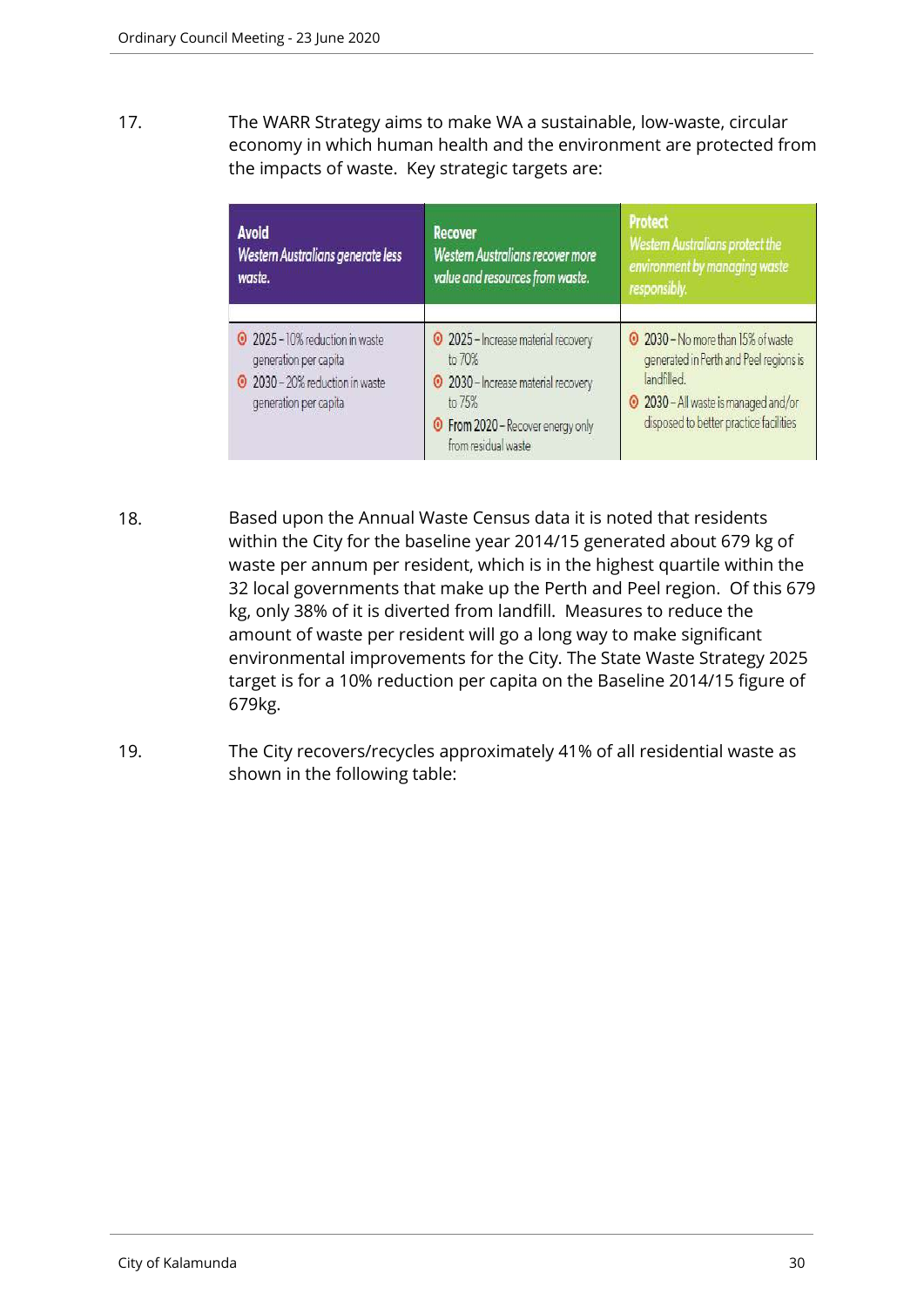17. The WARR Strategy aims to make WA a sustainable, low-waste, circular economy in which human health and the environment are protected from the impacts of waste. Key strategic targets are:

| **Avoid** *Western Australians generate less waste.* | **Recover** *Western Australians recover more value and resources from waste.* | **Protect** *Western Australians protect the environment by managing waste responsibly.* |
|---|---|---|
| **2025** – 10% reduction in waste generation per capita<br>**2030** – 20% reduction in waste generation per capita | **2025** – Increase material recovery to 70%<br>**2030** – Increase material recovery to 75%<br>**From 2020** – Recover energy only from residual waste | **2030** – No more than 15% of waste generated in Perth and Peel regions is landfilled.<br>**2030** – All waste is managed and/or disposed to better practice facilities |

18. Based upon the Annual Waste Census data it is noted that residents within the City for the baseline year 2014/15 generated about 679 kg of waste per annum per resident, which is in the highest quartile within the 32 local governments that make up the Perth and Peel region. Of this 679 kg, only 38% of it is diverted from landfill. Measures to reduce the amount of waste per resident will go a long way to make significant environmental improvements for the City. The State Waste Strategy 2025 target is for a 10% reduction per capita on the Baseline 2014/15 figure of 679kg.

19. The City recovers/recycles approximately 41% of all residential waste as shown in the following table: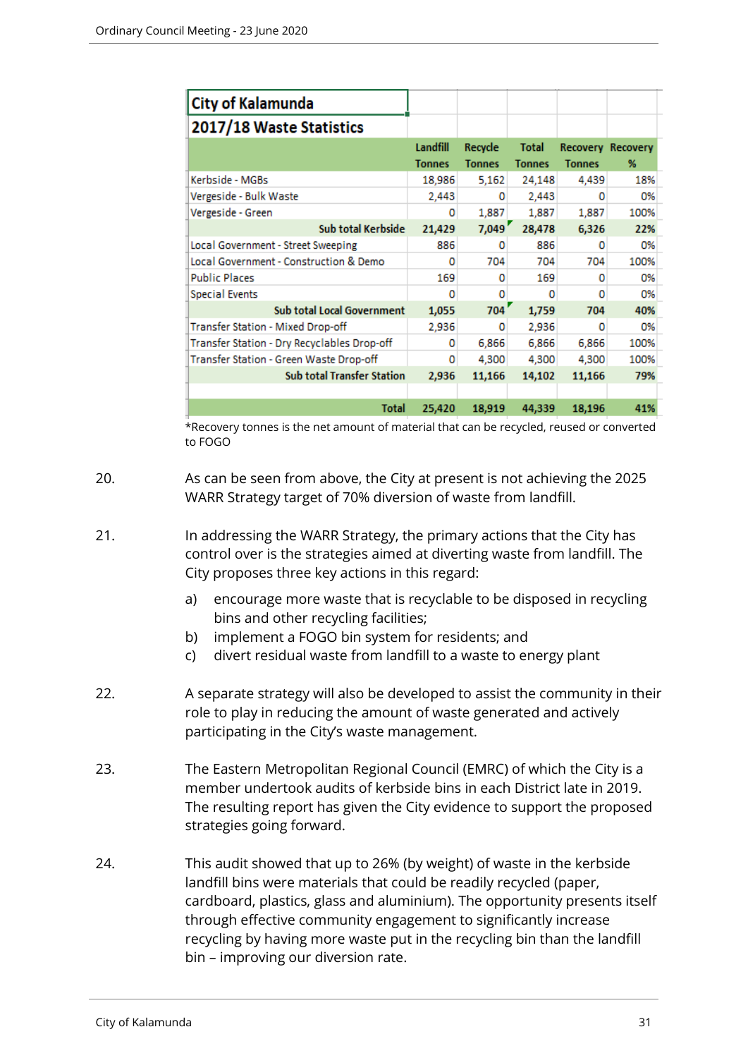| City of Kalamunda 2017/18 Waste Statistics | Landfill Tonnes | Recycle Tonnes | Total Tonnes | Recovery Tonnes | Recovery % |
|---|---|---|---|---|---|
| Kerbside - MGBs | 18,986 | 5,162 | 24,148 | 4,439 | 18% |
| Vergeside - Bulk Waste | 2,443 | 0 | 2,443 | 0 | 0% |
| Vergeside - Green | 0 | 1,887 | 1,887 | 1,887 | 100% |
| **Sub total Kerbside** | **21,429** | **7,049** | **28,478** | **6,326** | **22%** |
| Local Government - Street Sweeping | 886 | 0 | 886 | 0 | 0% |
| Local Government - Construction & Demo | 0 | 704 | 704 | 704 | 100% |
| Public Places | 169 | 0 | 169 | 0 | 0% |
| Special Events | 0 | 0 | 0 | 0 | 0% |
| **Sub total Local Government** | **1,055** | **704** | **1,759** | **704** | **40%** |
| Transfer Station - Mixed Drop-off | 2,936 | 0 | 2,936 | 0 | 0% |
| Transfer Station - Dry Recyclables Drop-off | 0 | 6,866 | 6,866 | 6,866 | 100% |
| Transfer Station - Green Waste Drop-off | 0 | 4,300 | 4,300 | 4,300 | 100% |
| **Sub total Transfer Station** | **2,936** | **11,166** | **14,102** | **11,166** | **79%** |
| | | | | | |
| **Total** | **25,420** | **18,919** | **44,339** | **18,196** | **41%** |

*Recovery tonnes is the net amount of material that can be recycled, reused or converted to FOGO

20. As can be seen from above, the City at present is not achieving the 2025 WARR Strategy target of 70% diversion of waste from landfill.

21. In addressing the WARR Strategy, the primary actions that the City has control over is the strategies aimed at diverting waste from landfill. The City proposes three key actions in this regard:

    a) encourage more waste that is recyclable to be disposed in recycling bins and other recycling facilities;
    b) implement a FOGO bin system for residents; and
    c) divert residual waste from landfill to a waste to energy plant

22. A separate strategy will also be developed to assist the community in their role to play in reducing the amount of waste generated and actively participating in the City's waste management.

23. The Eastern Metropolitan Regional Council (EMRC) of which the City is a member undertook audits of kerbside bins in each District late in 2019. The resulting report has given the City evidence to support the proposed strategies going forward.

24. This audit showed that up to 26% (by weight) of waste in the kerbside landfill bins were materials that could be readily recycled (paper, cardboard, plastics, glass and aluminium). The opportunity presents itself through effective community engagement to significantly increase recycling by having more waste put in the recycling bin than the landfill bin – improving our diversion rate.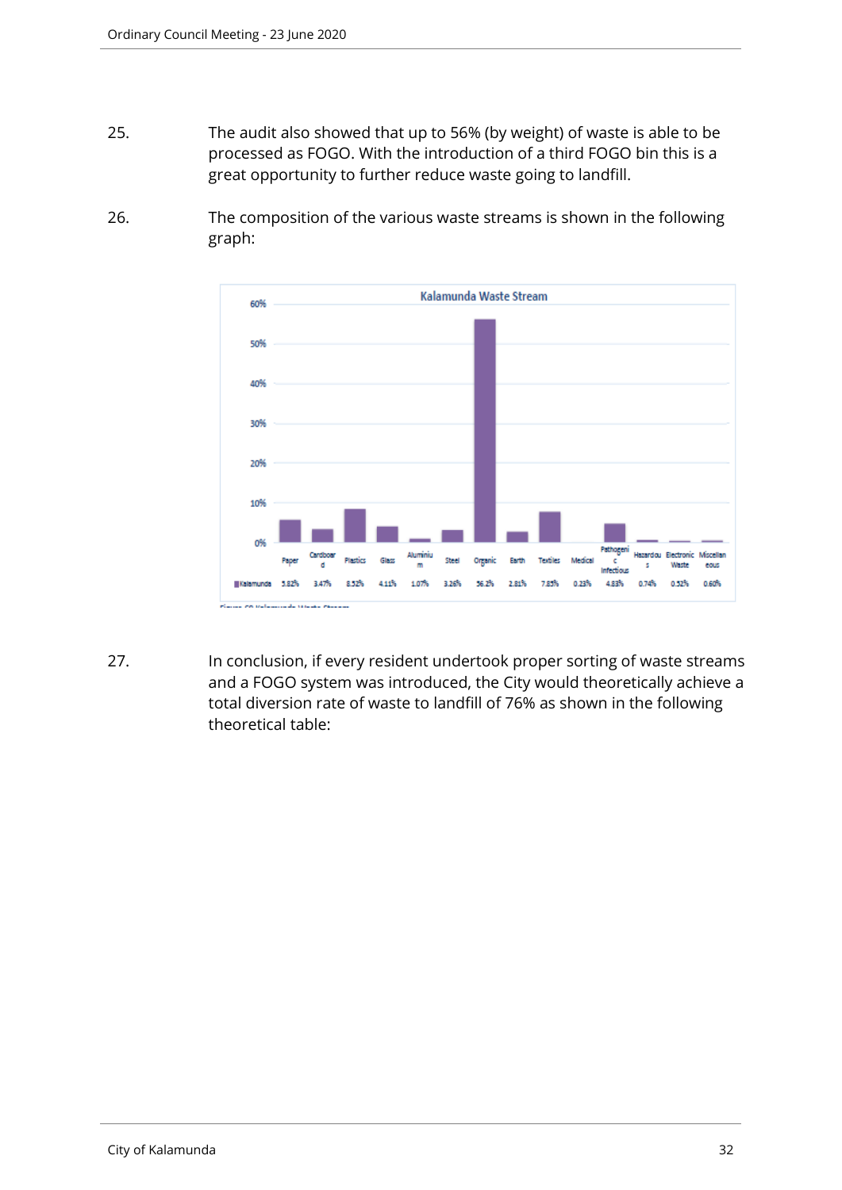25. The audit also showed that up to 56% (by weight) of waste is able to be processed as FOGO. With the introduction of a third FOGO bin this is a great opportunity to further reduce waste going to landfill.

26. The composition of the various waste streams is shown in the following graph:

Kalamunda Waste Stream

60%
50%
40%
30%
20%
10%
0%

Paper, Cardboard, Plastics, Glass, Aluminium, Steel, Organic, Earth, Textiles, Medical, Pathogenic Infectious, Hazardous, Electronic Waste, Miscellaneous

Kalamunda: 5.82%, 3.47%, 8.52%, 4.11%, 1.07%, 3.26%, 56.2%, 2.81%, 7.83%, 0.23%, 4.83%, 0.74%, 0.52%, 0.60%

Figure 60 Kalamunda Waste Stream

27. In conclusion, if every resident undertook proper sorting of waste streams and a FOGO system was introduced, the City would theoretically achieve a total diversion rate of waste to landfill of 76% as shown in the following theoretical table: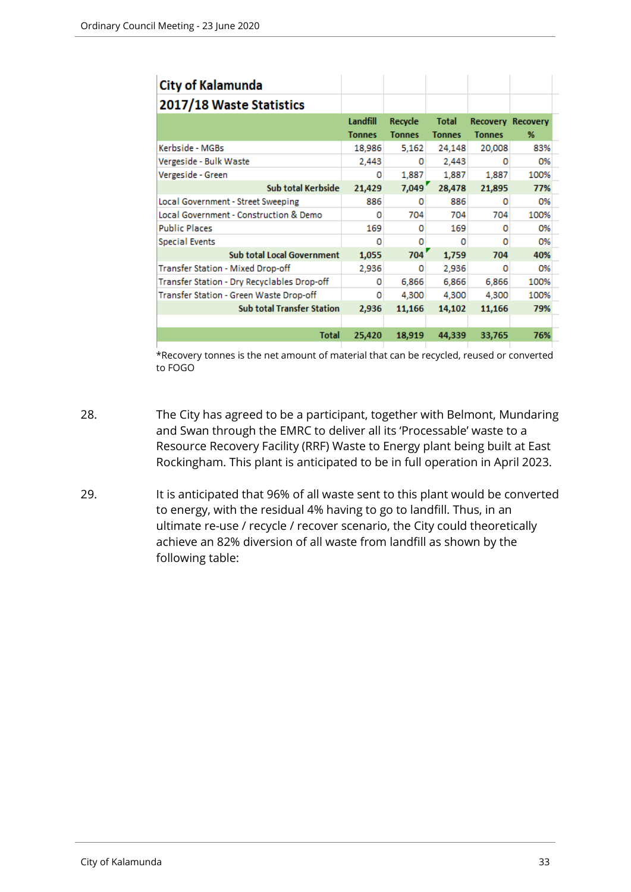| City of Kalamunda 2017/18 Waste Statistics | Landfill Tonnes | Recycle Tonnes | Total Tonnes | Recovery Tonnes | Recovery % |
|---|---|---|---|---|---|
| Kerbside - MGBs | 18,986 | 5,162 | 24,148 | 20,008 | 83% |
| Vergeside - Bulk Waste | 2,443 | 0 | 2,443 | 0 | 0% |
| Vergeside - Green | 0 | 1,887 | 1,887 | 1,887 | 100% |
| **Sub total Kerbside** | **21,429** | **7,049** | **28,478** | **21,895** | **77%** |
| Local Government - Street Sweeping | 886 | 0 | 886 | 0 | 0% |
| Local Government - Construction & Demo | 0 | 704 | 704 | 704 | 100% |
| Public Places | 169 | 0 | 169 | 0 | 0% |
| Special Events | 0 | 0 | 0 | 0 | 0% |
| **Sub total Local Government** | **1,055** | **704** | **1,759** | **704** | **40%** |
| Transfer Station - Mixed Drop-off | 2,936 | 0 | 2,936 | 0 | 0% |
| Transfer Station - Dry Recyclables Drop-off | 0 | 6,866 | 6,866 | 6,866 | 100% |
| Transfer Station - Green Waste Drop-off | 0 | 4,300 | 4,300 | 4,300 | 100% |
| **Sub total Transfer Station** | **2,936** | **11,166** | **14,102** | **11,166** | **79%** |
| | | | | | |
| **Total** | **25,420** | **18,919** | **44,339** | **33,765** | **76%** |

*Recovery tonnes is the net amount of material that can be recycled, reused or converted to FOGO

28. The City has agreed to be a participant, together with Belmont, Mundaring and Swan through the EMRC to deliver all its 'Processable' waste to a Resource Recovery Facility (RRF) Waste to Energy plant being built at East Rockingham. This plant is anticipated to be in full operation in April 2023.

29. It is anticipated that 96% of all waste sent to this plant would be converted to energy, with the residual 4% having to go to landfill. Thus, in an ultimate re-use / recycle / recover scenario, the City could theoretically achieve an 82% diversion of all waste from landfill as shown by the following table: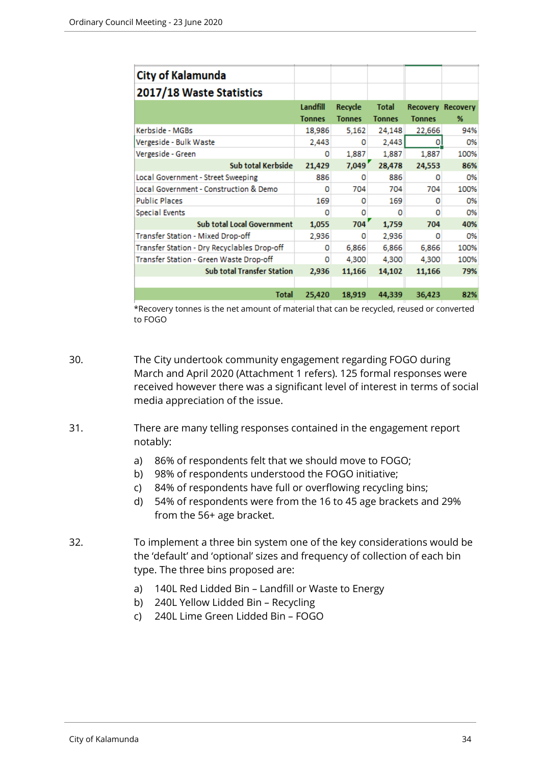| City of Kalamunda 2017/18 Waste Statistics | Landfill Tonnes | Recycle Tonnes | Total Tonnes | Recovery Tonnes | Recovery % |
|---|---|---|---|---|---|
| Kerbside - MGBs | 18,986 | 5,162 | 24,148 | 22,666 | 94% |
| Vergeside - Bulk Waste | 2,443 | 0 | 2,443 | 0 | 0% |
| Vergeside - Green | 0 | 1,887 | 1,887 | 1,887 | 100% |
| **Sub total Kerbside** | **21,429** | **7,049** | **28,478** | **24,553** | **86%** |
| Local Government - Street Sweeping | 886 | 0 | 886 | 0 | 0% |
| Local Government - Construction & Demo | 0 | 704 | 704 | 704 | 100% |
| Public Places | 169 | 0 | 169 | 0 | 0% |
| Special Events | 0 | 0 | 0 | 0 | 0% |
| **Sub total Local Government** | **1,055** | **704** | **1,759** | **704** | **40%** |
| Transfer Station - Mixed Drop-off | 2,936 | 0 | 2,936 | 0 | 0% |
| Transfer Station - Dry Recyclables Drop-off | 0 | 6,866 | 6,866 | 6,866 | 100% |
| Transfer Station - Green Waste Drop-off | 0 | 4,300 | 4,300 | 4,300 | 100% |
| **Sub total Transfer Station** | **2,936** | **11,166** | **14,102** | **11,166** | **79%** |
| | | | | | |
| **Total** | **25,420** | **18,919** | **44,339** | **36,423** | **82%** |

*Recovery tonnes is the net amount of material that can be recycled, reused or converted to FOGO

30. The City undertook community engagement regarding FOGO during March and April 2020 (Attachment 1 refers). 125 formal responses were received however there was a significant level of interest in terms of social media appreciation of the issue.

31. There are many telling responses contained in the engagement report notably:

    a) 86% of respondents felt that we should move to FOGO;
    b) 98% of respondents understood the FOGO initiative;
    c) 84% of respondents have full or overflowing recycling bins;
    d) 54% of respondents were from the 16 to 45 age brackets and 29% from the 56+ age bracket.

32. To implement a three bin system one of the key considerations would be the 'default' and 'optional' sizes and frequency of collection of each bin type. The three bins proposed are:

    a) 140L Red Lidded Bin – Landfill or Waste to Energy
    b) 240L Yellow Lidded Bin – Recycling
    c) 240L Lime Green Lidded Bin – FOGO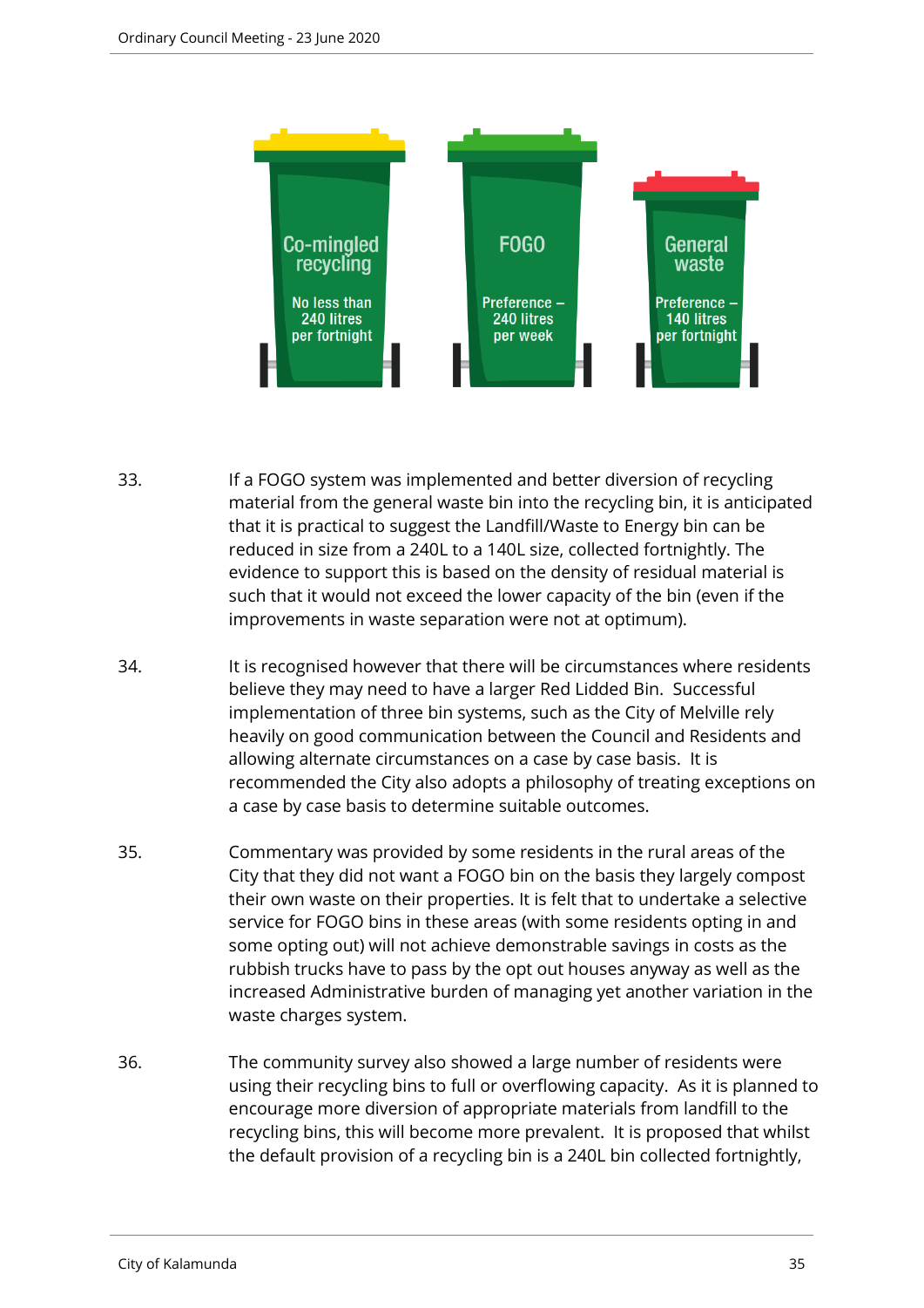Co-mingled recycling

No less than 240 litres per fortnight

FOGO

Preference – 240 litres per week

General waste

Preference – 140 litres per fortnight

33. If a FOGO system was implemented and better diversion of recycling material from the general waste bin into the recycling bin, it is anticipated that it is practical to suggest the Landfill/Waste to Energy bin can be reduced in size from a 240L to a 140L size, collected fortnightly. The evidence to support this is based on the density of residual material is such that it would not exceed the lower capacity of the bin (even if the improvements in waste separation were not at optimum).

34. It is recognised however that there will be circumstances where residents believe they may need to have a larger Red Lidded Bin. Successful implementation of three bin systems, such as the City of Melville rely heavily on good communication between the Council and Residents and allowing alternate circumstances on a case by case basis. It is recommended the City also adopts a philosophy of treating exceptions on a case by case basis to determine suitable outcomes.

35. Commentary was provided by some residents in the rural areas of the City that they did not want a FOGO bin on the basis they largely compost their own waste on their properties. It is felt that to undertake a selective service for FOGO bins in these areas (with some residents opting in and some opting out) will not achieve demonstrable savings in costs as the rubbish trucks have to pass by the opt out houses anyway as well as the increased Administrative burden of managing yet another variation in the waste charges system.

36. The community survey also showed a large number of residents were using their recycling bins to full or overflowing capacity. As it is planned to encourage more diversion of appropriate materials from landfill to the recycling bins, this will become more prevalent. It is proposed that whilst the default provision of a recycling bin is a 240L bin collected fortnightly,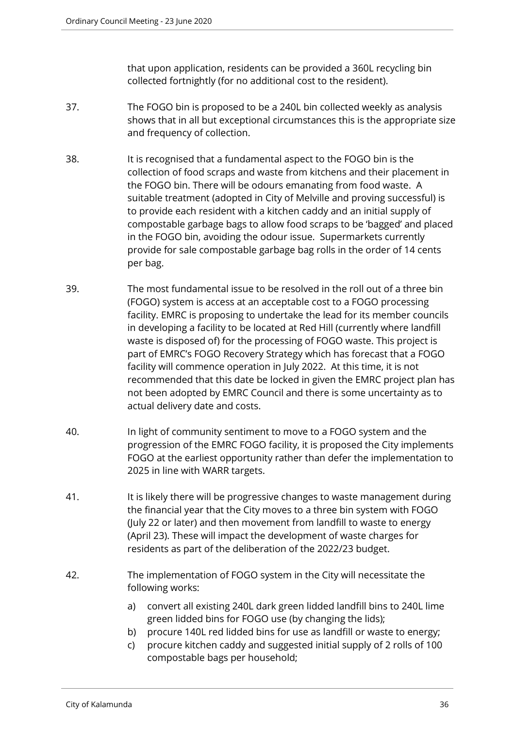that upon application, residents can be provided a 360L recycling bin collected fortnightly (for no additional cost to the resident).

37. The FOGO bin is proposed to be a 240L bin collected weekly as analysis shows that in all but exceptional circumstances this is the appropriate size and frequency of collection.

38. It is recognised that a fundamental aspect to the FOGO bin is the collection of food scraps and waste from kitchens and their placement in the FOGO bin. There will be odours emanating from food waste. A suitable treatment (adopted in City of Melville and proving successful) is to provide each resident with a kitchen caddy and an initial supply of compostable garbage bags to allow food scraps to be 'bagged' and placed in the FOGO bin, avoiding the odour issue. Supermarkets currently provide for sale compostable garbage bag rolls in the order of 14 cents per bag.

39. The most fundamental issue to be resolved in the roll out of a three bin (FOGO) system is access at an acceptable cost to a FOGO processing facility. EMRC is proposing to undertake the lead for its member councils in developing a facility to be located at Red Hill (currently where landfill waste is disposed of) for the processing of FOGO waste. This project is part of EMRC's FOGO Recovery Strategy which has forecast that a FOGO facility will commence operation in July 2022. At this time, it is not recommended that this date be locked in given the EMRC project plan has not been adopted by EMRC Council and there is some uncertainty as to actual delivery date and costs.

40. In light of community sentiment to move to a FOGO system and the progression of the EMRC FOGO facility, it is proposed the City implements FOGO at the earliest opportunity rather than defer the implementation to 2025 in line with WARR targets.

41. It is likely there will be progressive changes to waste management during the financial year that the City moves to a three bin system with FOGO (July 22 or later) and then movement from landfill to waste to energy (April 23). These will impact the development of waste charges for residents as part of the deliberation of the 2022/23 budget.

42. The implementation of FOGO system in the City will necessitate the following works:

   a) convert all existing 240L dark green lidded landfill bins to 240L lime green lidded bins for FOGO use (by changing the lids);
   b) procure 140L red lidded bins for use as landfill or waste to energy;
   c) procure kitchen caddy and suggested initial supply of 2 rolls of 100 compostable bags per household;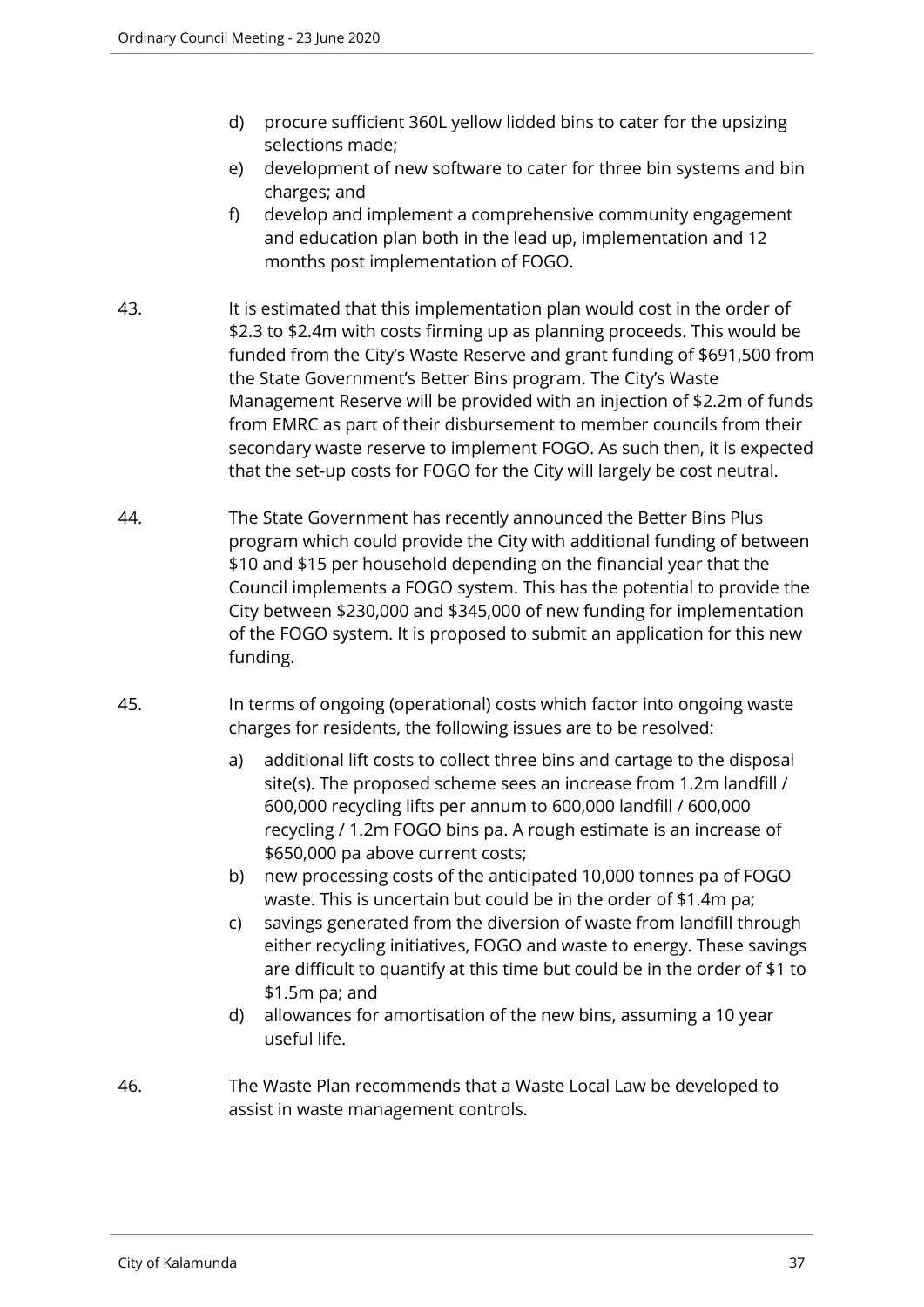d) procure sufficient 360L yellow lidded bins to cater for the upsizing selections made;

e) development of new software to cater for three bin systems and bin charges; and

f) develop and implement a comprehensive community engagement and education plan both in the lead up, implementation and 12 months post implementation of FOGO.

43. It is estimated that this implementation plan would cost in the order of $2.3 to $2.4m with costs firming up as planning proceeds. This would be funded from the City's Waste Reserve and grant funding of $691,500 from the State Government's Better Bins program. The City's Waste Management Reserve will be provided with an injection of $2.2m of funds from EMRC as part of their disbursement to member councils from their secondary waste reserve to implement FOGO. As such then, it is expected that the set-up costs for FOGO for the City will largely be cost neutral.

44. The State Government has recently announced the Better Bins Plus program which could provide the City with additional funding of between $10 and $15 per household depending on the financial year that the Council implements a FOGO system. This has the potential to provide the City between $230,000 and $345,000 of new funding for implementation of the FOGO system. It is proposed to submit an application for this new funding.

45. In terms of ongoing (operational) costs which factor into ongoing waste charges for residents, the following issues are to be resolved:

a) additional lift costs to collect three bins and cartage to the disposal site(s). The proposed scheme sees an increase from 1.2m landfill / 600,000 recycling lifts per annum to 600,000 landfill / 600,000 recycling / 1.2m FOGO bins pa. A rough estimate is an increase of $650,000 pa above current costs;

b) new processing costs of the anticipated 10,000 tonnes pa of FOGO waste. This is uncertain but could be in the order of $1.4m pa;

c) savings generated from the diversion of waste from landfill through either recycling initiatives, FOGO and waste to energy. These savings are difficult to quantify at this time but could be in the order of $1 to $1.5m pa; and

d) allowances for amortisation of the new bins, assuming a 10 year useful life.

46. The Waste Plan recommends that a Waste Local Law be developed to assist in waste management controls.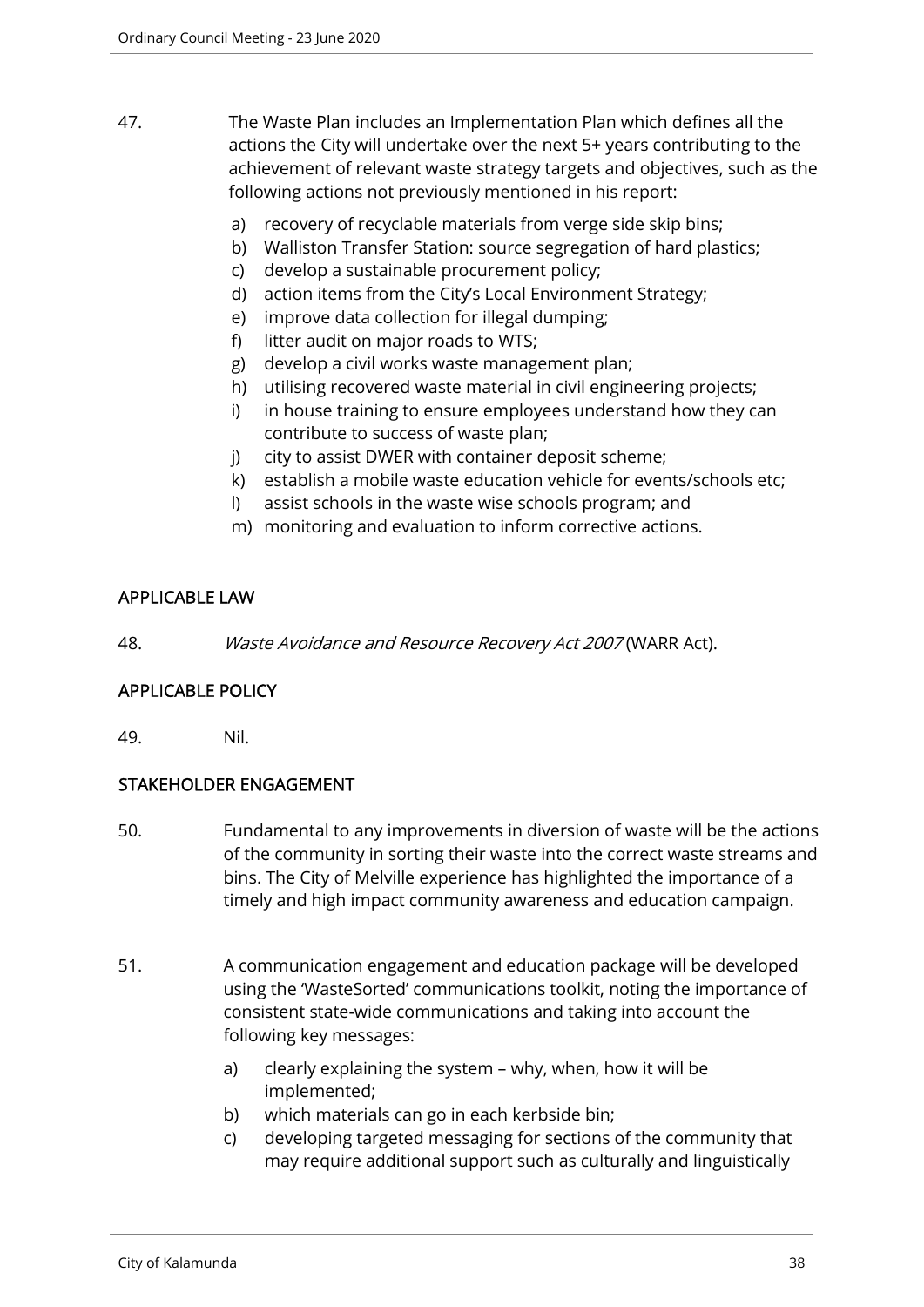47. The Waste Plan includes an Implementation Plan which defines all the actions the City will undertake over the next 5+ years contributing to the achievement of relevant waste strategy targets and objectives, such as the following actions not previously mentioned in his report:

    a) recovery of recyclable materials from verge side skip bins;
    b) Walliston Transfer Station: source segregation of hard plastics;
    c) develop a sustainable procurement policy;
    d) action items from the City's Local Environment Strategy;
    e) improve data collection for illegal dumping;
    f) litter audit on major roads to WTS;
    g) develop a civil works waste management plan;
    h) utilising recovered waste material in civil engineering projects;
    i) in house training to ensure employees understand how they can contribute to success of waste plan;
    j) city to assist DWER with container deposit scheme;
    k) establish a mobile waste education vehicle for events/schools etc;
    l) assist schools in the waste wise schools program; and
    m) monitoring and evaluation to inform corrective actions.

## APPLICABLE LAW

48. *Waste Avoidance and Resource Recovery Act 2007* (WARR Act).

## APPLICABLE POLICY

49. Nil.

## STAKEHOLDER ENGAGEMENT

50. Fundamental to any improvements in diversion of waste will be the actions of the community in sorting their waste into the correct waste streams and bins. The City of Melville experience has highlighted the importance of a timely and high impact community awareness and education campaign.

51. A communication engagement and education package will be developed using the 'WasteSorted' communications toolkit, noting the importance of consistent state-wide communications and taking into account the following key messages:

    a) clearly explaining the system – why, when, how it will be implemented;
    b) which materials can go in each kerbside bin;
    c) developing targeted messaging for sections of the community that may require additional support such as culturally and linguistically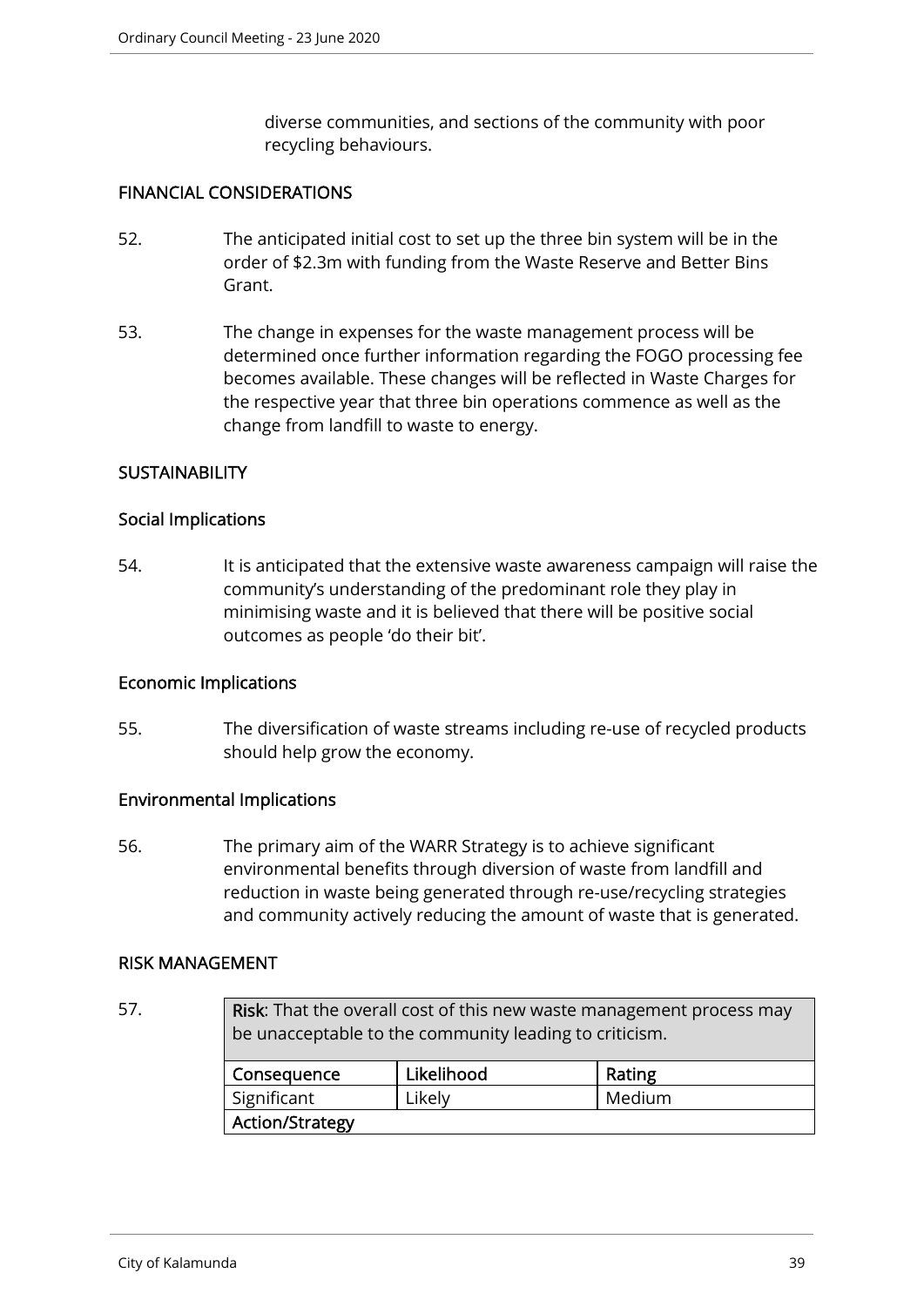diverse communities, and sections of the community with poor recycling behaviours.

## FINANCIAL CONSIDERATIONS

52. The anticipated initial cost to set up the three bin system will be in the order of \$2.3m with funding from the Waste Reserve and Better Bins Grant.

53. The change in expenses for the waste management process will be determined once further information regarding the FOGO processing fee becomes available. These changes will be reflected in Waste Charges for the respective year that three bin operations commence as well as the change from landfill to waste to energy.

## SUSTAINABILITY

### Social Implications

54. It is anticipated that the extensive waste awareness campaign will raise the community's understanding of the predominant role they play in minimising waste and it is believed that there will be positive social outcomes as people 'do their bit'.

### Economic Implications

55. The diversification of waste streams including re-use of recycled products should help grow the economy.

### Environmental Implications

56. The primary aim of the WARR Strategy is to achieve significant environmental benefits through diversion of waste from landfill and reduction in waste being generated through re-use/recycling strategies and community actively reducing the amount of waste that is generated.

## RISK MANAGEMENT

57.

| **Risk**: That the overall cost of this new waste management process may be unacceptable to the community leading to criticism. | | |
|---|---|---|
| **Consequence** | **Likelihood** | **Rating** |
| Significant | Likely | Medium |
| **Action/Strategy** | | |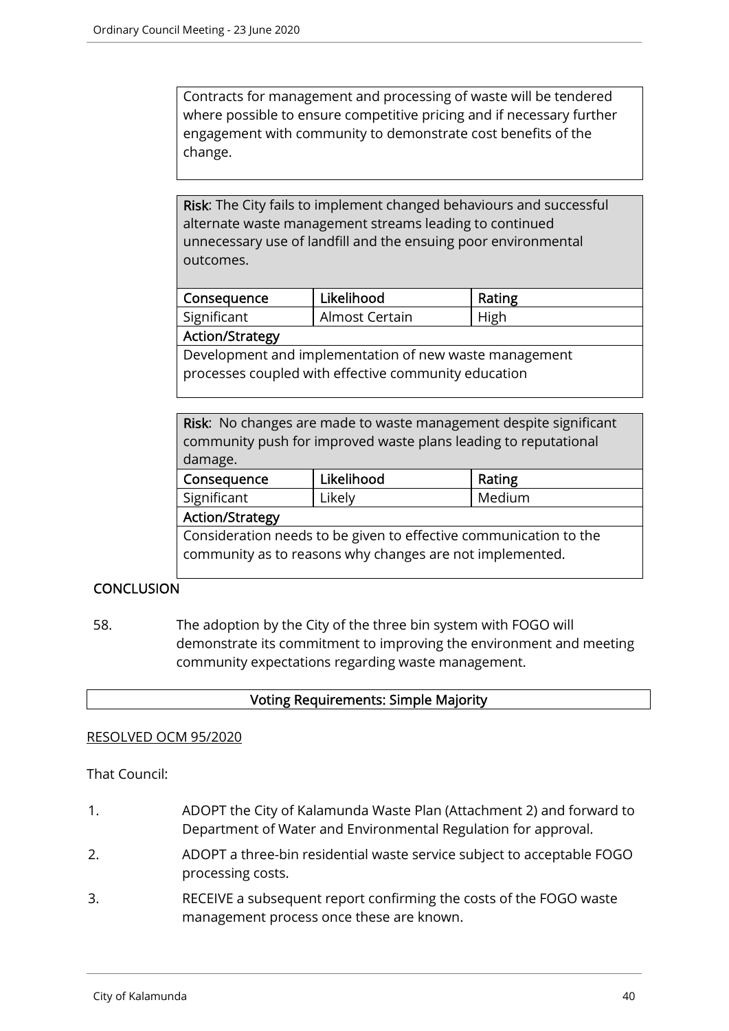Contracts for management and processing of waste will be tendered where possible to ensure competitive pricing and if necessary further engagement with community to demonstrate cost benefits of the change.

| **Risk**: The City fails to implement changed behaviours and successful alternate waste management streams leading to continued unnecessary use of landfill and the ensuing poor environmental outcomes. | | |
|---|---|---|
| **Consequence** | **Likelihood** | **Rating** |
| Significant | Almost Certain | High |
| **Action/Strategy** | | |
| Development and implementation of new waste management processes coupled with effective community education | | |

| **Risk**: No changes are made to waste management despite significant community push for improved waste plans leading to reputational damage. | | |
|---|---|---|
| **Consequence** | **Likelihood** | **Rating** |
| Significant | Likely | Medium |
| **Action/Strategy** | | |
| Consideration needs to be given to effective communication to the community as to reasons why changes are not implemented. | | |

## CONCLUSION

58. The adoption by the City of the three bin system with FOGO will demonstrate its commitment to improving the environment and meeting community expectations regarding waste management.

**Voting Requirements: Simple Majority**

RESOLVED OCM 95/2020

That Council:

1. ADOPT the City of Kalamunda Waste Plan (Attachment 2) and forward to Department of Water and Environmental Regulation for approval.
2. ADOPT a three-bin residential waste service subject to acceptable FOGO processing costs.
3. RECEIVE a subsequent report confirming the costs of the FOGO waste management process once these are known.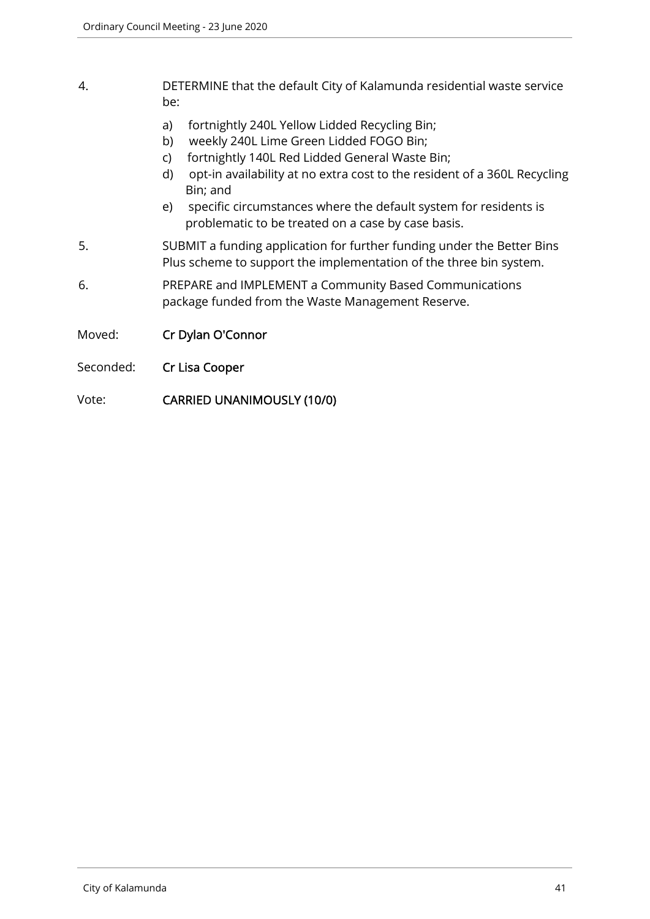4. DETERMINE that the default City of Kalamunda residential waste service be:

   a) fortnightly 240L Yellow Lidded Recycling Bin;
   b) weekly 240L Lime Green Lidded FOGO Bin;
   c) fortnightly 140L Red Lidded General Waste Bin;
   d) opt-in availability at no extra cost to the resident of a 360L Recycling Bin; and
   e) specific circumstances where the default system for residents is problematic to be treated on a case by case basis.

5. SUBMIT a funding application for further funding under the Better Bins Plus scheme to support the implementation of the three bin system.

6. PREPARE and IMPLEMENT a Community Based Communications package funded from the Waste Management Reserve.

Moved: **Cr Dylan O'Connor**

Seconded: **Cr Lisa Cooper**

Vote: **CARRIED UNANIMOUSLY (10/0)**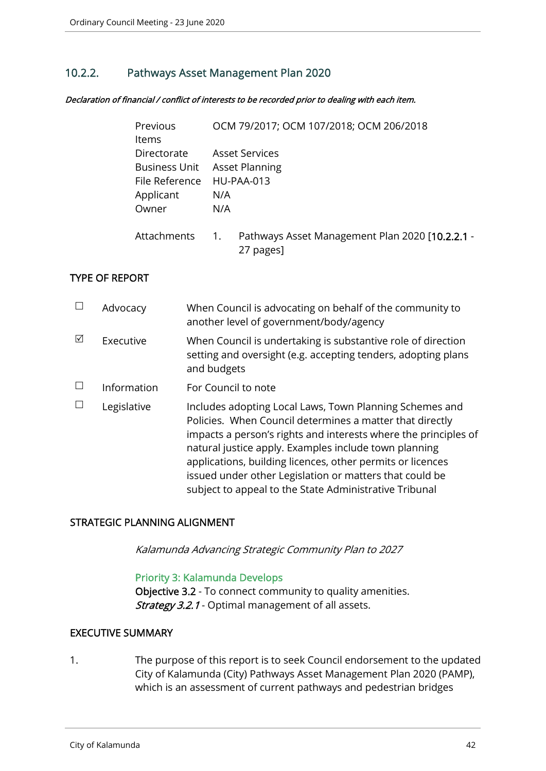## 10.2.2. Pathways Asset Management Plan 2020

***Declaration of financial / conflict of interests to be recorded prior to dealing with each item.***

| | |
|---|---|
| Previous Items | OCM 79/2017; OCM 107/2018; OCM 206/2018 |
| Directorate | Asset Services |
| Business Unit | Asset Planning |
| File Reference | HU-PAA-013 |
| Applicant | N/A |
| Owner | N/A |
| Attachments | 1. Pathways Asset Management Plan 2020 [10.2.2.1 - 27 pages] |

### TYPE OF REPORT

| | | |
|---|---|---|
| ☐ | Advocacy | When Council is advocating on behalf of the community to another level of government/body/agency |
| ☑ | Executive | When Council is undertaking is substantive role of direction setting and oversight (e.g. accepting tenders, adopting plans and budgets |
| ☐ | Information | For Council to note |
| ☐ | Legislative | Includes adopting Local Laws, Town Planning Schemes and Policies. When Council determines a matter that directly impacts a person's rights and interests where the principles of natural justice apply. Examples include town planning applications, building licences, other permits or licences issued under other Legislation or matters that could be subject to appeal to the State Administrative Tribunal |

### STRATEGIC PLANNING ALIGNMENT

*Kalamunda Advancing Strategic Community Plan to 2027*

Priority 3: Kalamunda Develops
**Objective 3.2** - To connect community to quality amenities.
*Strategy 3.2.1* - Optimal management of all assets.

### EXECUTIVE SUMMARY

1. The purpose of this report is to seek Council endorsement to the updated City of Kalamunda (City) Pathways Asset Management Plan 2020 (PAMP), which is an assessment of current pathways and pedestrian bridges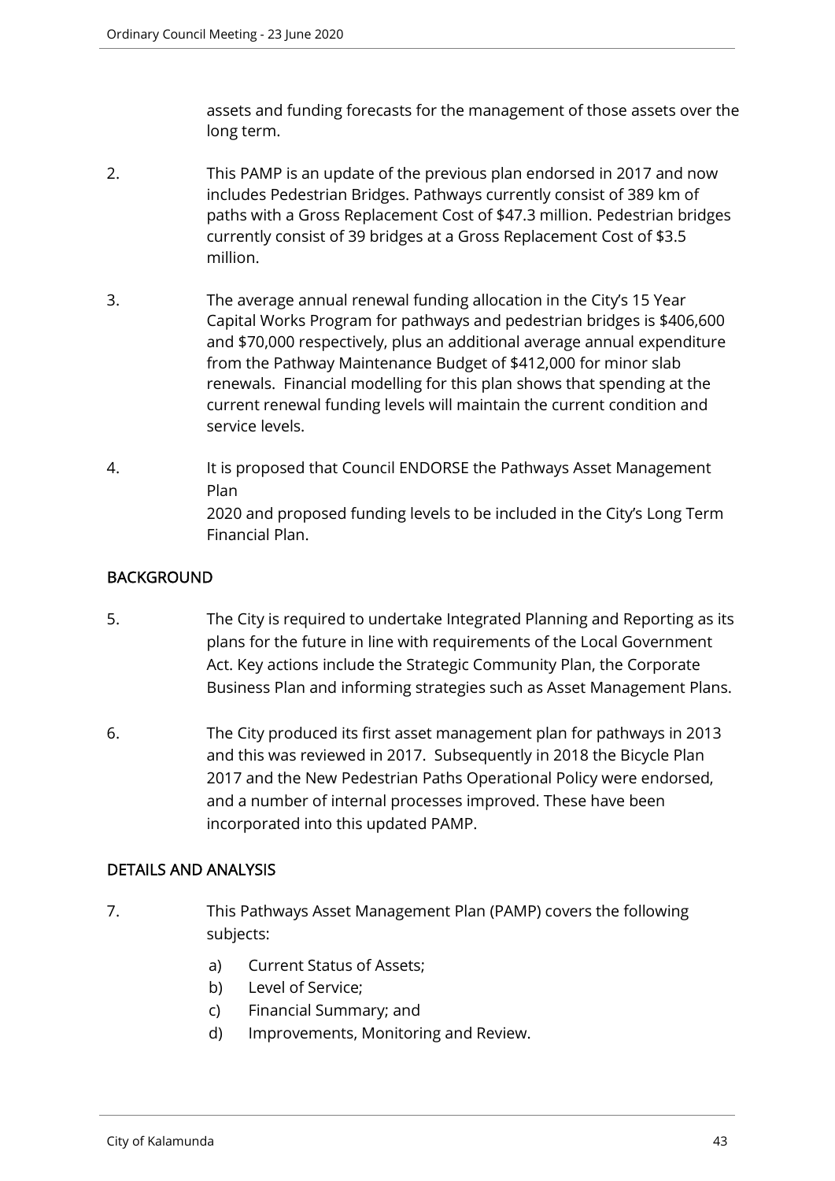assets and funding forecasts for the management of those assets over the long term.

2. This PAMP is an update of the previous plan endorsed in 2017 and now includes Pedestrian Bridges. Pathways currently consist of 389 km of paths with a Gross Replacement Cost of $47.3 million. Pedestrian bridges currently consist of 39 bridges at a Gross Replacement Cost of $3.5 million.

3. The average annual renewal funding allocation in the City's 15 Year Capital Works Program for pathways and pedestrian bridges is $406,600 and $70,000 respectively, plus an additional average annual expenditure from the Pathway Maintenance Budget of $412,000 for minor slab renewals. Financial modelling for this plan shows that spending at the current renewal funding levels will maintain the current condition and service levels.

4. It is proposed that Council ENDORSE the Pathways Asset Management Plan
2020 and proposed funding levels to be included in the City's Long Term Financial Plan.

## BACKGROUND

5. The City is required to undertake Integrated Planning and Reporting as its plans for the future in line with requirements of the Local Government Act. Key actions include the Strategic Community Plan, the Corporate Business Plan and informing strategies such as Asset Management Plans.

6. The City produced its first asset management plan for pathways in 2013 and this was reviewed in 2017. Subsequently in 2018 the Bicycle Plan 2017 and the New Pedestrian Paths Operational Policy were endorsed, and a number of internal processes improved. These have been incorporated into this updated PAMP.

## DETAILS AND ANALYSIS

7. This Pathways Asset Management Plan (PAMP) covers the following subjects:

   a) Current Status of Assets;
   b) Level of Service;
   c) Financial Summary; and
   d) Improvements, Monitoring and Review.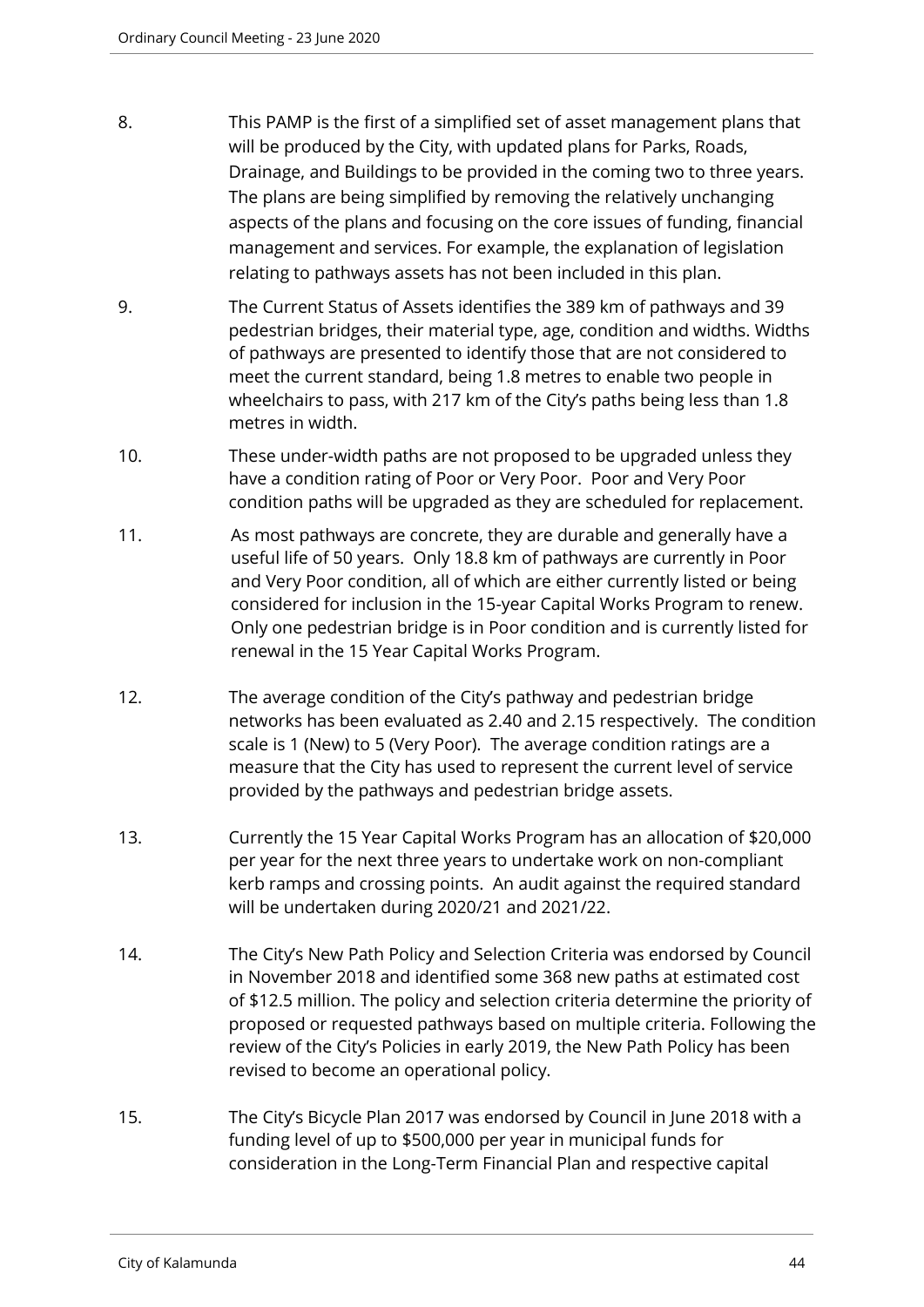8. This PAMP is the first of a simplified set of asset management plans that will be produced by the City, with updated plans for Parks, Roads, Drainage, and Buildings to be provided in the coming two to three years. The plans are being simplified by removing the relatively unchanging aspects of the plans and focusing on the core issues of funding, financial management and services. For example, the explanation of legislation relating to pathways assets has not been included in this plan.

9. The Current Status of Assets identifies the 389 km of pathways and 39 pedestrian bridges, their material type, age, condition and widths. Widths of pathways are presented to identify those that are not considered to meet the current standard, being 1.8 metres to enable two people in wheelchairs to pass, with 217 km of the City's paths being less than 1.8 metres in width.

10. These under-width paths are not proposed to be upgraded unless they have a condition rating of Poor or Very Poor. Poor and Very Poor condition paths will be upgraded as they are scheduled for replacement.

11. As most pathways are concrete, they are durable and generally have a useful life of 50 years. Only 18.8 km of pathways are currently in Poor and Very Poor condition, all of which are either currently listed or being considered for inclusion in the 15-year Capital Works Program to renew. Only one pedestrian bridge is in Poor condition and is currently listed for renewal in the 15 Year Capital Works Program.

12. The average condition of the City's pathway and pedestrian bridge networks has been evaluated as 2.40 and 2.15 respectively. The condition scale is 1 (New) to 5 (Very Poor). The average condition ratings are a measure that the City has used to represent the current level of service provided by the pathways and pedestrian bridge assets.

13. Currently the 15 Year Capital Works Program has an allocation of $20,000 per year for the next three years to undertake work on non-compliant kerb ramps and crossing points. An audit against the required standard will be undertaken during 2020/21 and 2021/22.

14. The City's New Path Policy and Selection Criteria was endorsed by Council in November 2018 and identified some 368 new paths at estimated cost of $12.5 million. The policy and selection criteria determine the priority of proposed or requested pathways based on multiple criteria. Following the review of the City's Policies in early 2019, the New Path Policy has been revised to become an operational policy.

15. The City's Bicycle Plan 2017 was endorsed by Council in June 2018 with a funding level of up to $500,000 per year in municipal funds for consideration in the Long-Term Financial Plan and respective capital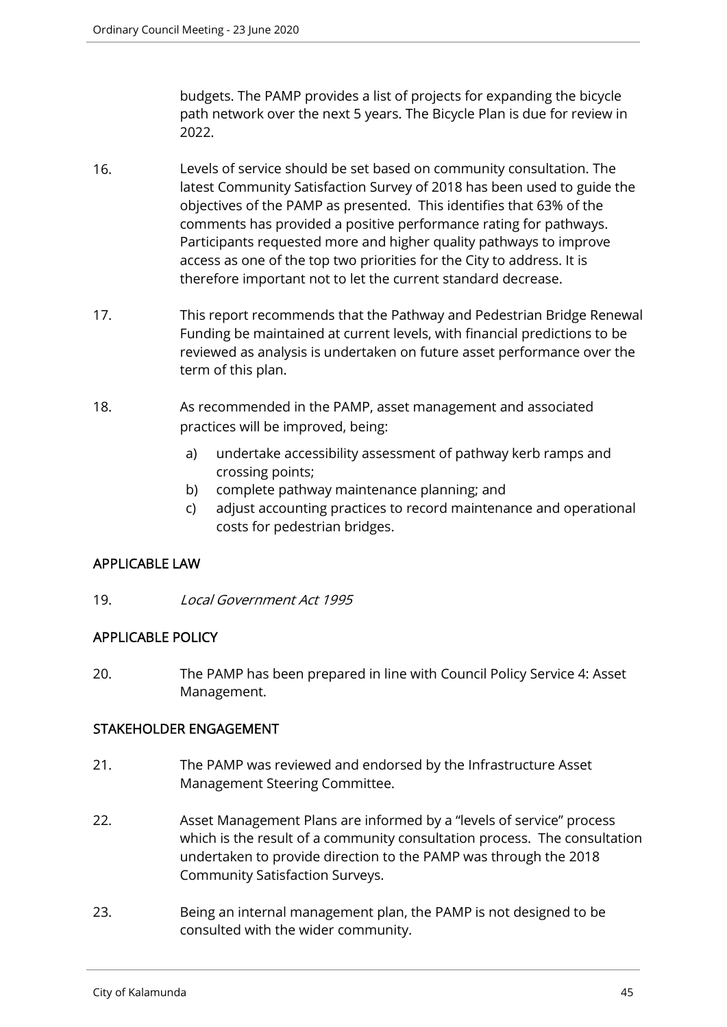budgets. The PAMP provides a list of projects for expanding the bicycle path network over the next 5 years. The Bicycle Plan is due for review in 2022.

16. Levels of service should be set based on community consultation. The latest Community Satisfaction Survey of 2018 has been used to guide the objectives of the PAMP as presented. This identifies that 63% of the comments has provided a positive performance rating for pathways. Participants requested more and higher quality pathways to improve access as one of the top two priorities for the City to address. It is therefore important not to let the current standard decrease.

17. This report recommends that the Pathway and Pedestrian Bridge Renewal Funding be maintained at current levels, with financial predictions to be reviewed as analysis is undertaken on future asset performance over the term of this plan.

18. As recommended in the PAMP, asset management and associated practices will be improved, being:

    a) undertake accessibility assessment of pathway kerb ramps and crossing points;
    b) complete pathway maintenance planning; and
    c) adjust accounting practices to record maintenance and operational costs for pedestrian bridges.

## APPLICABLE LAW

19. *Local Government Act 1995*

## APPLICABLE POLICY

20. The PAMP has been prepared in line with Council Policy Service 4: Asset Management.

## STAKEHOLDER ENGAGEMENT

21. The PAMP was reviewed and endorsed by the Infrastructure Asset Management Steering Committee.

22. Asset Management Plans are informed by a "levels of service" process which is the result of a community consultation process. The consultation undertaken to provide direction to the PAMP was through the 2018 Community Satisfaction Surveys.

23. Being an internal management plan, the PAMP is not designed to be consulted with the wider community.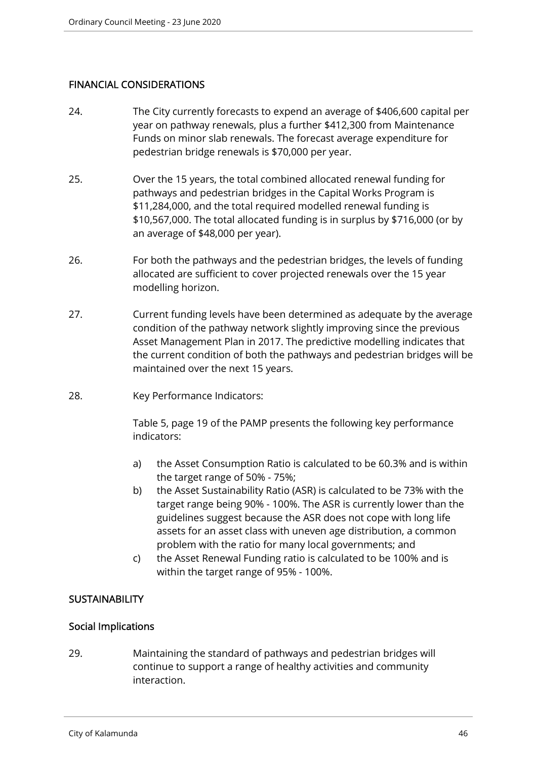## FINANCIAL CONSIDERATIONS

24. The City currently forecasts to expend an average of $406,600 capital per year on pathway renewals, plus a further $412,300 from Maintenance Funds on minor slab renewals. The forecast average expenditure for pedestrian bridge renewals is $70,000 per year.

25. Over the 15 years, the total combined allocated renewal funding for pathways and pedestrian bridges in the Capital Works Program is $11,284,000, and the total required modelled renewal funding is $10,567,000. The total allocated funding is in surplus by $716,000 (or by an average of $48,000 per year).

26. For both the pathways and the pedestrian bridges, the levels of funding allocated are sufficient to cover projected renewals over the 15 year modelling horizon.

27. Current funding levels have been determined as adequate by the average condition of the pathway network slightly improving since the previous Asset Management Plan in 2017. The predictive modelling indicates that the current condition of both the pathways and pedestrian bridges will be maintained over the next 15 years.

28. Key Performance Indicators:

    Table 5, page 19 of the PAMP presents the following key performance indicators:

    a) the Asset Consumption Ratio is calculated to be 60.3% and is within the target range of 50% - 75%;
    b) the Asset Sustainability Ratio (ASR) is calculated to be 73% with the target range being 90% - 100%. The ASR is currently lower than the guidelines suggest because the ASR does not cope with long life assets for an asset class with uneven age distribution, a common problem with the ratio for many local governments; and
    c) the Asset Renewal Funding ratio is calculated to be 100% and is within the target range of 95% - 100%.

## SUSTAINABILITY

### Social Implications

29. Maintaining the standard of pathways and pedestrian bridges will continue to support a range of healthy activities and community interaction.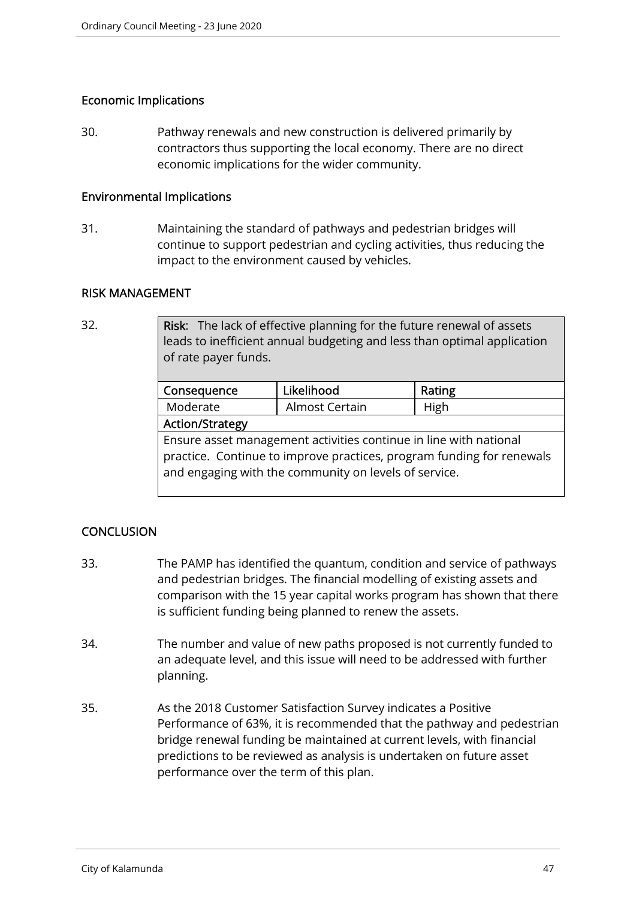### Economic Implications

30. Pathway renewals and new construction is delivered primarily by contractors thus supporting the local economy. There are no direct economic implications for the wider community.

### Environmental Implications

31. Maintaining the standard of pathways and pedestrian bridges will continue to support pedestrian and cycling activities, thus reducing the impact to the environment caused by vehicles.

## RISK MANAGEMENT

32.

| **Risk**: The lack of effective planning for the future renewal of assets leads to inefficient annual budgeting and less than optimal application of rate payer funds. | | |
|---|---|---|
| **Consequence** | **Likelihood** | **Rating** |
| Moderate | Almost Certain | High |
| **Action/Strategy** | | |
| Ensure asset management activities continue in line with national practice. Continue to improve practices, program funding for renewals and engaging with the community on levels of service. | | |

## CONCLUSION

33. The PAMP has identified the quantum, condition and service of pathways and pedestrian bridges. The financial modelling of existing assets and comparison with the 15 year capital works program has shown that there is sufficient funding being planned to renew the assets.

34. The number and value of new paths proposed is not currently funded to an adequate level, and this issue will need to be addressed with further planning.

35. As the 2018 Customer Satisfaction Survey indicates a Positive Performance of 63%, it is recommended that the pathway and pedestrian bridge renewal funding be maintained at current levels, with financial predictions to be reviewed as analysis is undertaken on future asset performance over the term of this plan.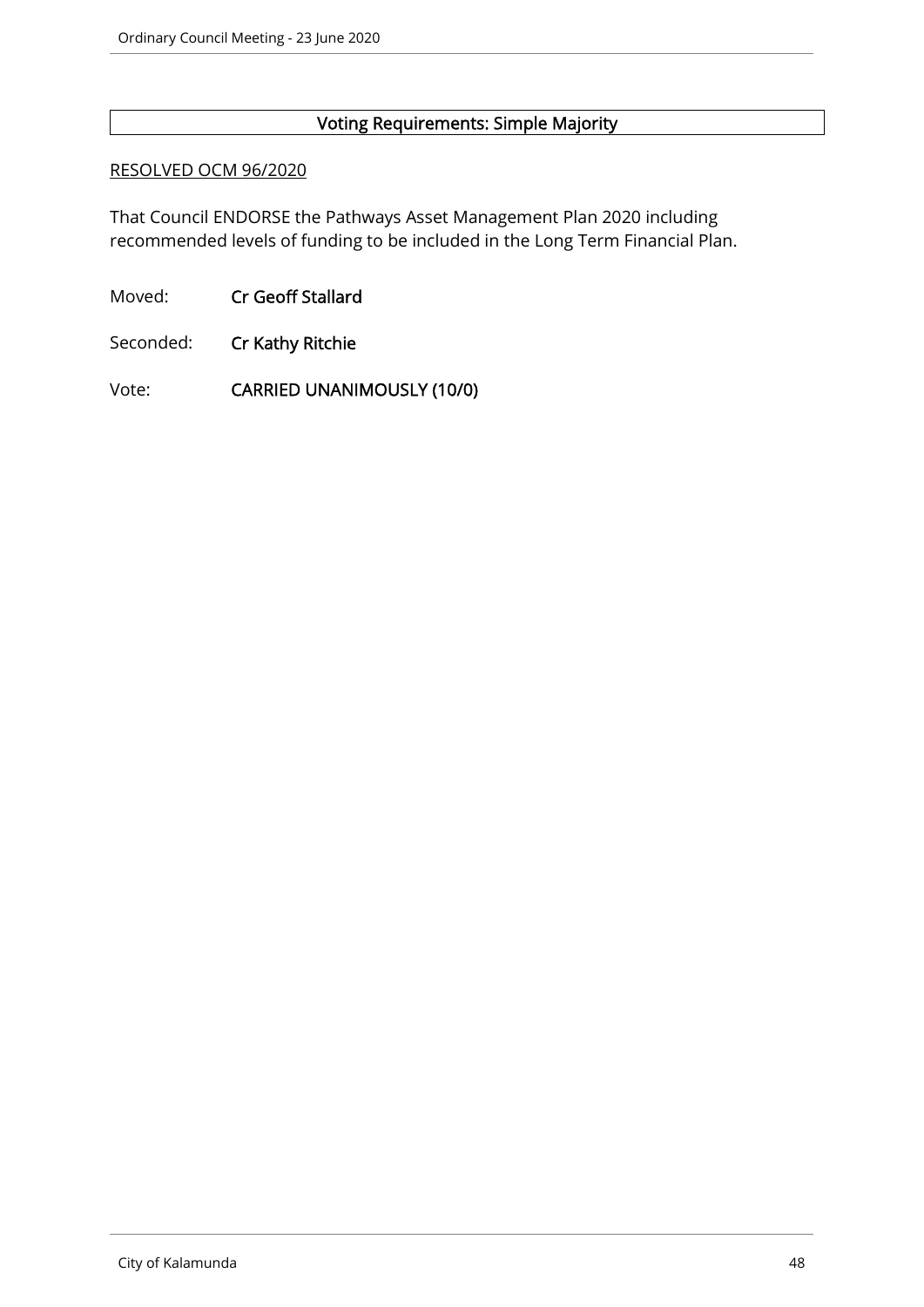**Voting Requirements: Simple Majority**

RESOLVED OCM 96/2020

That Council ENDORSE the Pathways Asset Management Plan 2020 including recommended levels of funding to be included in the Long Term Financial Plan.

Moved: **Cr Geoff Stallard**

Seconded: **Cr Kathy Ritchie**

Vote: **CARRIED UNANIMOUSLY (10/0)**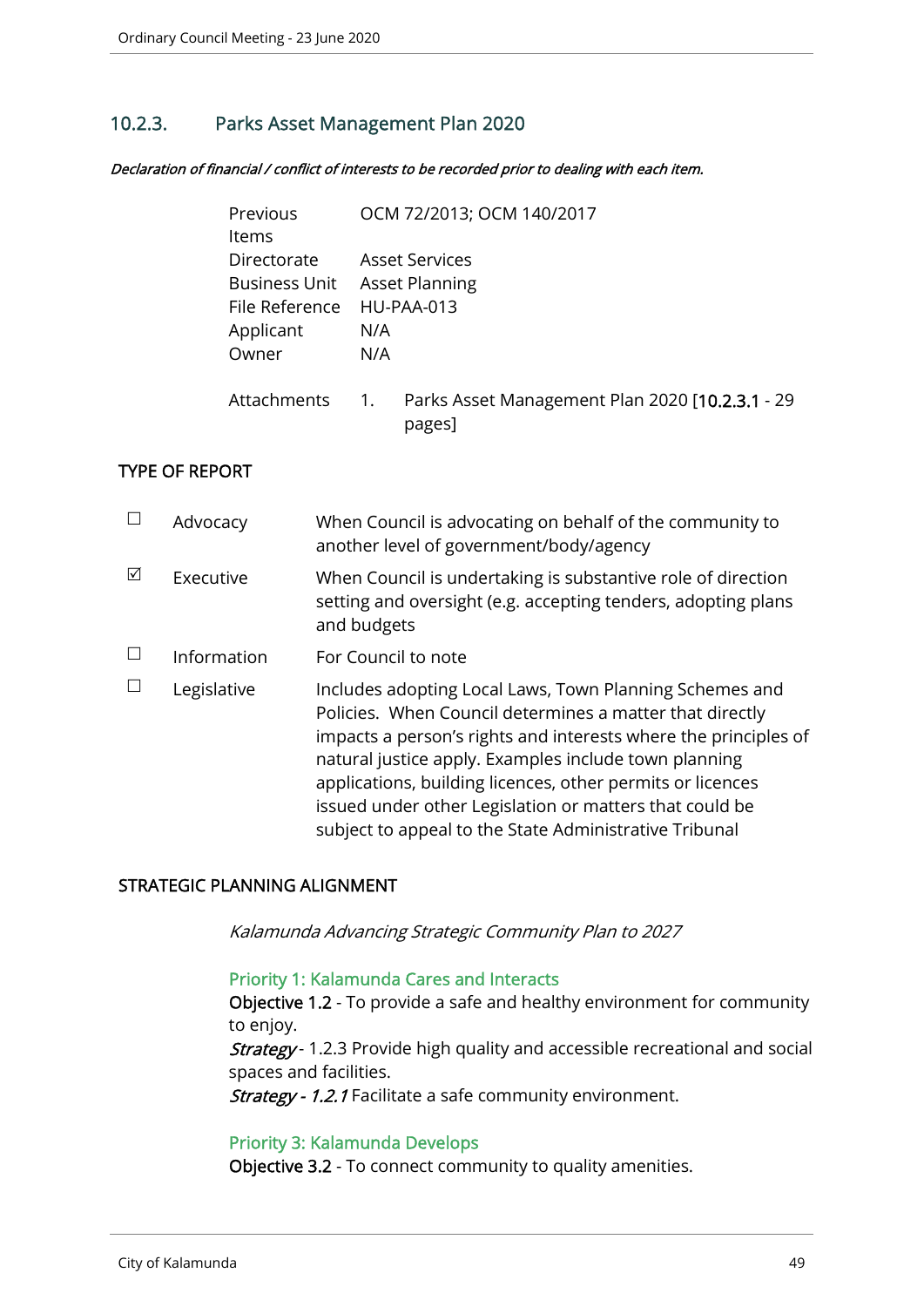## 10.2.3. Parks Asset Management Plan 2020

***Declaration of financial / conflict of interests to be recorded prior to dealing with each item.***

| | |
|---|---|
| Previous Items | OCM 72/2013; OCM 140/2017 |
| Directorate | Asset Services |
| Business Unit | Asset Planning |
| File Reference | HU-PAA-013 |
| Applicant | N/A |
| Owner | N/A |
| Attachments | 1. Parks Asset Management Plan 2020 [**10.2.3.1** - 29 pages] |

### TYPE OF REPORT

| | | |
|---|---|---|
| ☐ | Advocacy | When Council is advocating on behalf of the community to another level of government/body/agency |
| ☑ | Executive | When Council is undertaking is substantive role of direction setting and oversight (e.g. accepting tenders, adopting plans and budgets |
| ☐ | Information | For Council to note |
| ☐ | Legislative | Includes adopting Local Laws, Town Planning Schemes and Policies. When Council determines a matter that directly impacts a person's rights and interests where the principles of natural justice apply. Examples include town planning applications, building licences, other permits or licences issued under other Legislation or matters that could be subject to appeal to the State Administrative Tribunal |

### STRATEGIC PLANNING ALIGNMENT

*Kalamunda Advancing Strategic Community Plan to 2027*

**Priority 1: Kalamunda Cares and Interacts**

**Objective 1.2** - To provide a safe and healthy environment for community to enjoy.

***Strategy*** - 1.2.3 Provide high quality and accessible recreational and social spaces and facilities.

***Strategy - 1.2.1*** Facilitate a safe community environment.

**Priority 3: Kalamunda Develops**

**Objective 3.2** - To connect community to quality amenities.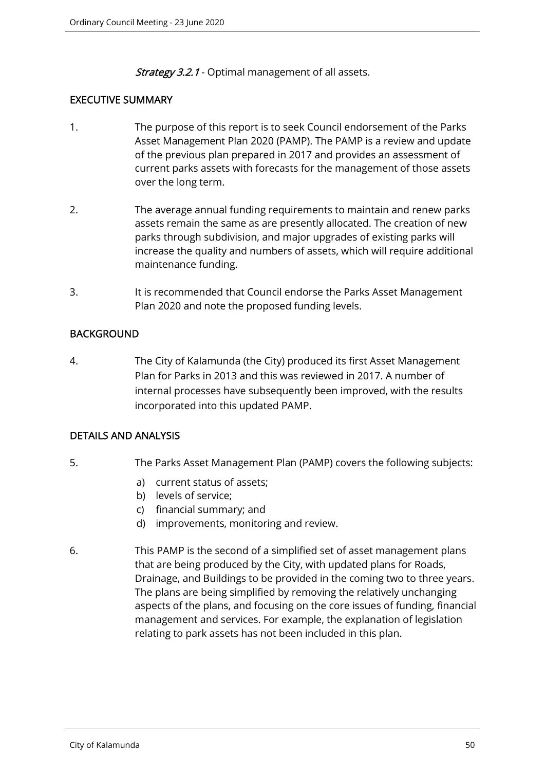*Strategy 3.2.1* - Optimal management of all assets.

## EXECUTIVE SUMMARY

1. The purpose of this report is to seek Council endorsement of the Parks Asset Management Plan 2020 (PAMP). The PAMP is a review and update of the previous plan prepared in 2017 and provides an assessment of current parks assets with forecasts for the management of those assets over the long term.

2. The average annual funding requirements to maintain and renew parks assets remain the same as are presently allocated. The creation of new parks through subdivision, and major upgrades of existing parks will increase the quality and numbers of assets, which will require additional maintenance funding.

3. It is recommended that Council endorse the Parks Asset Management Plan 2020 and note the proposed funding levels.

## BACKGROUND

4. The City of Kalamunda (the City) produced its first Asset Management Plan for Parks in 2013 and this was reviewed in 2017. A number of internal processes have subsequently been improved, with the results incorporated into this updated PAMP.

## DETAILS AND ANALYSIS

5. The Parks Asset Management Plan (PAMP) covers the following subjects:

   a) current status of assets;
   b) levels of service;
   c) financial summary; and
   d) improvements, monitoring and review.

6. This PAMP is the second of a simplified set of asset management plans that are being produced by the City, with updated plans for Roads, Drainage, and Buildings to be provided in the coming two to three years. The plans are being simplified by removing the relatively unchanging aspects of the plans, and focusing on the core issues of funding, financial management and services. For example, the explanation of legislation relating to park assets has not been included in this plan.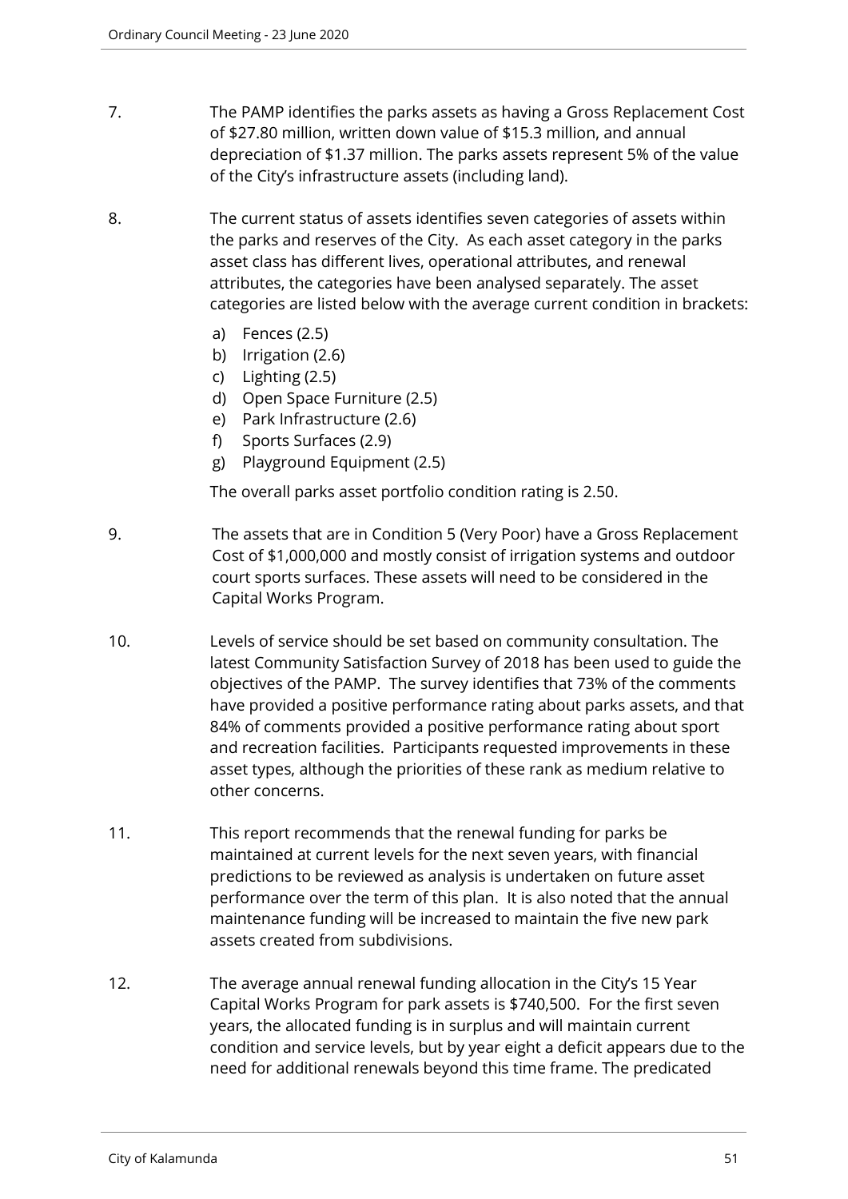7. The PAMP identifies the parks assets as having a Gross Replacement Cost of $27.80 million, written down value of $15.3 million, and annual depreciation of $1.37 million. The parks assets represent 5% of the value of the City's infrastructure assets (including land).

8. The current status of assets identifies seven categories of assets within the parks and reserves of the City. As each asset category in the parks asset class has different lives, operational attributes, and renewal attributes, the categories have been analysed separately. The asset categories are listed below with the average current condition in brackets:

   a) Fences (2.5)
   b) Irrigation (2.6)
   c) Lighting (2.5)
   d) Open Space Furniture (2.5)
   e) Park Infrastructure (2.6)
   f) Sports Surfaces (2.9)
   g) Playground Equipment (2.5)

   The overall parks asset portfolio condition rating is 2.50.

9. The assets that are in Condition 5 (Very Poor) have a Gross Replacement Cost of $1,000,000 and mostly consist of irrigation systems and outdoor court sports surfaces. These assets will need to be considered in the Capital Works Program.

10. Levels of service should be set based on community consultation. The latest Community Satisfaction Survey of 2018 has been used to guide the objectives of the PAMP. The survey identifies that 73% of the comments have provided a positive performance rating about parks assets, and that 84% of comments provided a positive performance rating about sport and recreation facilities. Participants requested improvements in these asset types, although the priorities of these rank as medium relative to other concerns.

11. This report recommends that the renewal funding for parks be maintained at current levels for the next seven years, with financial predictions to be reviewed as analysis is undertaken on future asset performance over the term of this plan. It is also noted that the annual maintenance funding will be increased to maintain the five new park assets created from subdivisions.

12. The average annual renewal funding allocation in the City's 15 Year Capital Works Program for park assets is $740,500. For the first seven years, the allocated funding is in surplus and will maintain current condition and service levels, but by year eight a deficit appears due to the need for additional renewals beyond this time frame. The predicated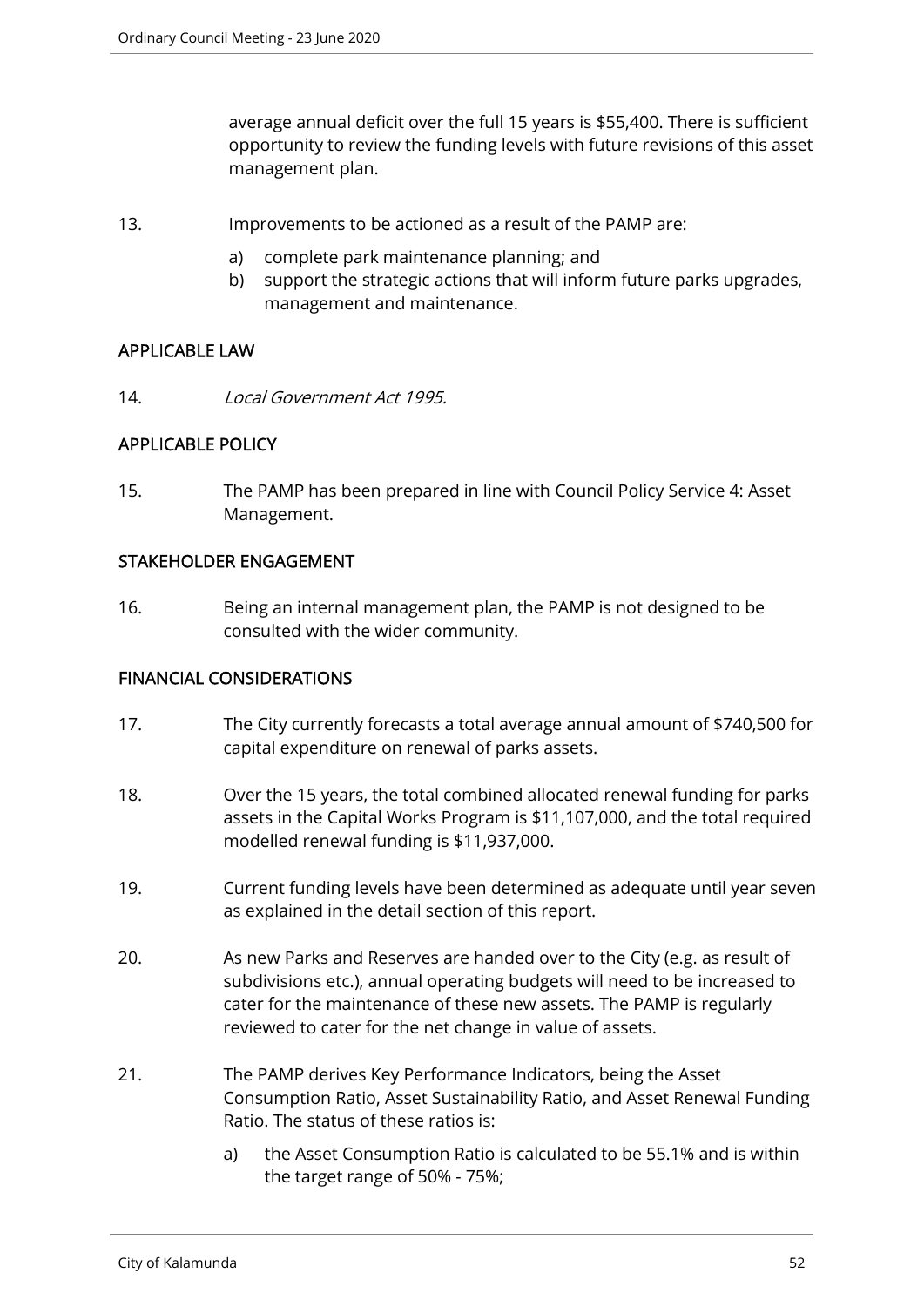average annual deficit over the full 15 years is $55,400. There is sufficient opportunity to review the funding levels with future revisions of this asset management plan.

13. Improvements to be actioned as a result of the PAMP are:

    a) complete park maintenance planning; and
    b) support the strategic actions that will inform future parks upgrades, management and maintenance.

## APPLICABLE LAW

14. *Local Government Act 1995.*

## APPLICABLE POLICY

15. The PAMP has been prepared in line with Council Policy Service 4: Asset Management.

## STAKEHOLDER ENGAGEMENT

16. Being an internal management plan, the PAMP is not designed to be consulted with the wider community.

## FINANCIAL CONSIDERATIONS

17. The City currently forecasts a total average annual amount of $740,500 for capital expenditure on renewal of parks assets.

18. Over the 15 years, the total combined allocated renewal funding for parks assets in the Capital Works Program is $11,107,000, and the total required modelled renewal funding is $11,937,000.

19. Current funding levels have been determined as adequate until year seven as explained in the detail section of this report.

20. As new Parks and Reserves are handed over to the City (e.g. as result of subdivisions etc.), annual operating budgets will need to be increased to cater for the maintenance of these new assets. The PAMP is regularly reviewed to cater for the net change in value of assets.

21. The PAMP derives Key Performance Indicators, being the Asset Consumption Ratio, Asset Sustainability Ratio, and Asset Renewal Funding Ratio. The status of these ratios is:

    a) the Asset Consumption Ratio is calculated to be 55.1% and is within the target range of 50% - 75%;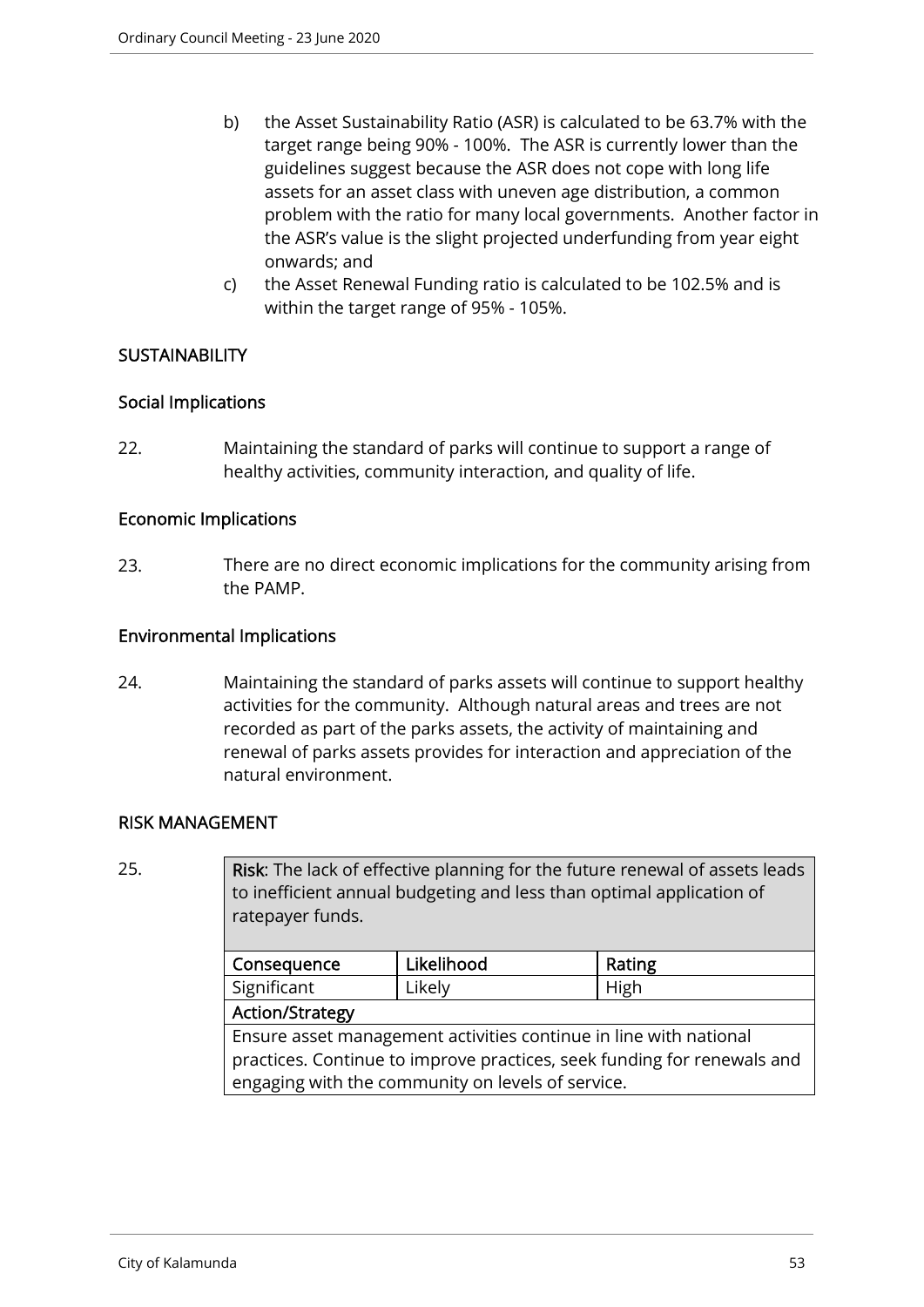b) the Asset Sustainability Ratio (ASR) is calculated to be 63.7% with the target range being 90% - 100%. The ASR is currently lower than the guidelines suggest because the ASR does not cope with long life assets for an asset class with uneven age distribution, a common problem with the ratio for many local governments. Another factor in the ASR's value is the slight projected underfunding from year eight onwards; and

c) the Asset Renewal Funding ratio is calculated to be 102.5% and is within the target range of 95% - 105%.

## SUSTAINABILITY

### Social Implications

22. Maintaining the standard of parks will continue to support a range of healthy activities, community interaction, and quality of life.

### Economic Implications

23. There are no direct economic implications for the community arising from the PAMP.

### Environmental Implications

24. Maintaining the standard of parks assets will continue to support healthy activities for the community. Although natural areas and trees are not recorded as part of the parks assets, the activity of maintaining and renewal of parks assets provides for interaction and appreciation of the natural environment.

## RISK MANAGEMENT

25.

| **Risk**: The lack of effective planning for the future renewal of assets leads to inefficient annual budgeting and less than optimal application of ratepayer funds. | | |
|---|---|---|
| **Consequence** | **Likelihood** | **Rating** |
| Significant | Likely | High |
| **Action/Strategy** | | |
| Ensure asset management activities continue in line with national practices. Continue to improve practices, seek funding for renewals and engaging with the community on levels of service. | | |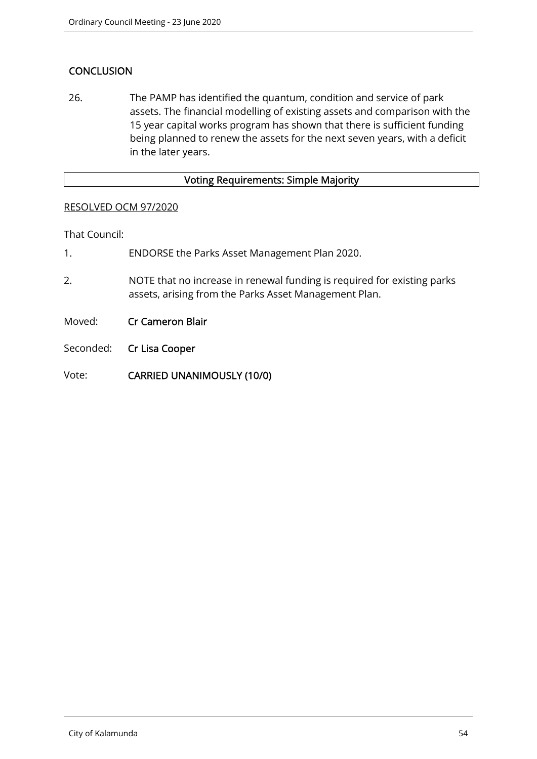## CONCLUSION

26. The PAMP has identified the quantum, condition and service of park assets. The financial modelling of existing assets and comparison with the 15 year capital works program has shown that there is sufficient funding being planned to renew the assets for the next seven years, with a deficit in the later years.

**Voting Requirements: Simple Majority**

RESOLVED OCM 97/2020

That Council:

1. ENDORSE the Parks Asset Management Plan 2020.

2. NOTE that no increase in renewal funding is required for existing parks assets, arising from the Parks Asset Management Plan.

Moved: **Cr Cameron Blair**

Seconded: **Cr Lisa Cooper**

Vote: **CARRIED UNANIMOUSLY (10/0)**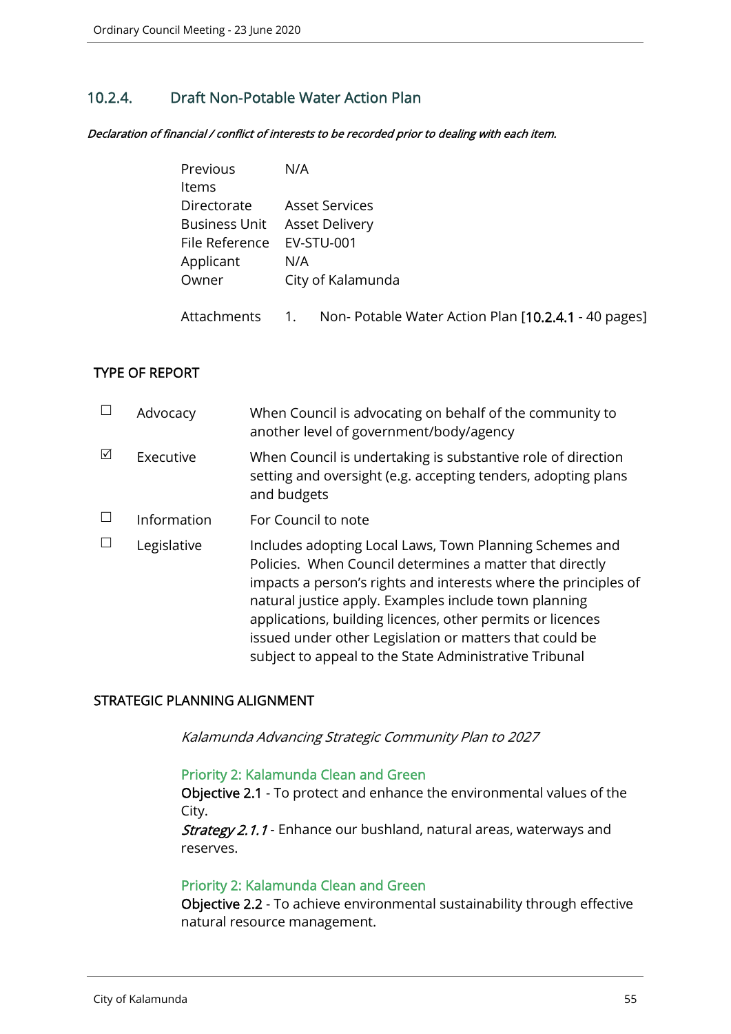## 10.2.4. Draft Non-Potable Water Action Plan

***Declaration of financial / conflict of interests to be recorded prior to dealing with each item.***

| | |
|---|---|
| Previous Items | N/A |
| Directorate | Asset Services |
| Business Unit | Asset Delivery |
| File Reference | EV-STU-001 |
| Applicant | N/A |
| Owner | City of Kalamunda |

Attachments 1. Non- Potable Water Action Plan [**10.2.4.1** - 40 pages]

### TYPE OF REPORT

| | | |
|---|---|---|
| ☐ | Advocacy | When Council is advocating on behalf of the community to another level of government/body/agency |
| ☑ | Executive | When Council is undertaking is substantive role of direction setting and oversight (e.g. accepting tenders, adopting plans and budgets |
| ☐ | Information | For Council to note |
| ☐ | Legislative | Includes adopting Local Laws, Town Planning Schemes and Policies. When Council determines a matter that directly impacts a person's rights and interests where the principles of natural justice apply. Examples include town planning applications, building licences, other permits or licences issued under other Legislation or matters that could be subject to appeal to the State Administrative Tribunal |

### STRATEGIC PLANNING ALIGNMENT

*Kalamunda Advancing Strategic Community Plan to 2027*

Priority 2: Kalamunda Clean and Green
**Objective 2.1** - To protect and enhance the environmental values of the City.
***Strategy 2.1.1*** - Enhance our bushland, natural areas, waterways and reserves.

Priority 2: Kalamunda Clean and Green
**Objective 2.2** - To achieve environmental sustainability through effective natural resource management.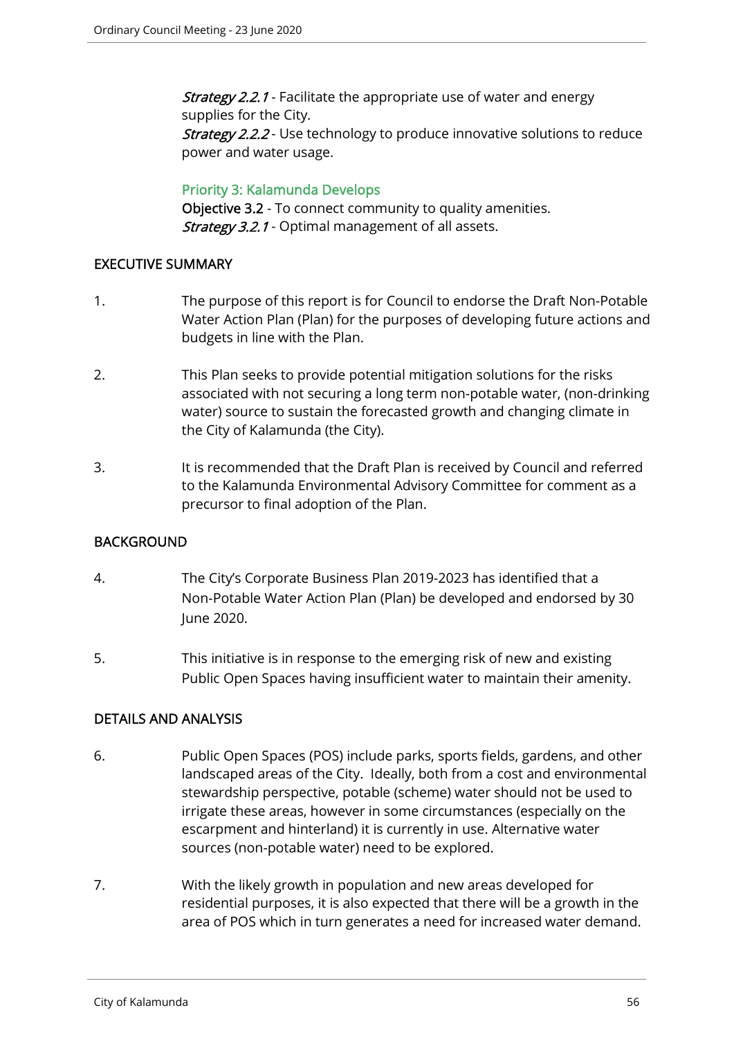*Strategy 2.2.1* - Facilitate the appropriate use of water and energy supplies for the City.
*Strategy 2.2.2* - Use technology to produce innovative solutions to reduce power and water usage.

### Priority 3: Kalamunda Develops

**Objective 3.2** - To connect community to quality amenities.
*Strategy 3.2.1* - Optimal management of all assets.

## EXECUTIVE SUMMARY

1. The purpose of this report is for Council to endorse the Draft Non-Potable Water Action Plan (Plan) for the purposes of developing future actions and budgets in line with the Plan.

2. This Plan seeks to provide potential mitigation solutions for the risks associated with not securing a long term non-potable water, (non-drinking water) source to sustain the forecasted growth and changing climate in the City of Kalamunda (the City).

3. It is recommended that the Draft Plan is received by Council and referred to the Kalamunda Environmental Advisory Committee for comment as a precursor to final adoption of the Plan.

## BACKGROUND

4. The City's Corporate Business Plan 2019-2023 has identified that a Non-Potable Water Action Plan (Plan) be developed and endorsed by 30 June 2020.

5. This initiative is in response to the emerging risk of new and existing Public Open Spaces having insufficient water to maintain their amenity.

## DETAILS AND ANALYSIS

6. Public Open Spaces (POS) include parks, sports fields, gardens, and other landscaped areas of the City. Ideally, both from a cost and environmental stewardship perspective, potable (scheme) water should not be used to irrigate these areas, however in some circumstances (especially on the escarpment and hinterland) it is currently in use. Alternative water sources (non-potable water) need to be explored.

7. With the likely growth in population and new areas developed for residential purposes, it is also expected that there will be a growth in the area of POS which in turn generates a need for increased water demand.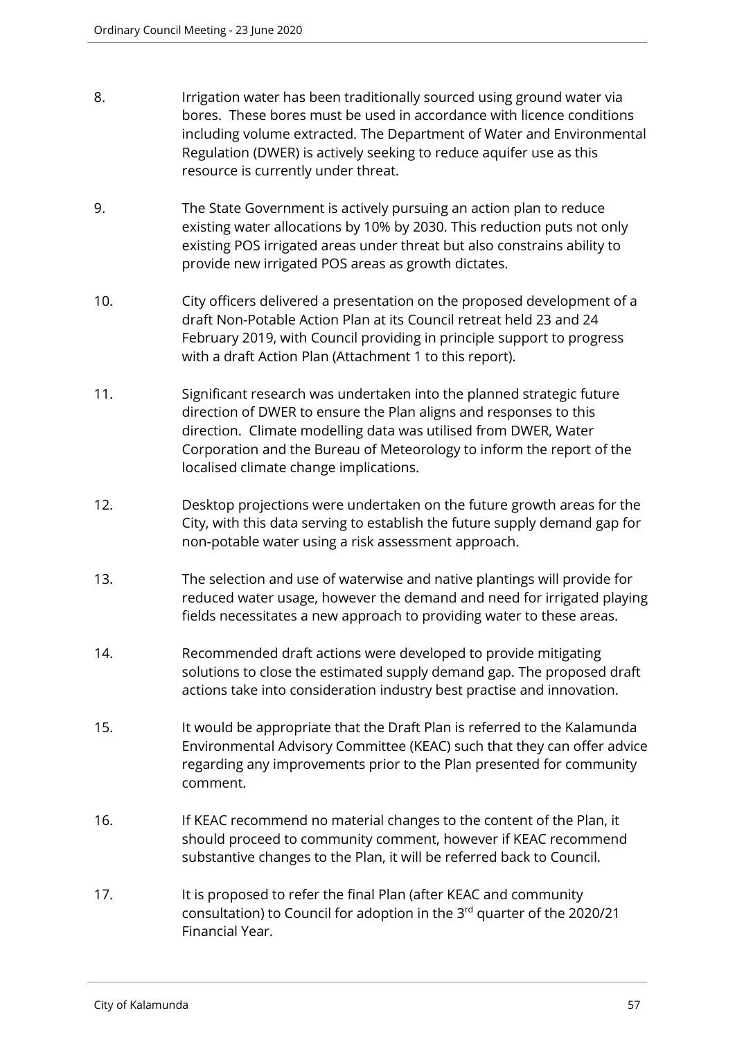8. Irrigation water has been traditionally sourced using ground water via bores. These bores must be used in accordance with licence conditions including volume extracted. The Department of Water and Environmental Regulation (DWER) is actively seeking to reduce aquifer use as this resource is currently under threat.

9. The State Government is actively pursuing an action plan to reduce existing water allocations by 10% by 2030. This reduction puts not only existing POS irrigated areas under threat but also constrains ability to provide new irrigated POS areas as growth dictates.

10. City officers delivered a presentation on the proposed development of a draft Non-Potable Action Plan at its Council retreat held 23 and 24 February 2019, with Council providing in principle support to progress with a draft Action Plan (Attachment 1 to this report).

11. Significant research was undertaken into the planned strategic future direction of DWER to ensure the Plan aligns and responses to this direction. Climate modelling data was utilised from DWER, Water Corporation and the Bureau of Meteorology to inform the report of the localised climate change implications.

12. Desktop projections were undertaken on the future growth areas for the City, with this data serving to establish the future supply demand gap for non-potable water using a risk assessment approach.

13. The selection and use of waterwise and native plantings will provide for reduced water usage, however the demand and need for irrigated playing fields necessitates a new approach to providing water to these areas.

14. Recommended draft actions were developed to provide mitigating solutions to close the estimated supply demand gap. The proposed draft actions take into consideration industry best practise and innovation.

15. It would be appropriate that the Draft Plan is referred to the Kalamunda Environmental Advisory Committee (KEAC) such that they can offer advice regarding any improvements prior to the Plan presented for community comment.

16. If KEAC recommend no material changes to the content of the Plan, it should proceed to community comment, however if KEAC recommend substantive changes to the Plan, it will be referred back to Council.

17. It is proposed to refer the final Plan (after KEAC and community consultation) to Council for adoption in the 3rd quarter of the 2020/21 Financial Year.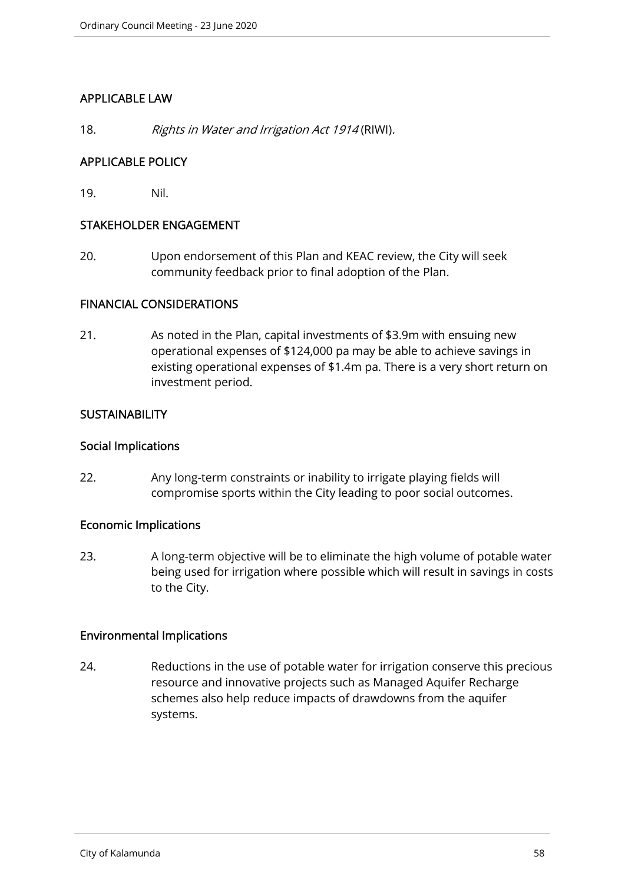## APPLICABLE LAW

18. *Rights in Water and Irrigation Act 1914* (RIWI).

## APPLICABLE POLICY

19. Nil.

## STAKEHOLDER ENGAGEMENT

20. Upon endorsement of this Plan and KEAC review, the City will seek community feedback prior to final adoption of the Plan.

## FINANCIAL CONSIDERATIONS

21. As noted in the Plan, capital investments of $3.9m with ensuing new operational expenses of $124,000 pa may be able to achieve savings in existing operational expenses of $1.4m pa. There is a very short return on investment period.

## SUSTAINABILITY

### Social Implications

22. Any long-term constraints or inability to irrigate playing fields will compromise sports within the City leading to poor social outcomes.

### Economic Implications

23. A long-term objective will be to eliminate the high volume of potable water being used for irrigation where possible which will result in savings in costs to the City.

### Environmental Implications

24. Reductions in the use of potable water for irrigation conserve this precious resource and innovative projects such as Managed Aquifer Recharge schemes also help reduce impacts of drawdowns from the aquifer systems.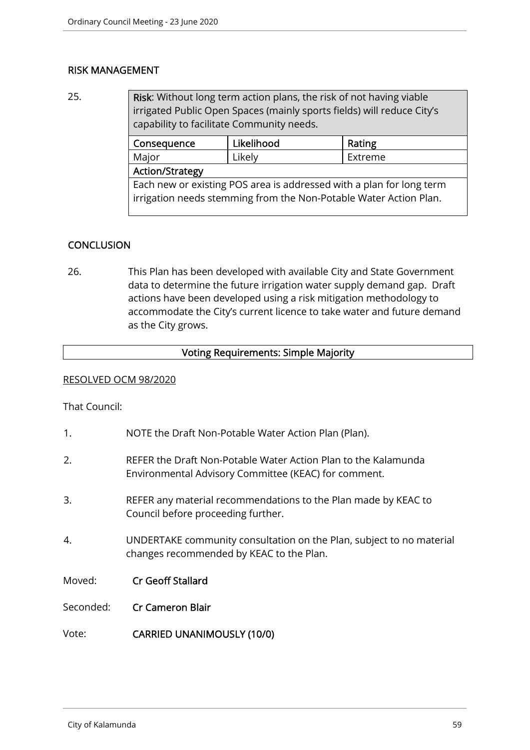## RISK MANAGEMENT

25.

| | | |
|---|---|---|
| **Risk**: Without long term action plans, the risk of not having viable irrigated Public Open Spaces (mainly sports fields) will reduce City's capability to facilitate Community needs. | | |
| **Consequence** | **Likelihood** | **Rating** |
| Major | Likely | Extreme |
| **Action/Strategy** | | |
| Each new or existing POS area is addressed with a plan for long term irrigation needs stemming from the Non-Potable Water Action Plan. | | |

## CONCLUSION

26. This Plan has been developed with available City and State Government data to determine the future irrigation water supply demand gap. Draft actions have been developed using a risk mitigation methodology to accommodate the City's current licence to take water and future demand as the City grows.

**Voting Requirements: Simple Majority**

RESOLVED OCM 98/2020

That Council:

1. NOTE the Draft Non-Potable Water Action Plan (Plan).
2. REFER the Draft Non-Potable Water Action Plan to the Kalamunda Environmental Advisory Committee (KEAC) for comment.
3. REFER any material recommendations to the Plan made by KEAC to Council before proceeding further.
4. UNDERTAKE community consultation on the Plan, subject to no material changes recommended by KEAC to the Plan.

Moved: **Cr Geoff Stallard**

Seconded: **Cr Cameron Blair**

Vote: **CARRIED UNANIMOUSLY (10/0)**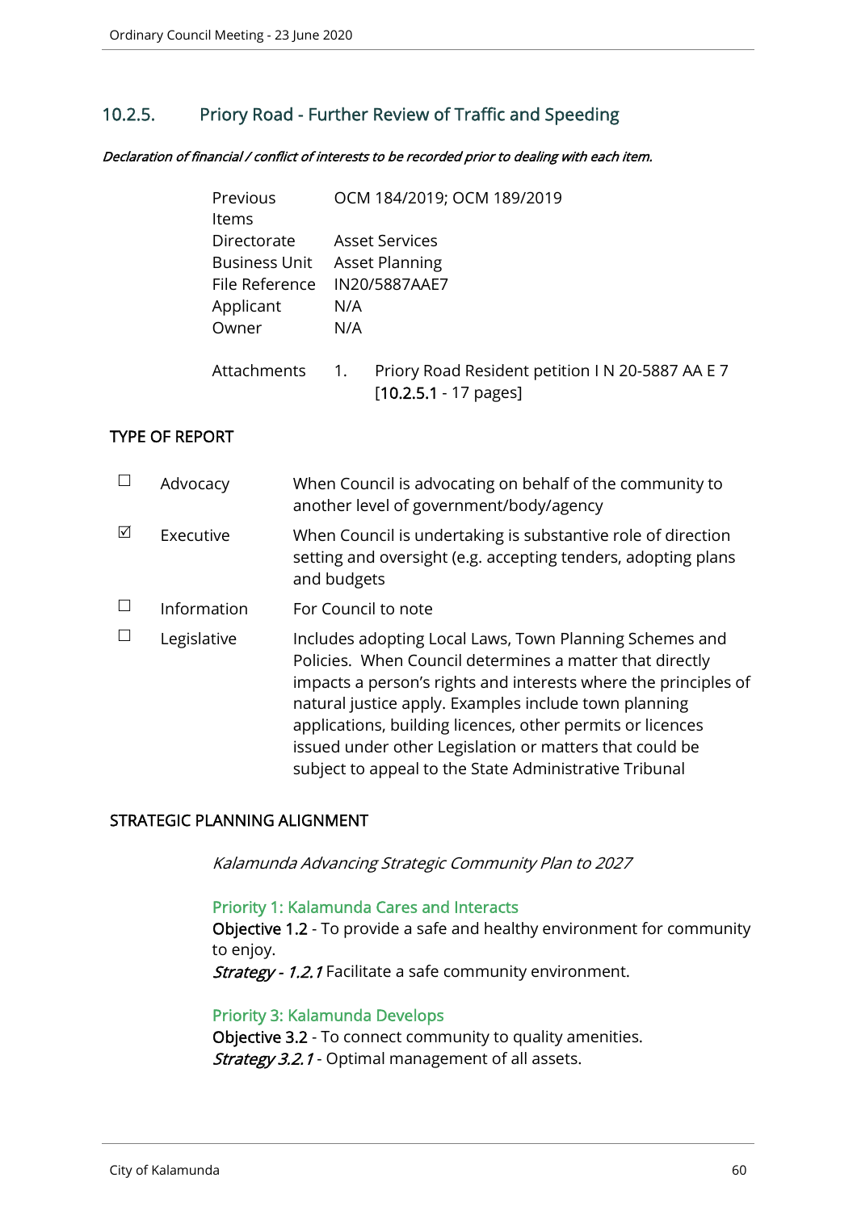## 10.2.5. Priory Road - Further Review of Traffic and Speeding

***Declaration of financial / conflict of interests to be recorded prior to dealing with each item.***

| | |
|---|---|
| Previous Items | OCM 184/2019; OCM 189/2019 |
| Directorate | Asset Services |
| Business Unit | Asset Planning |
| File Reference | IN20/5887AAE7 |
| Applicant | N/A |
| Owner | N/A |

Attachments 1. Priory Road Resident petition I N 20-5887 AA E 7 [10.2.5.1 - 17 pages]

### TYPE OF REPORT

| | | |
|---|---|---|
| ☐ | Advocacy | When Council is advocating on behalf of the community to another level of government/body/agency |
| ☑ | Executive | When Council is undertaking is substantive role of direction setting and oversight (e.g. accepting tenders, adopting plans and budgets |
| ☐ | Information | For Council to note |
| ☐ | Legislative | Includes adopting Local Laws, Town Planning Schemes and Policies. When Council determines a matter that directly impacts a person's rights and interests where the principles of natural justice apply. Examples include town planning applications, building licences, other permits or licences issued under other Legislation or matters that could be subject to appeal to the State Administrative Tribunal |

### STRATEGIC PLANNING ALIGNMENT

*Kalamunda Advancing Strategic Community Plan to 2027*

**Priority 1: Kalamunda Cares and Interacts**
**Objective 1.2** - To provide a safe and healthy environment for community to enjoy.
***Strategy - 1.2.1*** Facilitate a safe community environment.

**Priority 3: Kalamunda Develops**
**Objective 3.2** - To connect community to quality amenities.
***Strategy 3.2.1*** - Optimal management of all assets.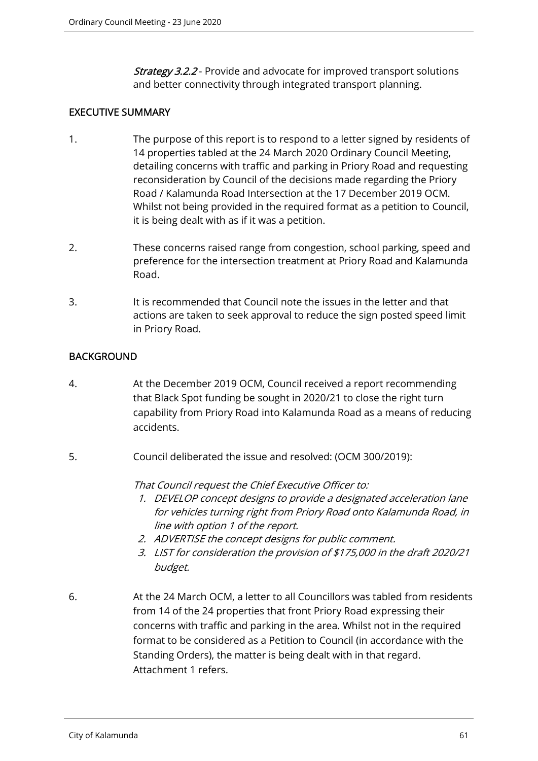*Strategy 3.2.2* - Provide and advocate for improved transport solutions and better connectivity through integrated transport planning.

## EXECUTIVE SUMMARY

1. The purpose of this report is to respond to a letter signed by residents of 14 properties tabled at the 24 March 2020 Ordinary Council Meeting, detailing concerns with traffic and parking in Priory Road and requesting reconsideration by Council of the decisions made regarding the Priory Road / Kalamunda Road Intersection at the 17 December 2019 OCM. Whilst not being provided in the required format as a petition to Council, it is being dealt with as if it was a petition.

2. These concerns raised range from congestion, school parking, speed and preference for the intersection treatment at Priory Road and Kalamunda Road.

3. It is recommended that Council note the issues in the letter and that actions are taken to seek approval to reduce the sign posted speed limit in Priory Road.

## BACKGROUND

4. At the December 2019 OCM, Council received a report recommending that Black Spot funding be sought in 2020/21 to close the right turn capability from Priory Road into Kalamunda Road as a means of reducing accidents.

5. Council deliberated the issue and resolved: (OCM 300/2019):

   *That Council request the Chief Executive Officer to:*
   1. *DEVELOP concept designs to provide a designated acceleration lane for vehicles turning right from Priory Road onto Kalamunda Road, in line with option 1 of the report.*
   2. *ADVERTISE the concept designs for public comment.*
   3. *LIST for consideration the provision of $175,000 in the draft 2020/21 budget.*

6. At the 24 March OCM, a letter to all Councillors was tabled from residents from 14 of the 24 properties that front Priory Road expressing their concerns with traffic and parking in the area. Whilst not in the required format to be considered as a Petition to Council (in accordance with the Standing Orders), the matter is being dealt with in that regard. Attachment 1 refers.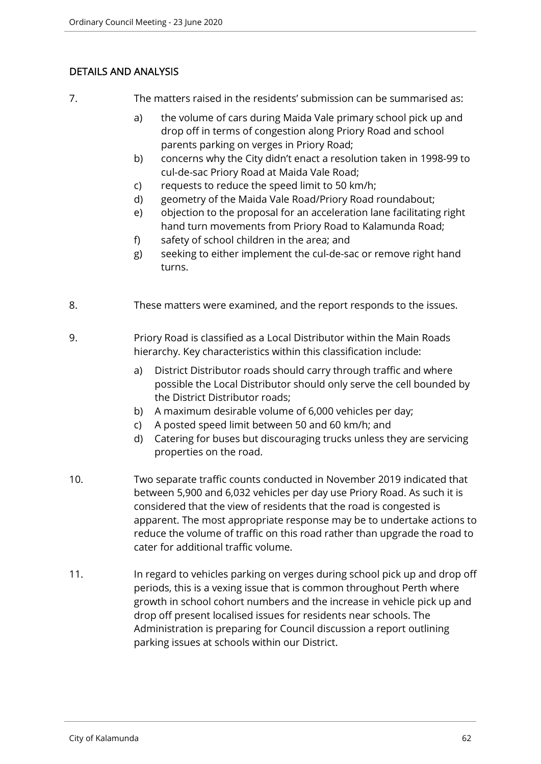## DETAILS AND ANALYSIS

7. The matters raised in the residents' submission can be summarised as:

   a) the volume of cars during Maida Vale primary school pick up and drop off in terms of congestion along Priory Road and school parents parking on verges in Priory Road;
   
   b) concerns why the City didn't enact a resolution taken in 1998-99 to cul-de-sac Priory Road at Maida Vale Road;
   
   c) requests to reduce the speed limit to 50 km/h;
   
   d) geometry of the Maida Vale Road/Priory Road roundabout;
   
   e) objection to the proposal for an acceleration lane facilitating right hand turn movements from Priory Road to Kalamunda Road;
   
   f) safety of school children in the area; and
   
   g) seeking to either implement the cul-de-sac or remove right hand turns.

8. These matters were examined, and the report responds to the issues.

9. Priory Road is classified as a Local Distributor within the Main Roads hierarchy. Key characteristics within this classification include:

   a) District Distributor roads should carry through traffic and where possible the Local Distributor should only serve the cell bounded by the District Distributor roads;
   
   b) A maximum desirable volume of 6,000 vehicles per day;
   
   c) A posted speed limit between 50 and 60 km/h; and
   
   d) Catering for buses but discouraging trucks unless they are servicing properties on the road.

10. Two separate traffic counts conducted in November 2019 indicated that between 5,900 and 6,032 vehicles per day use Priory Road. As such it is considered that the view of residents that the road is congested is apparent. The most appropriate response may be to undertake actions to reduce the volume of traffic on this road rather than upgrade the road to cater for additional traffic volume.

11. In regard to vehicles parking on verges during school pick up and drop off periods, this is a vexing issue that is common throughout Perth where growth in school cohort numbers and the increase in vehicle pick up and drop off present localised issues for residents near schools. The Administration is preparing for Council discussion a report outlining parking issues at schools within our District.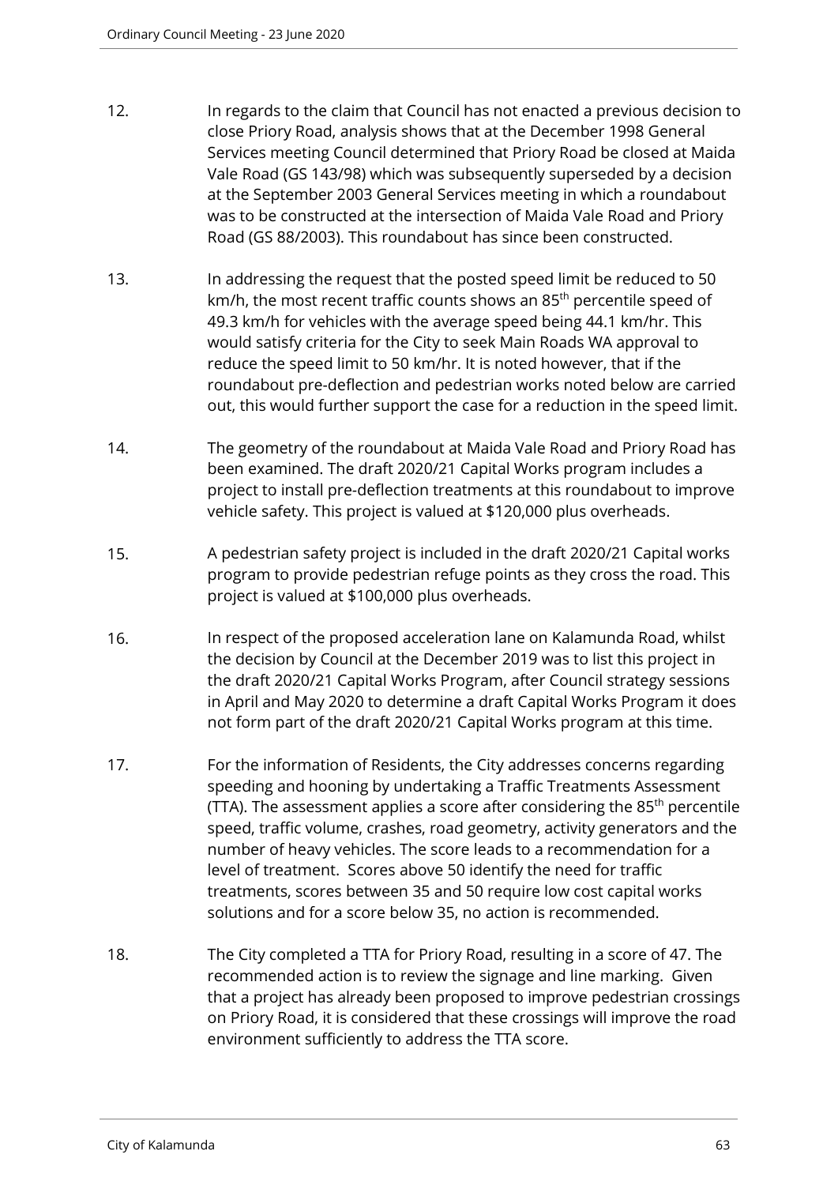12. In regards to the claim that Council has not enacted a previous decision to close Priory Road, analysis shows that at the December 1998 General Services meeting Council determined that Priory Road be closed at Maida Vale Road (GS 143/98) which was subsequently superseded by a decision at the September 2003 General Services meeting in which a roundabout was to be constructed at the intersection of Maida Vale Road and Priory Road (GS 88/2003). This roundabout has since been constructed.

13. In addressing the request that the posted speed limit be reduced to 50 km/h, the most recent traffic counts shows an 85$^{th}$ percentile speed of 49.3 km/h for vehicles with the average speed being 44.1 km/hr. This would satisfy criteria for the City to seek Main Roads WA approval to reduce the speed limit to 50 km/hr. It is noted however, that if the roundabout pre-deflection and pedestrian works noted below are carried out, this would further support the case for a reduction in the speed limit.

14. The geometry of the roundabout at Maida Vale Road and Priory Road has been examined. The draft 2020/21 Capital Works program includes a project to install pre-deflection treatments at this roundabout to improve vehicle safety. This project is valued at $120,000 plus overheads.

15. A pedestrian safety project is included in the draft 2020/21 Capital works program to provide pedestrian refuge points as they cross the road. This project is valued at $100,000 plus overheads.

16. In respect of the proposed acceleration lane on Kalamunda Road, whilst the decision by Council at the December 2019 was to list this project in the draft 2020/21 Capital Works Program, after Council strategy sessions in April and May 2020 to determine a draft Capital Works Program it does not form part of the draft 2020/21 Capital Works program at this time.

17. For the information of Residents, the City addresses concerns regarding speeding and hooning by undertaking a Traffic Treatments Assessment (TTA). The assessment applies a score after considering the 85$^{th}$ percentile speed, traffic volume, crashes, road geometry, activity generators and the number of heavy vehicles. The score leads to a recommendation for a level of treatment. Scores above 50 identify the need for traffic treatments, scores between 35 and 50 require low cost capital works solutions and for a score below 35, no action is recommended.

18. The City completed a TTA for Priory Road, resulting in a score of 47. The recommended action is to review the signage and line marking. Given that a project has already been proposed to improve pedestrian crossings on Priory Road, it is considered that these crossings will improve the road environment sufficiently to address the TTA score.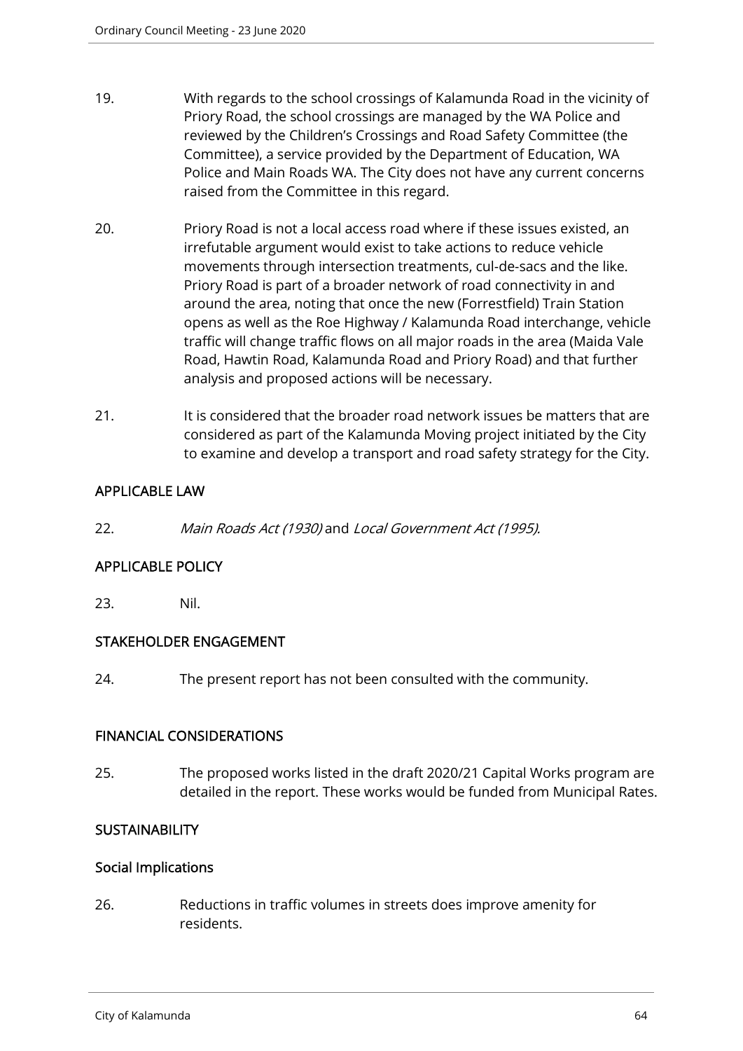19. With regards to the school crossings of Kalamunda Road in the vicinity of Priory Road, the school crossings are managed by the WA Police and reviewed by the Children's Crossings and Road Safety Committee (the Committee), a service provided by the Department of Education, WA Police and Main Roads WA. The City does not have any current concerns raised from the Committee in this regard.

20. Priory Road is not a local access road where if these issues existed, an irrefutable argument would exist to take actions to reduce vehicle movements through intersection treatments, cul-de-sacs and the like. Priory Road is part of a broader network of road connectivity in and around the area, noting that once the new (Forrestfield) Train Station opens as well as the Roe Highway / Kalamunda Road interchange, vehicle traffic will change traffic flows on all major roads in the area (Maida Vale Road, Hawtin Road, Kalamunda Road and Priory Road) and that further analysis and proposed actions will be necessary.

21. It is considered that the broader road network issues be matters that are considered as part of the Kalamunda Moving project initiated by the City to examine and develop a transport and road safety strategy for the City.

## APPLICABLE LAW

22. *Main Roads Act (1930)* and *Local Government Act (1995).*

## APPLICABLE POLICY

23. Nil.

## STAKEHOLDER ENGAGEMENT

24. The present report has not been consulted with the community.

## FINANCIAL CONSIDERATIONS

25. The proposed works listed in the draft 2020/21 Capital Works program are detailed in the report. These works would be funded from Municipal Rates.

## SUSTAINABILITY

### Social Implications

26. Reductions in traffic volumes in streets does improve amenity for residents.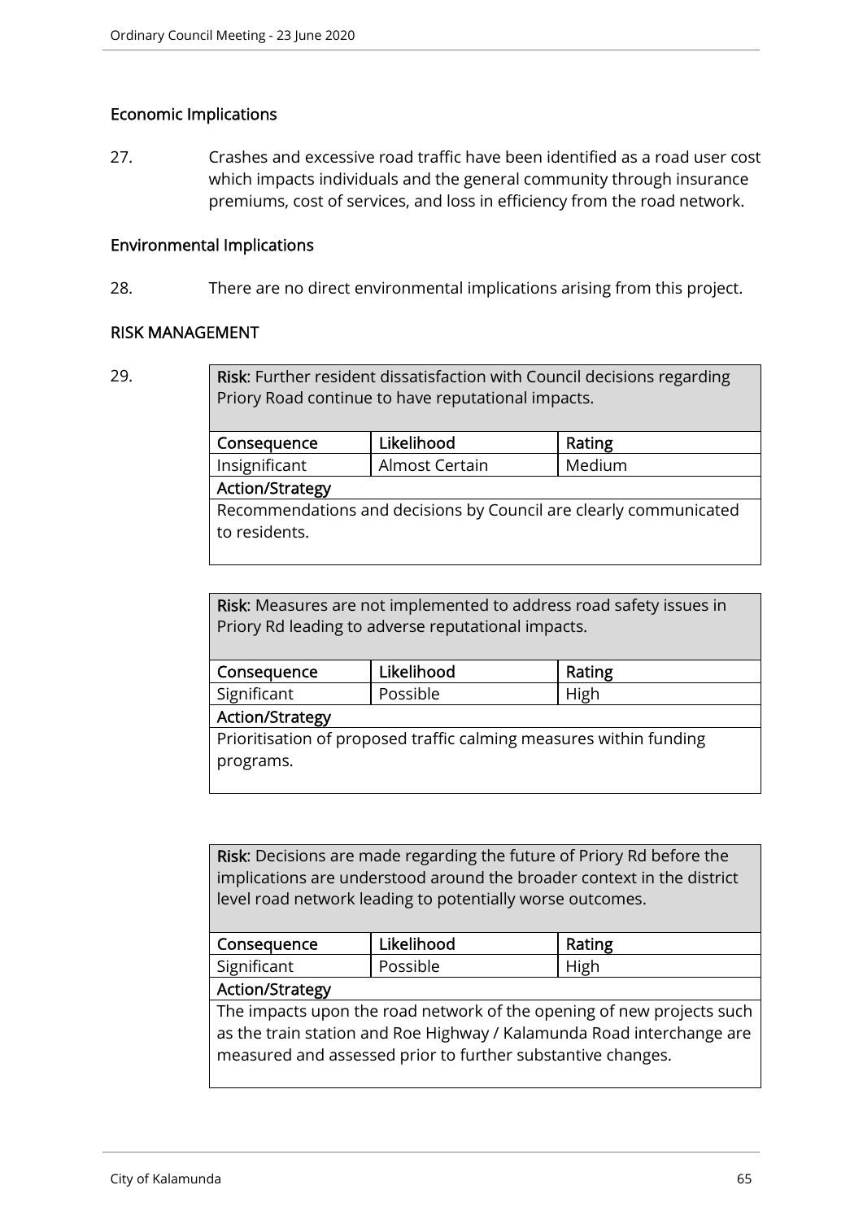## Economic Implications

27. Crashes and excessive road traffic have been identified as a road user cost which impacts individuals and the general community through insurance premiums, cost of services, and loss in efficiency from the road network.

## Environmental Implications

28. There are no direct environmental implications arising from this project.

## RISK MANAGEMENT

29.

| **Risk**: Further resident dissatisfaction with Council decisions regarding Priory Road continue to have reputational impacts. | | |
|---|---|---|
| **Consequence** | **Likelihood** | **Rating** |
| Insignificant | Almost Certain | Medium |
| **Action/Strategy** | | |
| Recommendations and decisions by Council are clearly communicated to residents. | | |

| **Risk**: Measures are not implemented to address road safety issues in Priory Rd leading to adverse reputational impacts. | | |
|---|---|---|
| **Consequence** | **Likelihood** | **Rating** |
| Significant | Possible | High |
| **Action/Strategy** | | |
| Prioritisation of proposed traffic calming measures within funding programs. | | |

| **Risk**: Decisions are made regarding the future of Priory Rd before the implications are understood around the broader context in the district level road network leading to potentially worse outcomes. | | |
|---|---|---|
| **Consequence** | **Likelihood** | **Rating** |
| Significant | Possible | High |
| **Action/Strategy** | | |
| The impacts upon the road network of the opening of new projects such as the train station and Roe Highway / Kalamunda Road interchange are measured and assessed prior to further substantive changes. | | |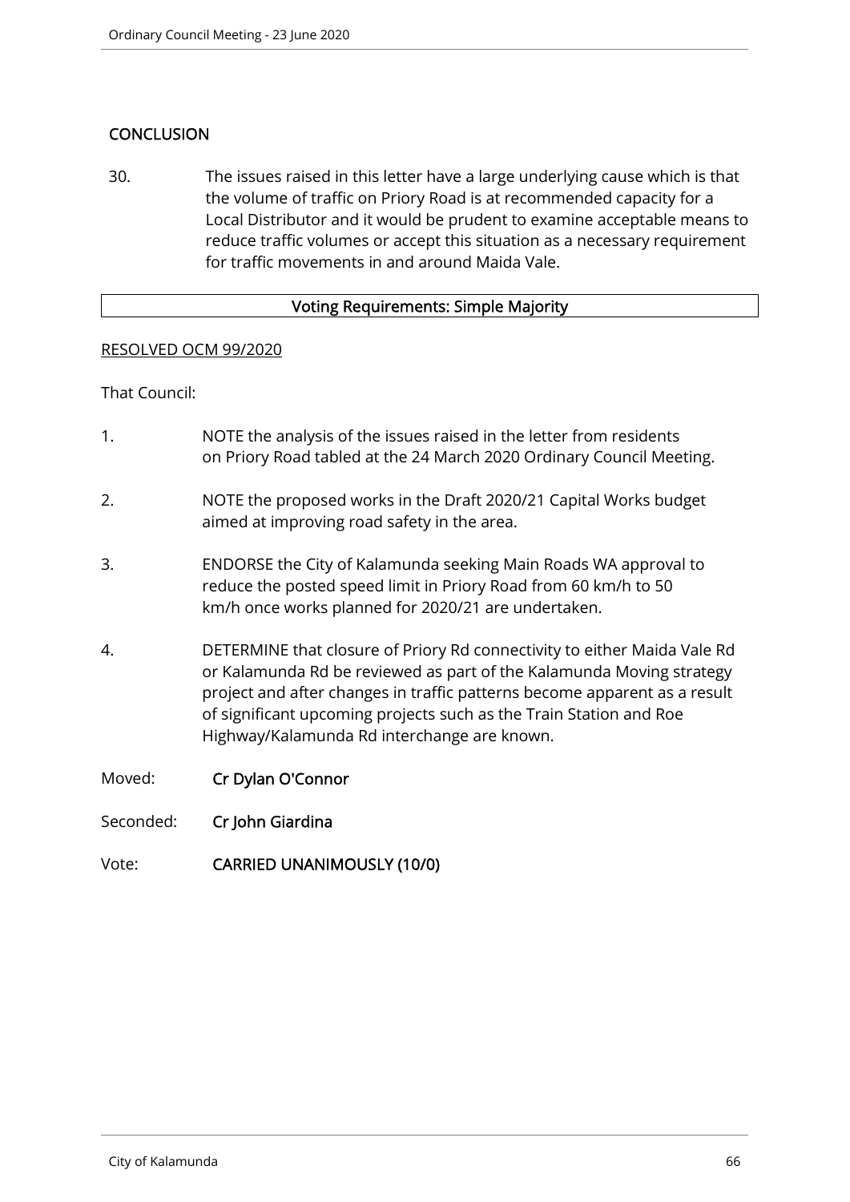## CONCLUSION

30. The issues raised in this letter have a large underlying cause which is that the volume of traffic on Priory Road is at recommended capacity for a Local Distributor and it would be prudent to examine acceptable means to reduce traffic volumes or accept this situation as a necessary requirement for traffic movements in and around Maida Vale.

| Voting Requirements: Simple Majority |
| --- |

RESOLVED OCM 99/2020

That Council:

1. NOTE the analysis of the issues raised in the letter from residents on Priory Road tabled at the 24 March 2020 Ordinary Council Meeting.

2. NOTE the proposed works in the Draft 2020/21 Capital Works budget aimed at improving road safety in the area.

3. ENDORSE the City of Kalamunda seeking Main Roads WA approval to reduce the posted speed limit in Priory Road from 60 km/h to 50 km/h once works planned for 2020/21 are undertaken.

4. DETERMINE that closure of Priory Rd connectivity to either Maida Vale Rd or Kalamunda Rd be reviewed as part of the Kalamunda Moving strategy project and after changes in traffic patterns become apparent as a result of significant upcoming projects such as the Train Station and Roe Highway/Kalamunda Rd interchange are known.

Moved: **Cr Dylan O'Connor**

Seconded: **Cr John Giardina**

Vote: **CARRIED UNANIMOUSLY (10/0)**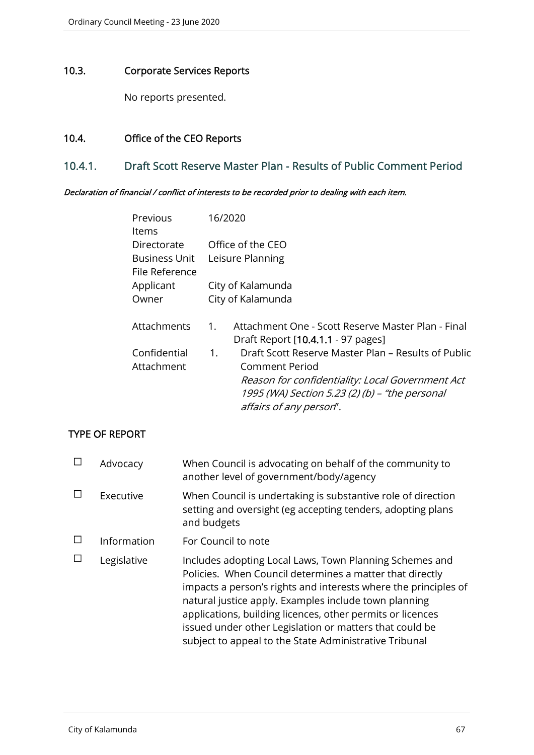## 10.3. Corporate Services Reports

No reports presented.

## 10.4. Office of the CEO Reports

### 10.4.1. Draft Scott Reserve Master Plan - Results of Public Comment Period

***Declaration of financial / conflict of interests to be recorded prior to dealing with each item.***

| | |
|---|---|
| Previous Items | 16/2020 |
| Directorate | Office of the CEO |
| Business Unit | Leisure Planning |
| File Reference | |
| Applicant | City of Kalamunda |
| Owner | City of Kalamunda |
| Attachments | 1. Attachment One - Scott Reserve Master Plan - Final Draft Report [**10.4.1.1** - 97 pages] |
| Confidential Attachment | 1. Draft Scott Reserve Master Plan – Results of Public Comment Period<br>*Reason for confidentiality: Local Government Act 1995 (WA) Section 5.23 (2) (b) – "the personal affairs of any person*". |

**TYPE OF REPORT**

| | | |
|---|---|---|
| ☐ | Advocacy | When Council is advocating on behalf of the community to another level of government/body/agency |
| ☐ | Executive | When Council is undertaking is substantive role of direction setting and oversight (eg accepting tenders, adopting plans and budgets |
| ☐ | Information | For Council to note |
| ☐ | Legislative | Includes adopting Local Laws, Town Planning Schemes and Policies. When Council determines a matter that directly impacts a person's rights and interests where the principles of natural justice apply. Examples include town planning applications, building licences, other permits or licences issued under other Legislation or matters that could be subject to appeal to the State Administrative Tribunal |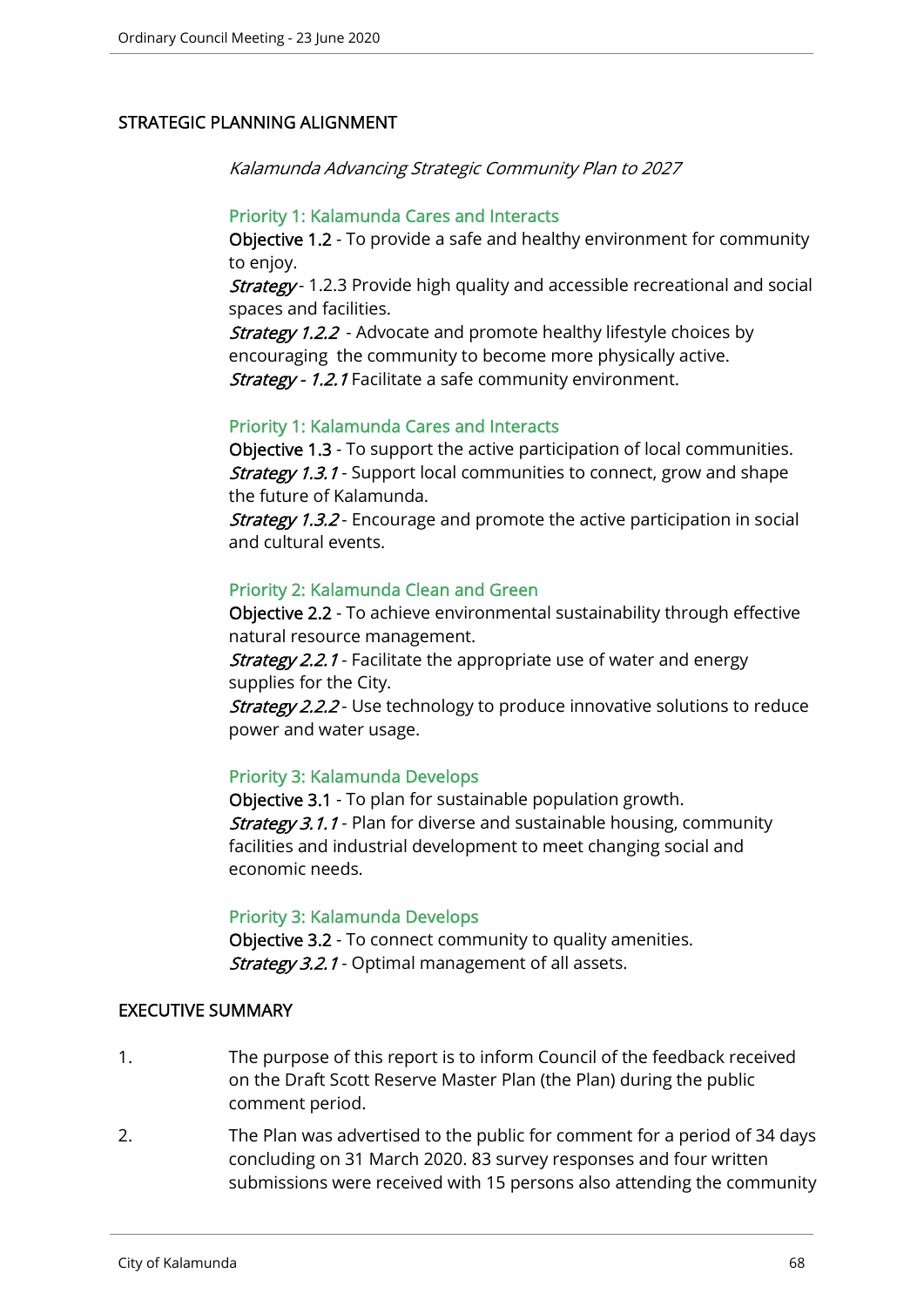## STRATEGIC PLANNING ALIGNMENT

*Kalamunda Advancing Strategic Community Plan to 2027*

### Priority 1: Kalamunda Cares and Interacts

**Objective 1.2** - To provide a safe and healthy environment for community to enjoy.
***Strategy*** - 1.2.3 Provide high quality and accessible recreational and social spaces and facilities.
***Strategy 1.2.2*** - Advocate and promote healthy lifestyle choices by encouraging the community to become more physically active.
***Strategy - 1.2.1*** Facilitate a safe community environment.

### Priority 1: Kalamunda Cares and Interacts

**Objective 1.3** - To support the active participation of local communities.
***Strategy 1.3.1*** - Support local communities to connect, grow and shape the future of Kalamunda.
***Strategy 1.3.2*** - Encourage and promote the active participation in social and cultural events.

### Priority 2: Kalamunda Clean and Green

**Objective 2.2** - To achieve environmental sustainability through effective natural resource management.
***Strategy 2.2.1*** - Facilitate the appropriate use of water and energy supplies for the City.
***Strategy 2.2.2*** - Use technology to produce innovative solutions to reduce power and water usage.

### Priority 3: Kalamunda Develops

**Objective 3.1** - To plan for sustainable population growth.
***Strategy 3.1.1*** - Plan for diverse and sustainable housing, community facilities and industrial development to meet changing social and economic needs.

### Priority 3: Kalamunda Develops

**Objective 3.2** - To connect community to quality amenities.
***Strategy 3.2.1*** - Optimal management of all assets.

## EXECUTIVE SUMMARY

1. The purpose of this report is to inform Council of the feedback received on the Draft Scott Reserve Master Plan (the Plan) during the public comment period.

2. The Plan was advertised to the public for comment for a period of 34 days concluding on 31 March 2020. 83 survey responses and four written submissions were received with 15 persons also attending the community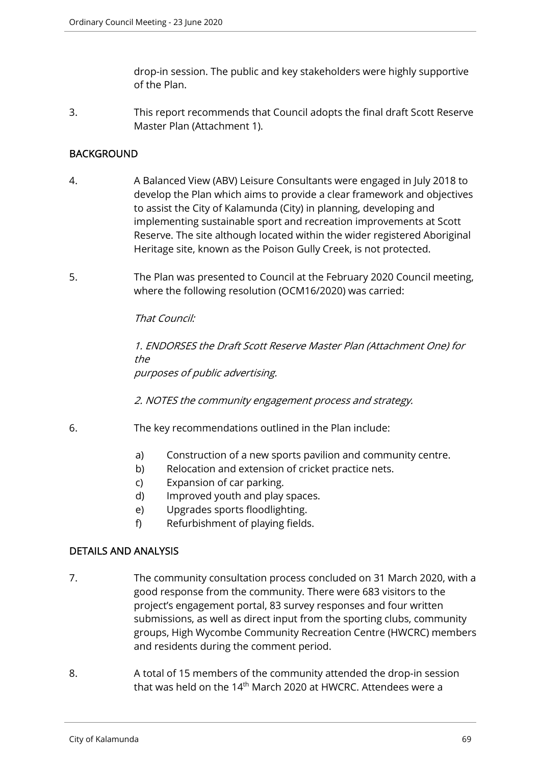drop-in session. The public and key stakeholders were highly supportive of the Plan.

3. This report recommends that Council adopts the final draft Scott Reserve Master Plan (Attachment 1).

## BACKGROUND

4. A Balanced View (ABV) Leisure Consultants were engaged in July 2018 to develop the Plan which aims to provide a clear framework and objectives to assist the City of Kalamunda (City) in planning, developing and implementing sustainable sport and recreation improvements at Scott Reserve. The site although located within the wider registered Aboriginal Heritage site, known as the Poison Gully Creek, is not protected.

5. The Plan was presented to Council at the February 2020 Council meeting, where the following resolution (OCM16/2020) was carried:

   *That Council:*

   *1. ENDORSES the Draft Scott Reserve Master Plan (Attachment One) for the purposes of public advertising.*

   *2. NOTES the community engagement process and strategy.*

6. The key recommendations outlined in the Plan include:

   a) Construction of a new sports pavilion and community centre.
   b) Relocation and extension of cricket practice nets.
   c) Expansion of car parking.
   d) Improved youth and play spaces.
   e) Upgrades sports floodlighting.
   f) Refurbishment of playing fields.

## DETAILS AND ANALYSIS

7. The community consultation process concluded on 31 March 2020, with a good response from the community. There were 683 visitors to the project's engagement portal, 83 survey responses and four written submissions, as well as direct input from the sporting clubs, community groups, High Wycombe Community Recreation Centre (HWCRC) members and residents during the comment period.

8. A total of 15 members of the community attended the drop-in session that was held on the 14th March 2020 at HWCRC. Attendees were a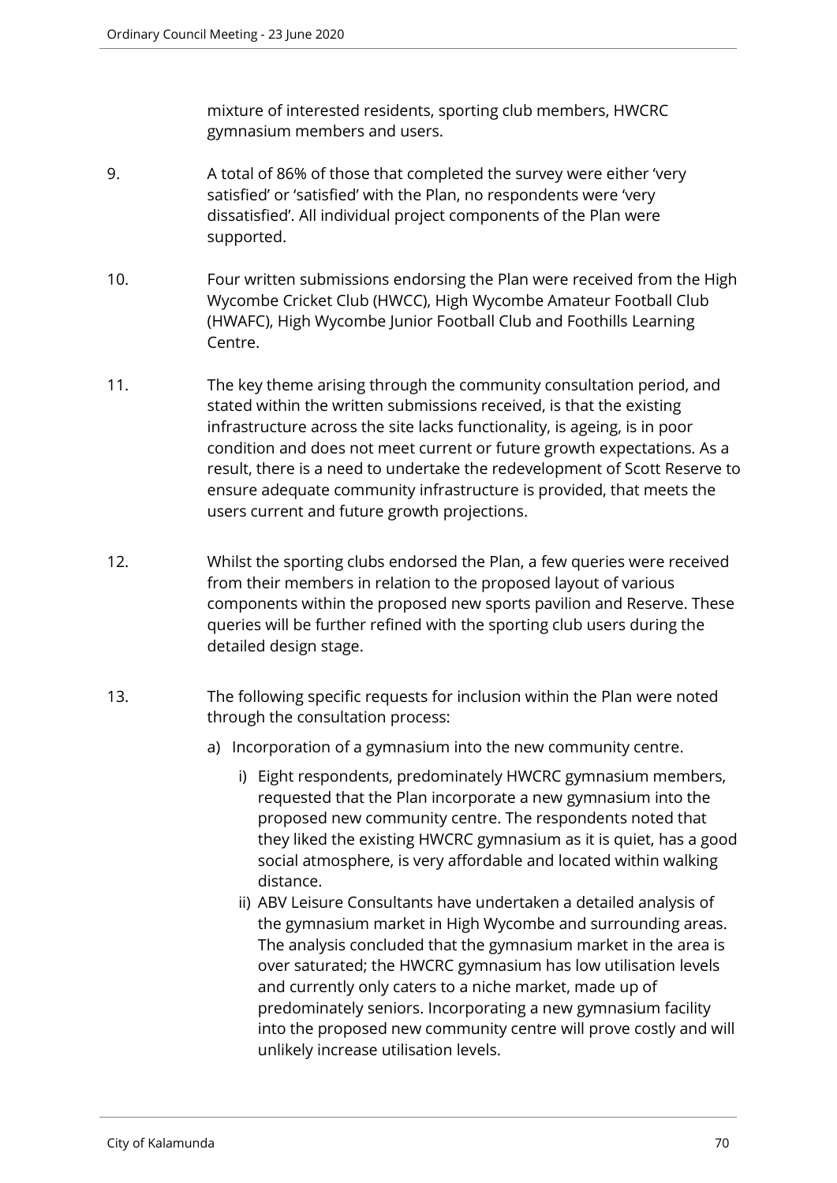mixture of interested residents, sporting club members, HWCRC gymnasium members and users.

9. A total of 86% of those that completed the survey were either 'very satisfied' or 'satisfied' with the Plan, no respondents were 'very dissatisfied'. All individual project components of the Plan were supported.

10. Four written submissions endorsing the Plan were received from the High Wycombe Cricket Club (HWCC), High Wycombe Amateur Football Club (HWAFC), High Wycombe Junior Football Club and Foothills Learning Centre.

11. The key theme arising through the community consultation period, and stated within the written submissions received, is that the existing infrastructure across the site lacks functionality, is ageing, is in poor condition and does not meet current or future growth expectations. As a result, there is a need to undertake the redevelopment of Scott Reserve to ensure adequate community infrastructure is provided, that meets the users current and future growth projections.

12. Whilst the sporting clubs endorsed the Plan, a few queries were received from their members in relation to the proposed layout of various components within the proposed new sports pavilion and Reserve. These queries will be further refined with the sporting club users during the detailed design stage.

13. The following specific requests for inclusion within the Plan were noted through the consultation process:

    a) Incorporation of a gymnasium into the new community centre.

        i) Eight respondents, predominately HWCRC gymnasium members, requested that the Plan incorporate a new gymnasium into the proposed new community centre. The respondents noted that they liked the existing HWCRC gymnasium as it is quiet, has a good social atmosphere, is very affordable and located within walking distance.

        ii) ABV Leisure Consultants have undertaken a detailed analysis of the gymnasium market in High Wycombe and surrounding areas. The analysis concluded that the gymnasium market in the area is over saturated; the HWCRC gymnasium has low utilisation levels and currently only caters to a niche market, made up of predominately seniors. Incorporating a new gymnasium facility into the proposed new community centre will prove costly and will unlikely increase utilisation levels.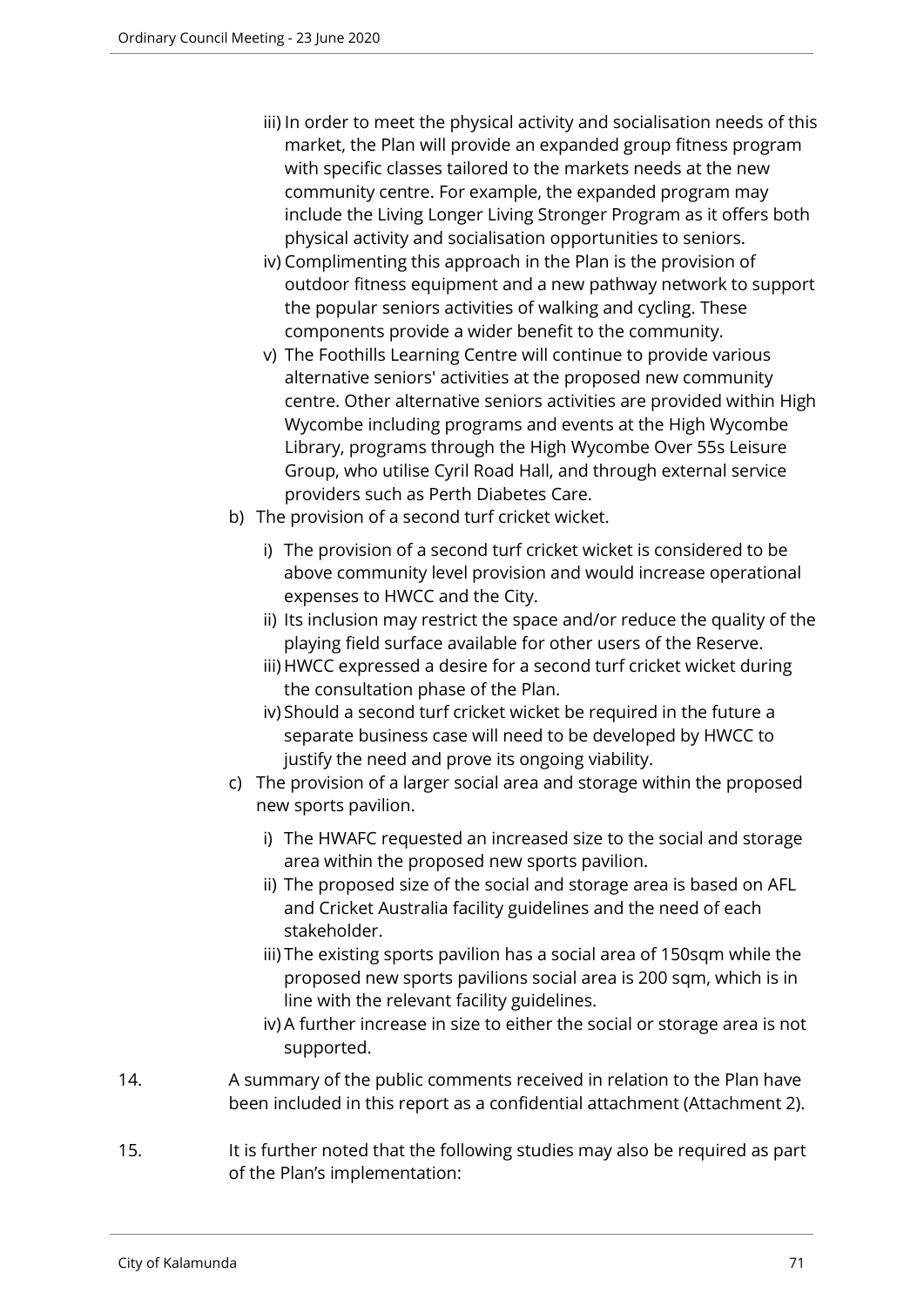- iii) In order to meet the physical activity and socialisation needs of this market, the Plan will provide an expanded group fitness program with specific classes tailored to the markets needs at the new community centre. For example, the expanded program may include the Living Longer Living Stronger Program as it offers both physical activity and socialisation opportunities to seniors.
   - iv) Complimenting this approach in the Plan is the provision of outdoor fitness equipment and a new pathway network to support the popular seniors activities of walking and cycling. These components provide a wider benefit to the community.
   - v) The Foothills Learning Centre will continue to provide various alternative seniors' activities at the proposed new community centre. Other alternative seniors activities are provided within High Wycombe including programs and events at the High Wycombe Library, programs through the High Wycombe Over 55s Leisure Group, who utilise Cyril Road Hall, and through external service providers such as Perth Diabetes Care.

b) The provision of a second turf cricket wicket.

   - i) The provision of a second turf cricket wicket is considered to be above community level provision and would increase operational expenses to HWCC and the City.
   - ii) Its inclusion may restrict the space and/or reduce the quality of the playing field surface available for other users of the Reserve.
   - iii) HWCC expressed a desire for a second turf cricket wicket during the consultation phase of the Plan.
   - iv) Should a second turf cricket wicket be required in the future a separate business case will need to be developed by HWCC to justify the need and prove its ongoing viability.

c) The provision of a larger social area and storage within the proposed new sports pavilion.

   - i) The HWAFC requested an increased size to the social and storage area within the proposed new sports pavilion.
   - ii) The proposed size of the social and storage area is based on AFL and Cricket Australia facility guidelines and the need of each stakeholder.
   - iii) The existing sports pavilion has a social area of 150sqm while the proposed new sports pavilions social area is 200 sqm, which is in line with the relevant facility guidelines.
   - iv) A further increase in size to either the social or storage area is not supported.

14. A summary of the public comments received in relation to the Plan have been included in this report as a confidential attachment (Attachment 2).

15. It is further noted that the following studies may also be required as part of the Plan's implementation: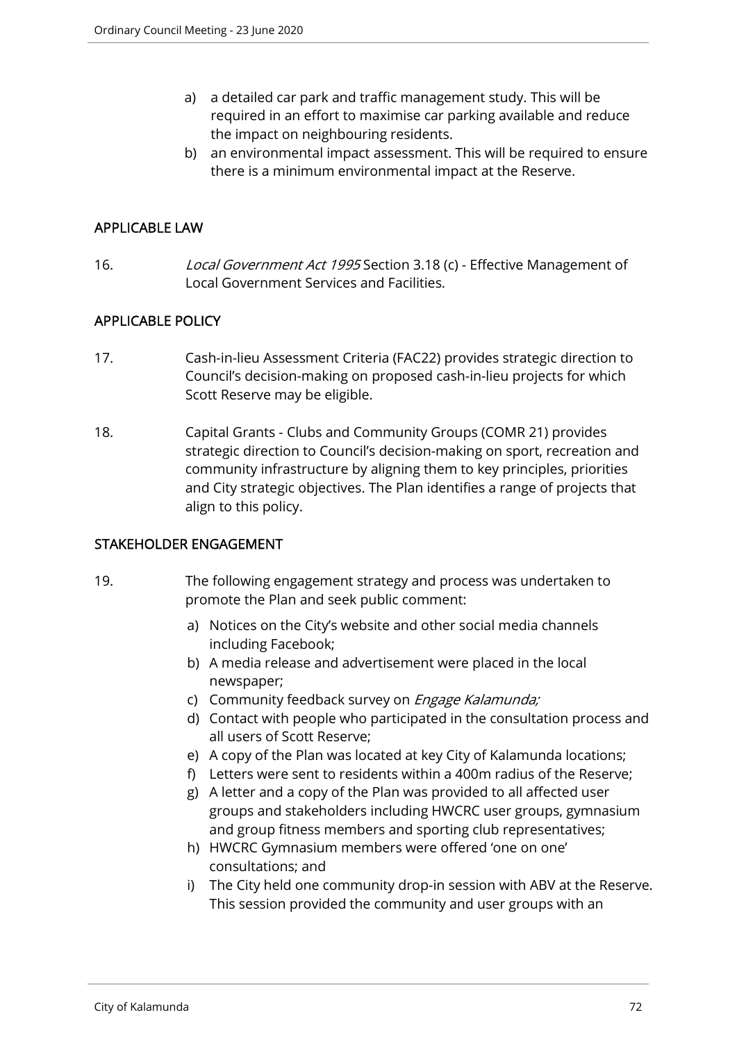a) a detailed car park and traffic management study. This will be required in an effort to maximise car parking available and reduce the impact on neighbouring residents.

b) an environmental impact assessment. This will be required to ensure there is a minimum environmental impact at the Reserve.

## APPLICABLE LAW

16. *Local Government Act 1995* Section 3.18 (c) - Effective Management of Local Government Services and Facilities.

## APPLICABLE POLICY

17. Cash-in-lieu Assessment Criteria (FAC22) provides strategic direction to Council's decision-making on proposed cash-in-lieu projects for which Scott Reserve may be eligible.

18. Capital Grants - Clubs and Community Groups (COMR 21) provides strategic direction to Council's decision-making on sport, recreation and community infrastructure by aligning them to key principles, priorities and City strategic objectives. The Plan identifies a range of projects that align to this policy.

## STAKEHOLDER ENGAGEMENT

19. The following engagement strategy and process was undertaken to promote the Plan and seek public comment:

    a) Notices on the City's website and other social media channels including Facebook;
    b) A media release and advertisement were placed in the local newspaper;
    c) Community feedback survey on *Engage Kalamunda;*
    d) Contact with people who participated in the consultation process and all users of Scott Reserve;
    e) A copy of the Plan was located at key City of Kalamunda locations;
    f) Letters were sent to residents within a 400m radius of the Reserve;
    g) A letter and a copy of the Plan was provided to all affected user groups and stakeholders including HWCRC user groups, gymnasium and group fitness members and sporting club representatives;
    h) HWCRC Gymnasium members were offered 'one on one' consultations; and
    i) The City held one community drop-in session with ABV at the Reserve. This session provided the community and user groups with an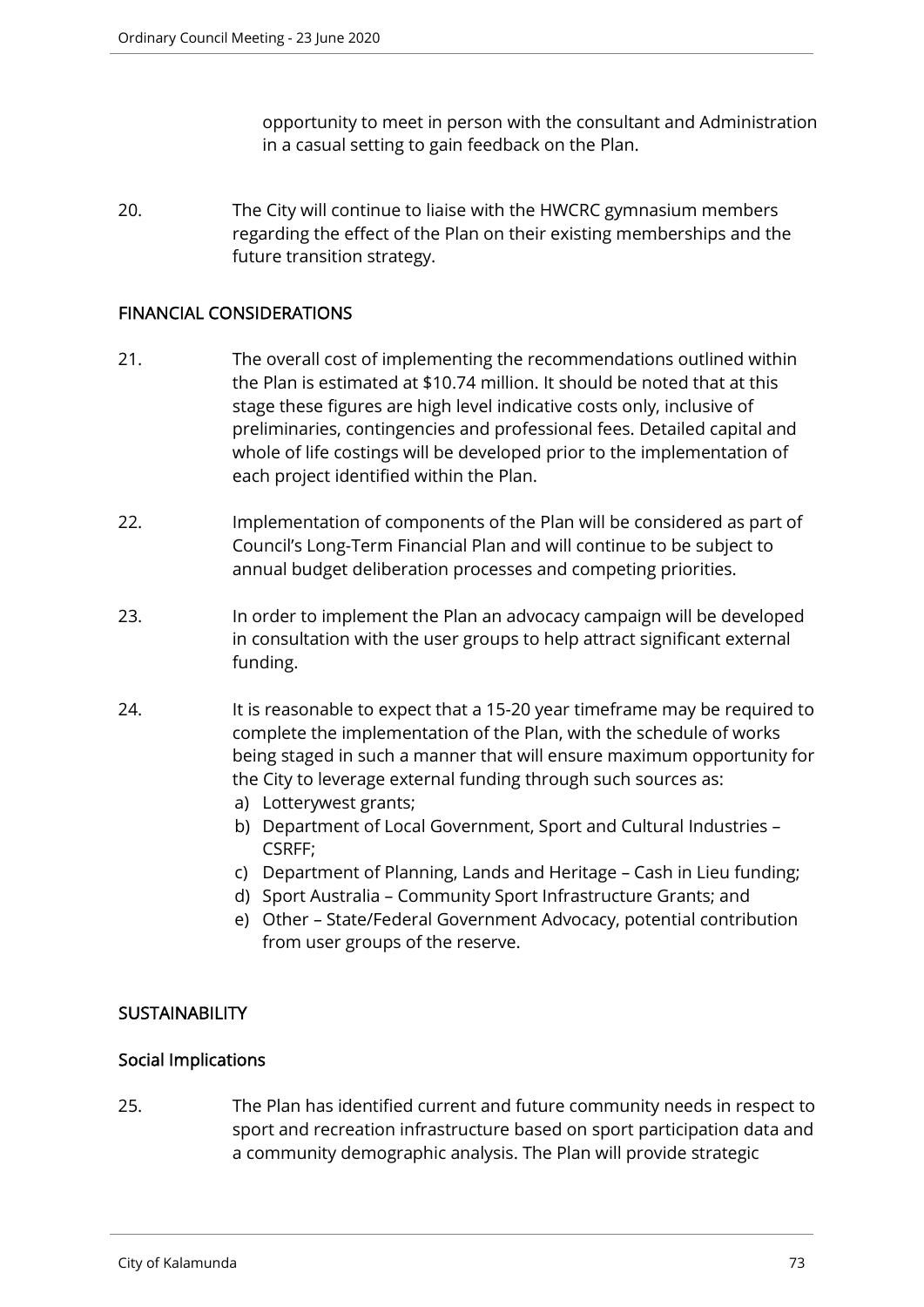opportunity to meet in person with the consultant and Administration in a casual setting to gain feedback on the Plan.

20. The City will continue to liaise with the HWCRC gymnasium members regarding the effect of the Plan on their existing memberships and the future transition strategy.

## FINANCIAL CONSIDERATIONS

21. The overall cost of implementing the recommendations outlined within the Plan is estimated at $10.74 million. It should be noted that at this stage these figures are high level indicative costs only, inclusive of preliminaries, contingencies and professional fees. Detailed capital and whole of life costings will be developed prior to the implementation of each project identified within the Plan.

22. Implementation of components of the Plan will be considered as part of Council's Long-Term Financial Plan and will continue to be subject to annual budget deliberation processes and competing priorities.

23. In order to implement the Plan an advocacy campaign will be developed in consultation with the user groups to help attract significant external funding.

24. It is reasonable to expect that a 15-20 year timeframe may be required to complete the implementation of the Plan, with the schedule of works being staged in such a manner that will ensure maximum opportunity for the City to leverage external funding through such sources as:
    a) Lotterywest grants;
    b) Department of Local Government, Sport and Cultural Industries – CSRFF;
    c) Department of Planning, Lands and Heritage – Cash in Lieu funding;
    d) Sport Australia – Community Sport Infrastructure Grants; and
    e) Other – State/Federal Government Advocacy, potential contribution from user groups of the reserve.

## SUSTAINABILITY

### Social Implications

25. The Plan has identified current and future community needs in respect to sport and recreation infrastructure based on sport participation data and a community demographic analysis. The Plan will provide strategic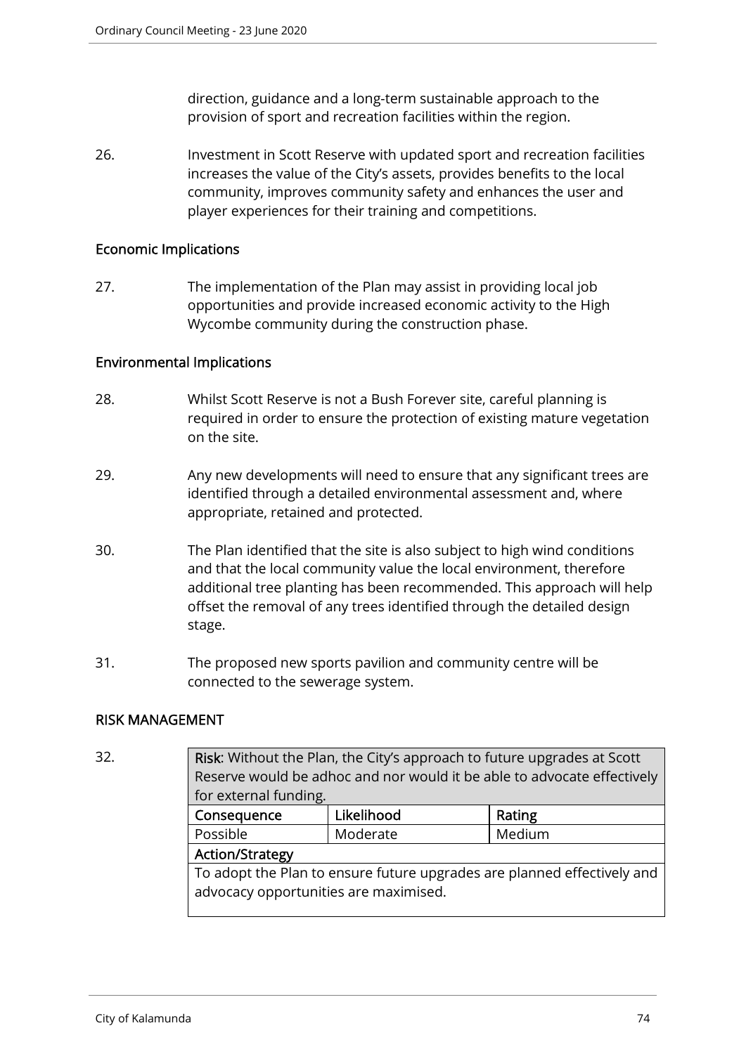direction, guidance and a long-term sustainable approach to the provision of sport and recreation facilities within the region.

26. Investment in Scott Reserve with updated sport and recreation facilities increases the value of the City's assets, provides benefits to the local community, improves community safety and enhances the user and player experiences for their training and competitions.

### Economic Implications

27. The implementation of the Plan may assist in providing local job opportunities and provide increased economic activity to the High Wycombe community during the construction phase.

### Environmental Implications

28. Whilst Scott Reserve is not a Bush Forever site, careful planning is required in order to ensure the protection of existing mature vegetation on the site.

29. Any new developments will need to ensure that any significant trees are identified through a detailed environmental assessment and, where appropriate, retained and protected.

30. The Plan identified that the site is also subject to high wind conditions and that the local community value the local environment, therefore additional tree planting has been recommended. This approach will help offset the removal of any trees identified through the detailed design stage.

31. The proposed new sports pavilion and community centre will be connected to the sewerage system.

## RISK MANAGEMENT

32.

| **Risk**: Without the Plan, the City's approach to future upgrades at Scott Reserve would be adhoc and nor would it be able to advocate effectively for external funding. | | |
|---|---|---|
| **Consequence** | **Likelihood** | **Rating** |
| Possible | Moderate | Medium |
| **Action/Strategy** | | |
| To adopt the Plan to ensure future upgrades are planned effectively and advocacy opportunities are maximised. | | |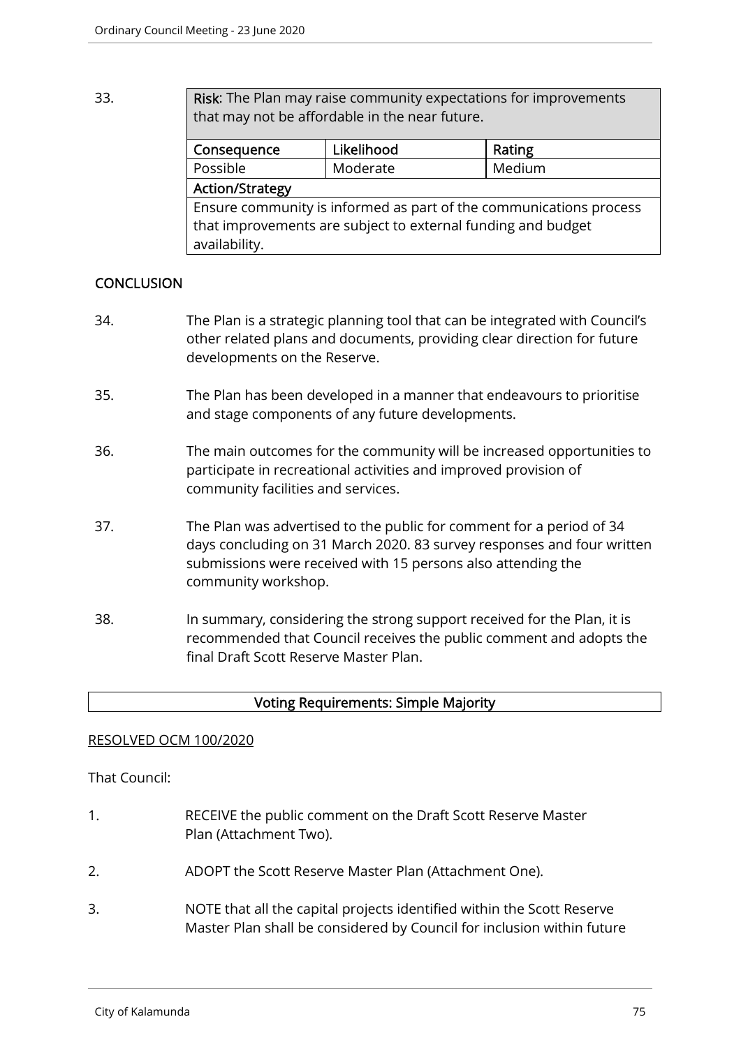33.

| **Risk**: The Plan may raise community expectations for improvements that may not be affordable in the near future. | | |
|---|---|---|
| **Consequence** | **Likelihood** | **Rating** |
| Possible | Moderate | Medium |
| **Action/Strategy** | | |
| Ensure community is informed as part of the communications process that improvements are subject to external funding and budget availability. | | |

## CONCLUSION

34. The Plan is a strategic planning tool that can be integrated with Council's other related plans and documents, providing clear direction for future developments on the Reserve.

35. The Plan has been developed in a manner that endeavours to prioritise and stage components of any future developments.

36. The main outcomes for the community will be increased opportunities to participate in recreational activities and improved provision of community facilities and services.

37. The Plan was advertised to the public for comment for a period of 34 days concluding on 31 March 2020. 83 survey responses and four written submissions were received with 15 persons also attending the community workshop.

38. In summary, considering the strong support received for the Plan, it is recommended that Council receives the public comment and adopts the final Draft Scott Reserve Master Plan.

**Voting Requirements: Simple Majority**

RESOLVED OCM 100/2020

That Council:

1. RECEIVE the public comment on the Draft Scott Reserve Master Plan (Attachment Two).

2. ADOPT the Scott Reserve Master Plan (Attachment One).

3. NOTE that all the capital projects identified within the Scott Reserve Master Plan shall be considered by Council for inclusion within future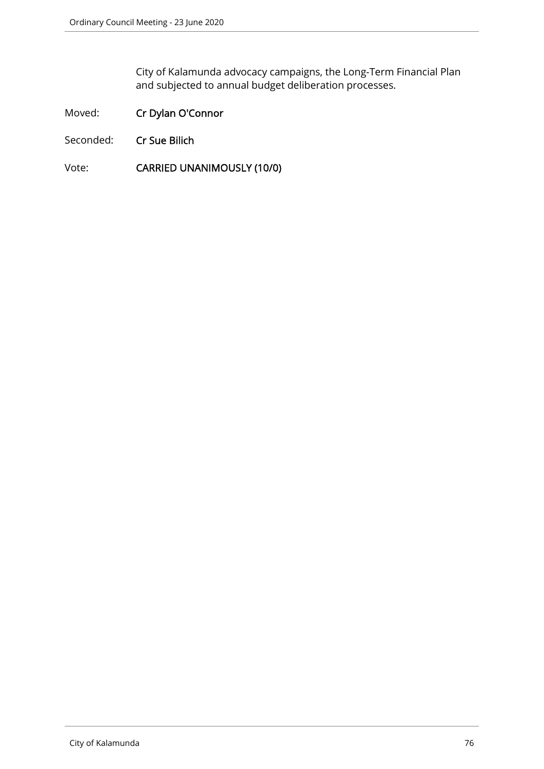City of Kalamunda advocacy campaigns, the Long-Term Financial Plan and subjected to annual budget deliberation processes.

Moved: **Cr Dylan O'Connor**

Seconded: **Cr Sue Bilich**

Vote: **CARRIED UNANIMOUSLY (10/0)**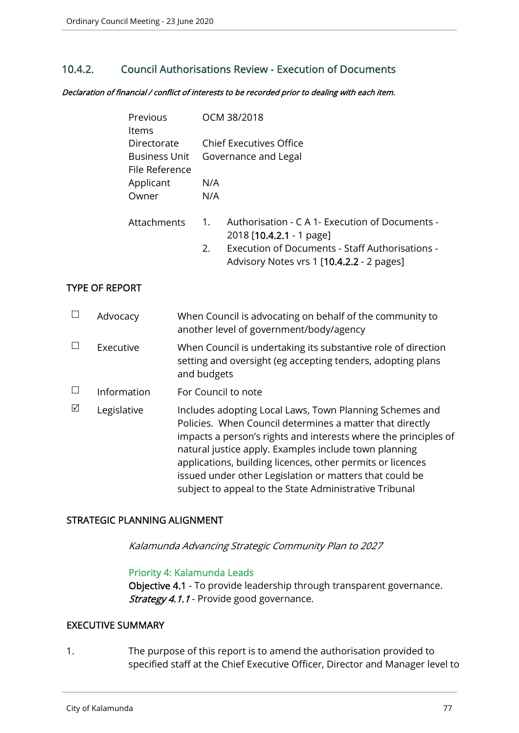## 10.4.2. Council Authorisations Review - Execution of Documents

***Declaration of financial / conflict of interests to be recorded prior to dealing with each item.***

| | |
|---|---|
| Previous Items | OCM 38/2018 |
| Directorate | Chief Executives Office |
| Business Unit | Governance and Legal |
| File Reference | |
| Applicant | N/A |
| Owner | N/A |
| Attachments | 1. Authorisation - C A 1- Execution of Documents - 2018 [**10.4.2.1** - 1 page]<br>2. Execution of Documents - Staff Authorisations - Advisory Notes vrs 1 [**10.4.2.2** - 2 pages] |

### TYPE OF REPORT

| | | |
|---|---|---|
| ☐ | Advocacy | When Council is advocating on behalf of the community to another level of government/body/agency |
| ☐ | Executive | When Council is undertaking its substantive role of direction setting and oversight (eg accepting tenders, adopting plans and budgets |
| ☐ | Information | For Council to note |
| ☑ | Legislative | Includes adopting Local Laws, Town Planning Schemes and Policies. When Council determines a matter that directly impacts a person's rights and interests where the principles of natural justice apply. Examples include town planning applications, building licences, other permits or licences issued under other Legislation or matters that could be subject to appeal to the State Administrative Tribunal |

### STRATEGIC PLANNING ALIGNMENT

*Kalamunda Advancing Strategic Community Plan to 2027*

Priority 4: Kalamunda Leads
**Objective 4.1** - To provide leadership through transparent governance.
***Strategy 4.1.1*** - Provide good governance.

### EXECUTIVE SUMMARY

1. The purpose of this report is to amend the authorisation provided to specified staff at the Chief Executive Officer, Director and Manager level to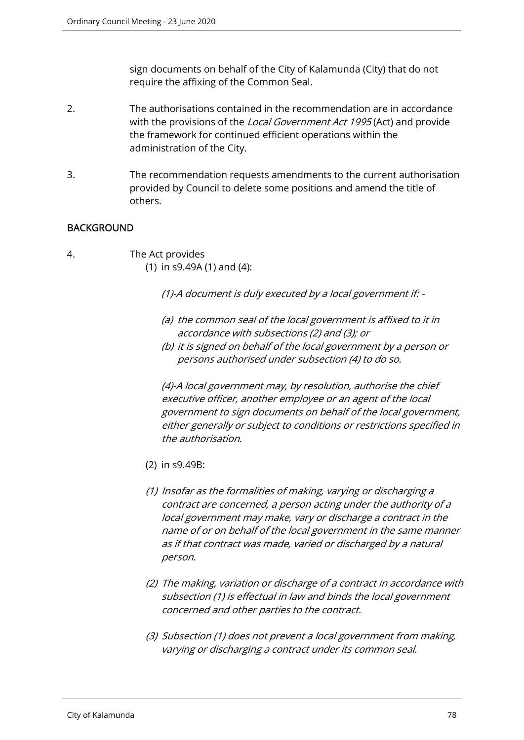sign documents on behalf of the City of Kalamunda (City) that do not require the affixing of the Common Seal.

2. The authorisations contained in the recommendation are in accordance with the provisions of the *Local Government Act 1995* (Act) and provide the framework for continued efficient operations within the administration of the City.

3. The recommendation requests amendments to the current authorisation provided by Council to delete some positions and amend the title of others.

## BACKGROUND

4. The Act provides

   (1) in s9.49A (1) and (4):

   *(1)-A document is duly executed by a local government if: -*

   *(a) the common seal of the local government is affixed to it in accordance with subsections (2) and (3); or*

   *(b) it is signed on behalf of the local government by a person or persons authorised under subsection (4) to do so.*

   *(4)-A local government may, by resolution, authorise the chief executive officer, another employee or an agent of the local government to sign documents on behalf of the local government, either generally or subject to conditions or restrictions specified in the authorisation.*

   (2) in s9.49B:

   *(1) Insofar as the formalities of making, varying or discharging a contract are concerned, a person acting under the authority of a local government may make, vary or discharge a contract in the name of or on behalf of the local government in the same manner as if that contract was made, varied or discharged by a natural person.*

   *(2) The making, variation or discharge of a contract in accordance with subsection (1) is effectual in law and binds the local government concerned and other parties to the contract.*

   *(3) Subsection (1) does not prevent a local government from making, varying or discharging a contract under its common seal.*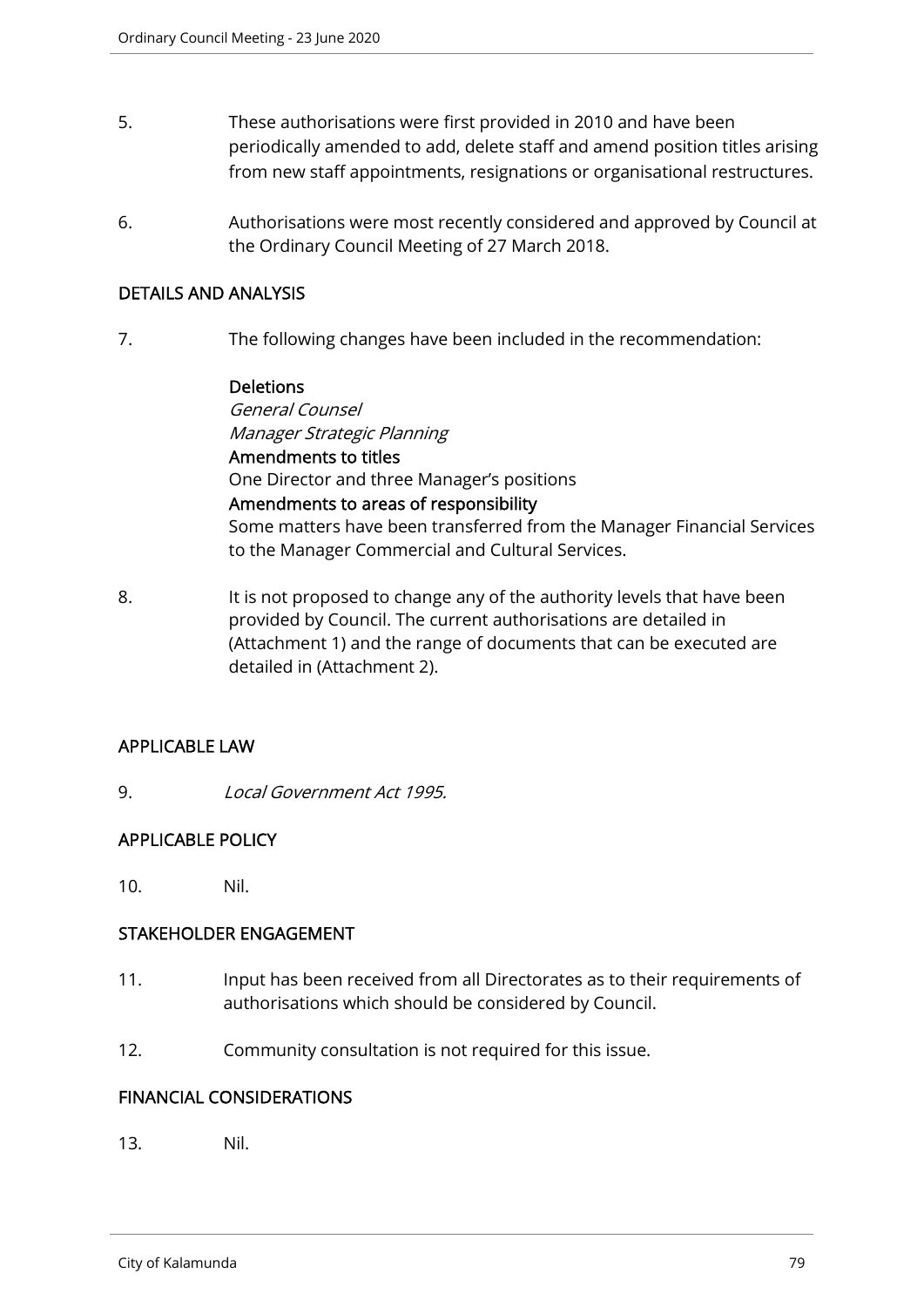5. These authorisations were first provided in 2010 and have been periodically amended to add, delete staff and amend position titles arising from new staff appointments, resignations or organisational restructures.

6. Authorisations were most recently considered and approved by Council at the Ordinary Council Meeting of 27 March 2018.

## DETAILS AND ANALYSIS

7. The following changes have been included in the recommendation:

   **Deletions**
   *General Counsel*
   *Manager Strategic Planning*
   **Amendments to titles**
   One Director and three Manager's positions
   **Amendments to areas of responsibility**
   Some matters have been transferred from the Manager Financial Services to the Manager Commercial and Cultural Services.

8. It is not proposed to change any of the authority levels that have been provided by Council. The current authorisations are detailed in (Attachment 1) and the range of documents that can be executed are detailed in (Attachment 2).

## APPLICABLE LAW

9. *Local Government Act 1995.*

## APPLICABLE POLICY

10. Nil.

## STAKEHOLDER ENGAGEMENT

11. Input has been received from all Directorates as to their requirements of authorisations which should be considered by Council.

12. Community consultation is not required for this issue.

## FINANCIAL CONSIDERATIONS

13. Nil.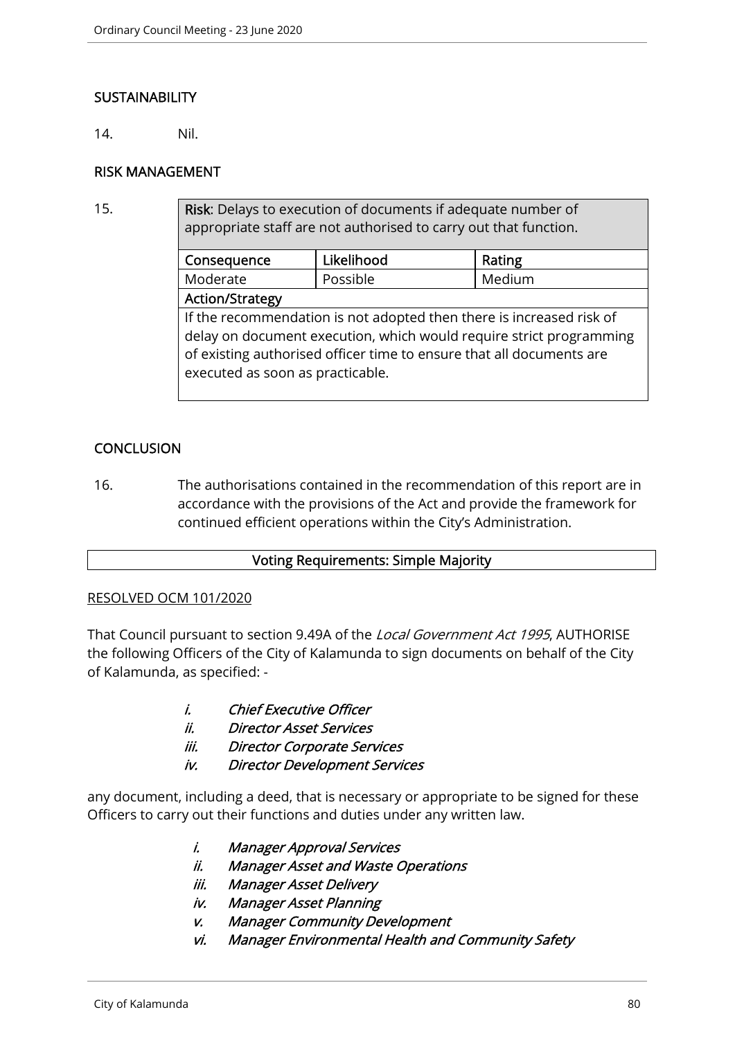## SUSTAINABILITY

14. Nil.

## RISK MANAGEMENT

15.

| Risk: Delays to execution of documents if adequate number of appropriate staff are not authorised to carry out that function. | | |
|---|---|---|
| **Consequence** | **Likelihood** | **Rating** |
| Moderate | Possible | Medium |
| **Action/Strategy** | | |
| If the recommendation is not adopted then there is increased risk of delay on document execution, which would require strict programming of existing authorised officer time to ensure that all documents are executed as soon as practicable. | | |

## CONCLUSION

16. The authorisations contained in the recommendation of this report are in accordance with the provisions of the Act and provide the framework for continued efficient operations within the City's Administration.

**Voting Requirements: Simple Majority**

RESOLVED OCM 101/2020

That Council pursuant to section 9.49A of the *Local Government Act 1995*, AUTHORISE the following Officers of the City of Kalamunda to sign documents on behalf of the City of Kalamunda, as specified: -

*i. Chief Executive Officer*
*ii. Director Asset Services*
*iii. Director Corporate Services*
*iv. Director Development Services*

any document, including a deed, that is necessary or appropriate to be signed for these Officers to carry out their functions and duties under any written law.

*i. Manager Approval Services*
*ii. Manager Asset and Waste Operations*
*iii. Manager Asset Delivery*
*iv. Manager Asset Planning*
*v. Manager Community Development*
*vi. Manager Environmental Health and Community Safety*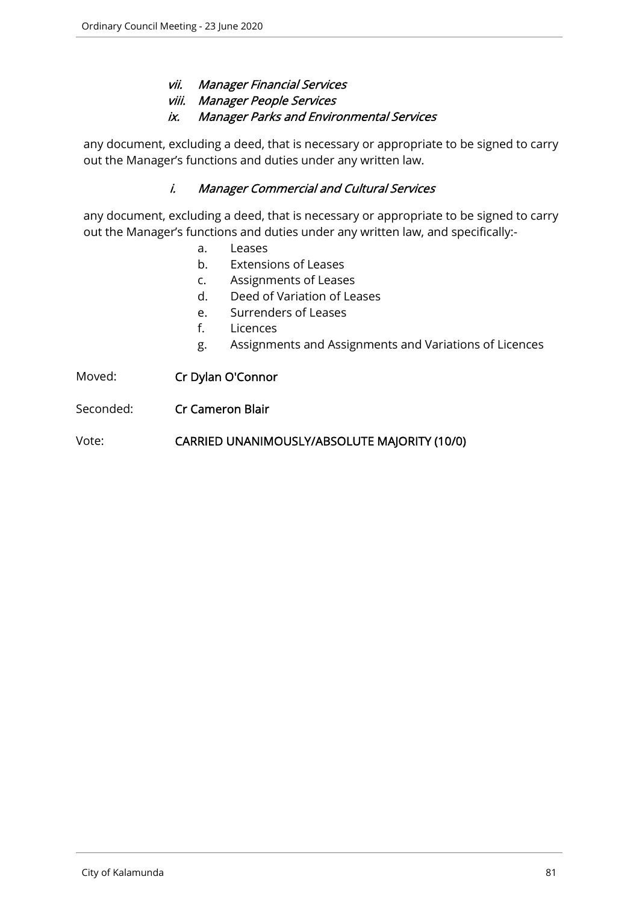*vii. Manager Financial Services*
*viii. Manager People Services*
*ix. Manager Parks and Environmental Services*

any document, excluding a deed, that is necessary or appropriate to be signed to carry out the Manager's functions and duties under any written law.

*i. Manager Commercial and Cultural Services*

any document, excluding a deed, that is necessary or appropriate to be signed to carry out the Manager's functions and duties under any written law, and specifically:-

a. Leases
b. Extensions of Leases
c. Assignments of Leases
d. Deed of Variation of Leases
e. Surrenders of Leases
f. Licences
g. Assignments and Assignments and Variations of Licences

Moved: **Cr Dylan O'Connor**

Seconded: **Cr Cameron Blair**

Vote: **CARRIED UNANIMOUSLY/ABSOLUTE MAJORITY (10/0)**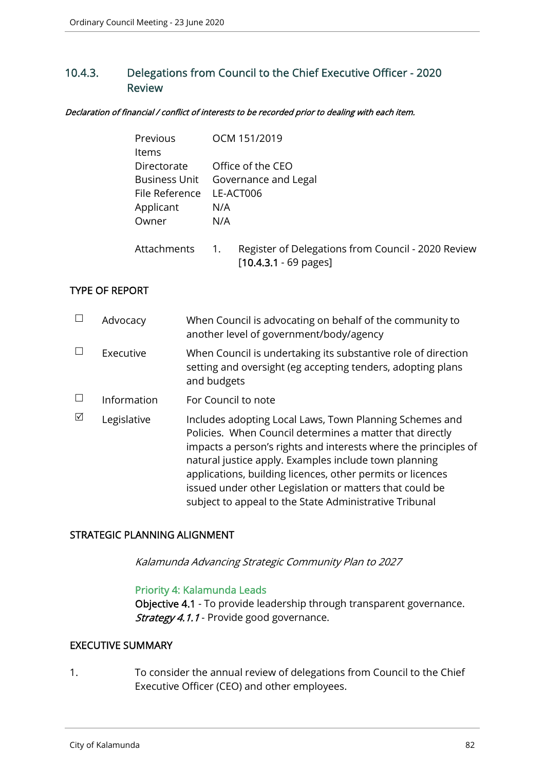## 10.4.3. Delegations from Council to the Chief Executive Officer - 2020 Review

***Declaration of financial / conflict of interests to be recorded prior to dealing with each item.***

| | |
|---|---|
| Previous Items | OCM 151/2019 |
| Directorate | Office of the CEO |
| Business Unit | Governance and Legal |
| File Reference | LE-ACT006 |
| Applicant | N/A |
| Owner | N/A |
| Attachments | 1. Register of Delegations from Council - 2020 Review [10.4.3.1 - 69 pages] |

### TYPE OF REPORT

| | | |
|---|---|---|
| ☐ | Advocacy | When Council is advocating on behalf of the community to another level of government/body/agency |
| ☐ | Executive | When Council is undertaking its substantive role of direction setting and oversight (eg accepting tenders, adopting plans and budgets |
| ☐ | Information | For Council to note |
| ☑ | Legislative | Includes adopting Local Laws, Town Planning Schemes and Policies. When Council determines a matter that directly impacts a person's rights and interests where the principles of natural justice apply. Examples include town planning applications, building licences, other permits or licences issued under other Legislation or matters that could be subject to appeal to the State Administrative Tribunal |

### STRATEGIC PLANNING ALIGNMENT

*Kalamunda Advancing Strategic Community Plan to 2027*

Priority 4: Kalamunda Leads
**Objective 4.1** - To provide leadership through transparent governance.
***Strategy 4.1.1*** - Provide good governance.

### EXECUTIVE SUMMARY

1. To consider the annual review of delegations from Council to the Chief Executive Officer (CEO) and other employees.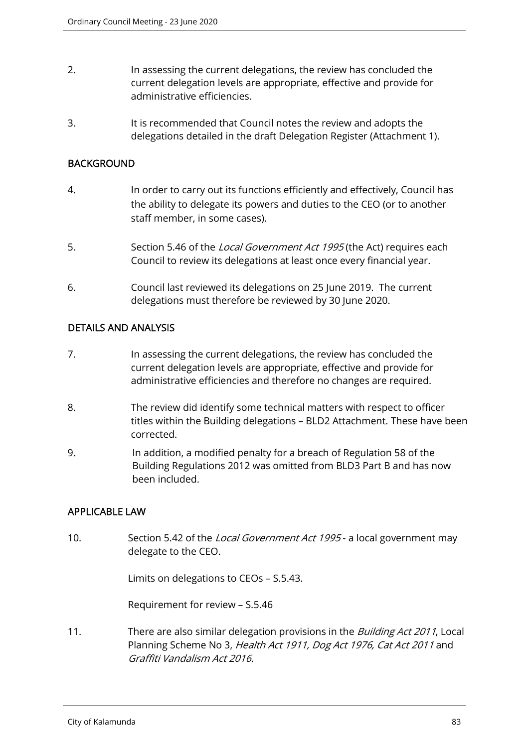2. In assessing the current delegations, the review has concluded the current delegation levels are appropriate, effective and provide for administrative efficiencies.

3. It is recommended that Council notes the review and adopts the delegations detailed in the draft Delegation Register (Attachment 1).

## BACKGROUND

4. In order to carry out its functions efficiently and effectively, Council has the ability to delegate its powers and duties to the CEO (or to another staff member, in some cases).

5. Section 5.46 of the *Local Government Act 1995* (the Act) requires each Council to review its delegations at least once every financial year.

6. Council last reviewed its delegations on 25 June 2019. The current delegations must therefore be reviewed by 30 June 2020.

## DETAILS AND ANALYSIS

7. In assessing the current delegations, the review has concluded the current delegation levels are appropriate, effective and provide for administrative efficiencies and therefore no changes are required.

8. The review did identify some technical matters with respect to officer titles within the Building delegations – BLD2 Attachment. These have been corrected.

9. In addition, a modified penalty for a breach of Regulation 58 of the Building Regulations 2012 was omitted from BLD3 Part B and has now been included.

## APPLICABLE LAW

10. Section 5.42 of the *Local Government Act 1995* - a local government may delegate to the CEO.

    Limits on delegations to CEOs – S.5.43.

    Requirement for review – S.5.46

11. There are also similar delegation provisions in the *Building Act 2011*, Local Planning Scheme No 3, *Health Act 1911, Dog Act 1976, Cat Act 2011* and *Graffiti Vandalism Act 2016.*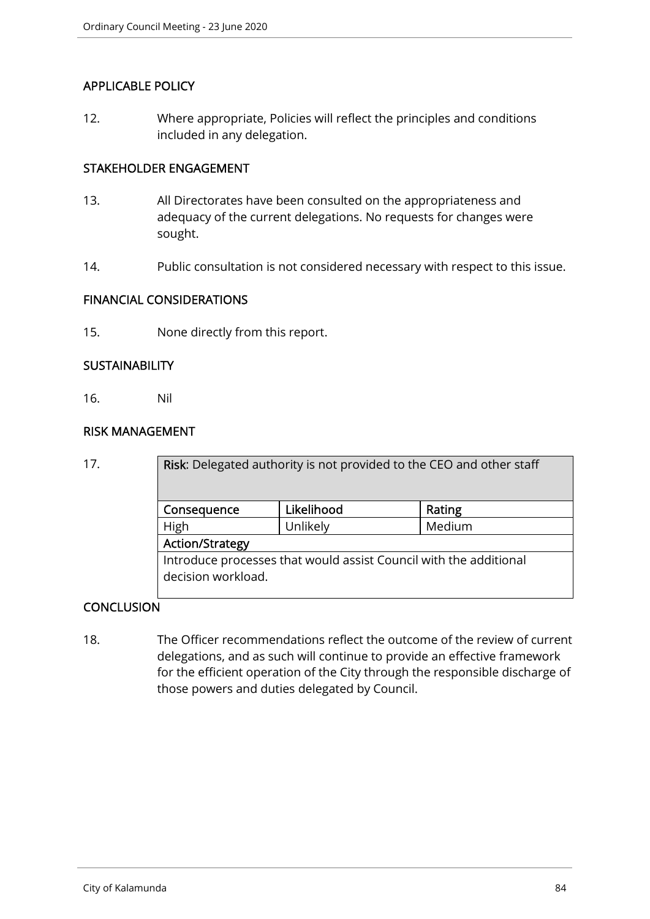## APPLICABLE POLICY

12. Where appropriate, Policies will reflect the principles and conditions included in any delegation.

## STAKEHOLDER ENGAGEMENT

13. All Directorates have been consulted on the appropriateness and adequacy of the current delegations. No requests for changes were sought.

14. Public consultation is not considered necessary with respect to this issue.

## FINANCIAL CONSIDERATIONS

15. None directly from this report.

## SUSTAINABILITY

16. Nil

## RISK MANAGEMENT

17.

| **Risk**: Delegated authority is not provided to the CEO and other staff | | |
|---|---|---|
| **Consequence** | **Likelihood** | **Rating** |
| High | Unlikely | Medium |
| **Action/Strategy** | | |
| Introduce processes that would assist Council with the additional decision workload. | | |

## CONCLUSION

18. The Officer recommendations reflect the outcome of the review of current delegations, and as such will continue to provide an effective framework for the efficient operation of the City through the responsible discharge of those powers and duties delegated by Council.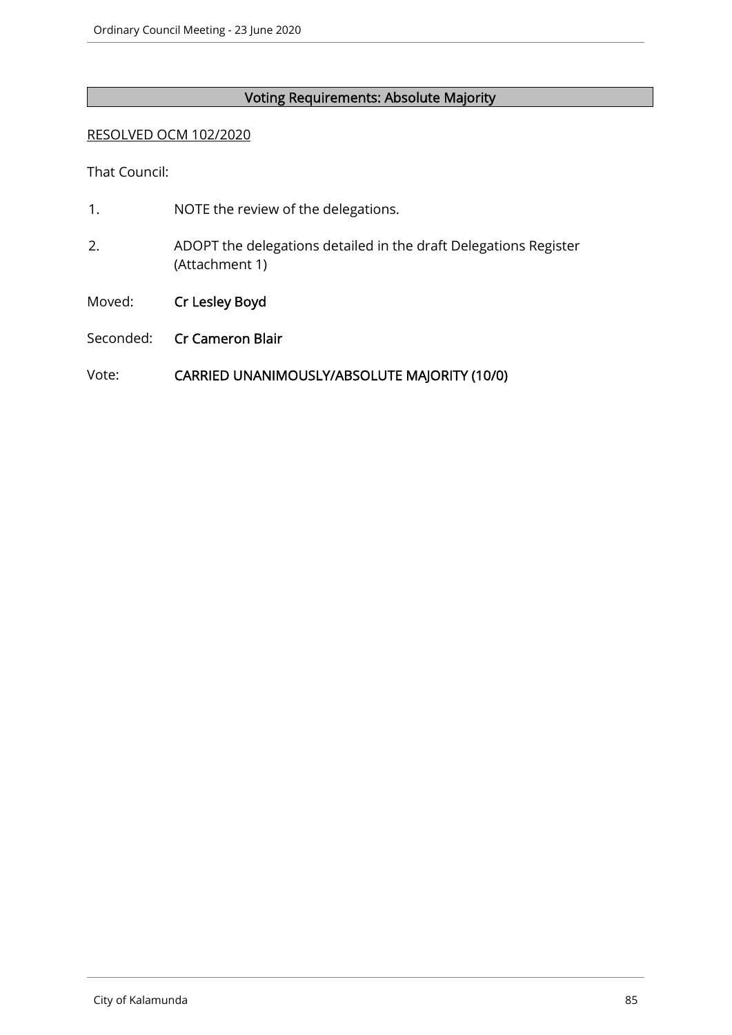**Voting Requirements: Absolute Majority**

RESOLVED OCM 102/2020

That Council:

1. NOTE the review of the delegations.
2. ADOPT the delegations detailed in the draft Delegations Register (Attachment 1)

Moved: **Cr Lesley Boyd**

Seconded: **Cr Cameron Blair**

Vote: **CARRIED UNANIMOUSLY/ABSOLUTE MAJORITY (10/0)**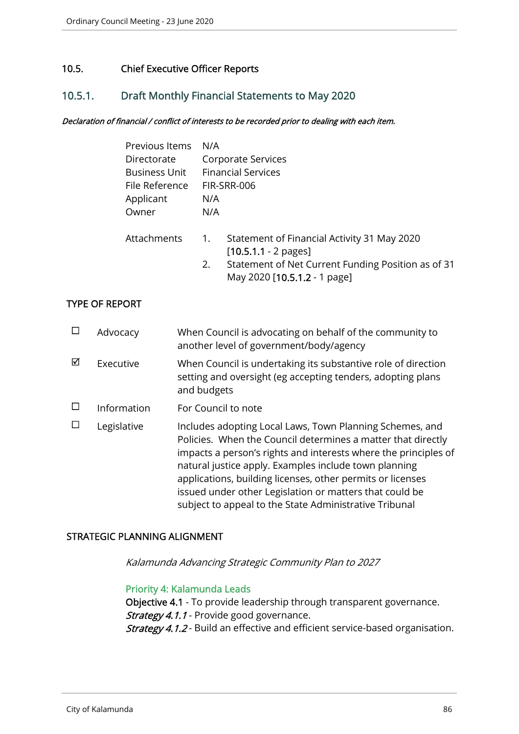## 10.5. Chief Executive Officer Reports

### 10.5.1. Draft Monthly Financial Statements to May 2020

***Declaration of financial / conflict of interests to be recorded prior to dealing with each item.***

| | |
|---|---|
| Previous Items | N/A |
| Directorate | Corporate Services |
| Business Unit | Financial Services |
| File Reference | FIR-SRR-006 |
| Applicant | N/A |
| Owner | N/A |

Attachments
1. Statement of Financial Activity 31 May 2020 [**10.5.1.1** - 2 pages]
2. Statement of Net Current Funding Position as of 31 May 2020 [**10.5.1.2** - 1 page]

#### TYPE OF REPORT

| | | |
|---|---|---|
| ☐ | Advocacy | When Council is advocating on behalf of the community to another level of government/body/agency |
| ☑ | Executive | When Council is undertaking its substantive role of direction setting and oversight (eg accepting tenders, adopting plans and budgets |
| ☐ | Information | For Council to note |
| ☐ | Legislative | Includes adopting Local Laws, Town Planning Schemes, and Policies. When the Council determines a matter that directly impacts a person's rights and interests where the principles of natural justice apply. Examples include town planning applications, building licenses, other permits or licenses issued under other Legislation or matters that could be subject to appeal to the State Administrative Tribunal |

#### STRATEGIC PLANNING ALIGNMENT

*Kalamunda Advancing Strategic Community Plan to 2027*

Priority 4: Kalamunda Leads

**Objective 4.1** - To provide leadership through transparent governance.

***Strategy 4.1.1*** - Provide good governance.

***Strategy 4.1.2*** - Build an effective and efficient service-based organisation.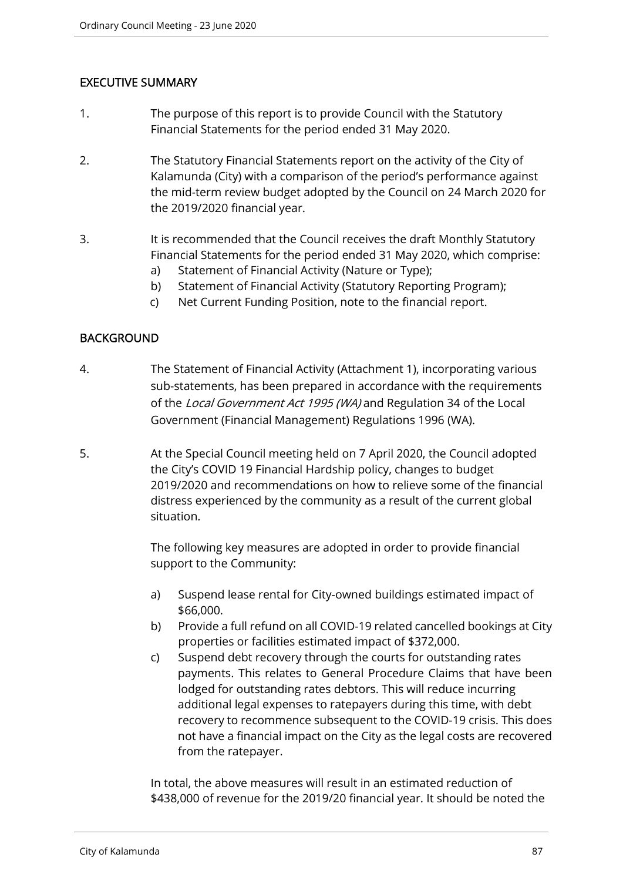## EXECUTIVE SUMMARY

1. The purpose of this report is to provide Council with the Statutory Financial Statements for the period ended 31 May 2020.

2. The Statutory Financial Statements report on the activity of the City of Kalamunda (City) with a comparison of the period's performance against the mid-term review budget adopted by the Council on 24 March 2020 for the 2019/2020 financial year.

3. It is recommended that the Council receives the draft Monthly Statutory Financial Statements for the period ended 31 May 2020, which comprise:
   a) Statement of Financial Activity (Nature or Type);
   b) Statement of Financial Activity (Statutory Reporting Program);
   c) Net Current Funding Position, note to the financial report.

## BACKGROUND

4. The Statement of Financial Activity (Attachment 1), incorporating various sub-statements, has been prepared in accordance with the requirements of the *Local Government Act 1995 (WA)* and Regulation 34 of the Local Government (Financial Management) Regulations 1996 (WA).

5. At the Special Council meeting held on 7 April 2020, the Council adopted the City's COVID 19 Financial Hardship policy, changes to budget 2019/2020 and recommendations on how to relieve some of the financial distress experienced by the community as a result of the current global situation.

   The following key measures are adopted in order to provide financial support to the Community:

   a) Suspend lease rental for City-owned buildings estimated impact of \$66,000.
   b) Provide a full refund on all COVID-19 related cancelled bookings at City properties or facilities estimated impact of \$372,000.
   c) Suspend debt recovery through the courts for outstanding rates payments. This relates to General Procedure Claims that have been lodged for outstanding rates debtors. This will reduce incurring additional legal expenses to ratepayers during this time, with debt recovery to recommence subsequent to the COVID-19 crisis. This does not have a financial impact on the City as the legal costs are recovered from the ratepayer.

   In total, the above measures will result in an estimated reduction of \$438,000 of revenue for the 2019/20 financial year. It should be noted the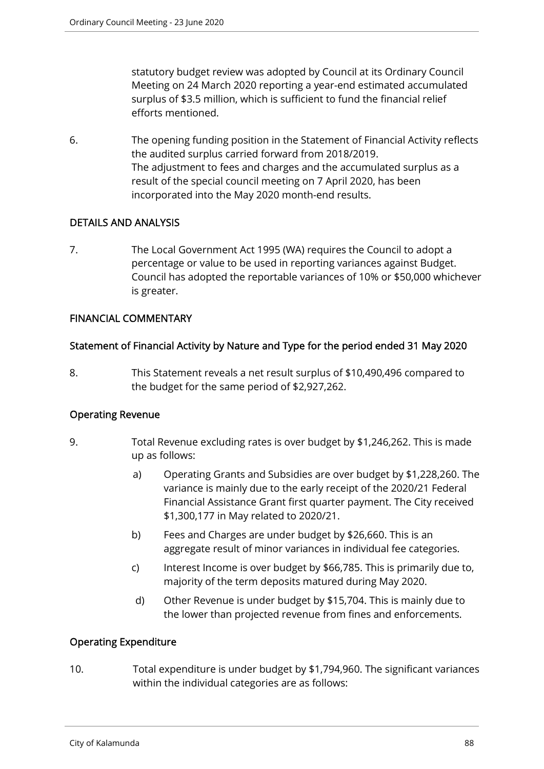statutory budget review was adopted by Council at its Ordinary Council Meeting on 24 March 2020 reporting a year-end estimated accumulated surplus of $3.5 million, which is sufficient to fund the financial relief efforts mentioned.

6. The opening funding position in the Statement of Financial Activity reflects the audited surplus carried forward from 2018/2019. The adjustment to fees and charges and the accumulated surplus as a result of the special council meeting on 7 April 2020, has been incorporated into the May 2020 month-end results.

## DETAILS AND ANALYSIS

7. The Local Government Act 1995 (WA) requires the Council to adopt a percentage or value to be used in reporting variances against Budget. Council has adopted the reportable variances of 10% or $50,000 whichever is greater.

## FINANCIAL COMMENTARY

### Statement of Financial Activity by Nature and Type for the period ended 31 May 2020

8. This Statement reveals a net result surplus of $10,490,496 compared to the budget for the same period of $2,927,262.

### Operating Revenue

9. Total Revenue excluding rates is over budget by $1,246,262. This is made up as follows:

   a) Operating Grants and Subsidies are over budget by $1,228,260. The variance is mainly due to the early receipt of the 2020/21 Federal Financial Assistance Grant first quarter payment. The City received $1,300,177 in May related to 2020/21.

   b) Fees and Charges are under budget by $26,660. This is an aggregate result of minor variances in individual fee categories.

   c) Interest Income is over budget by $66,785. This is primarily due to, majority of the term deposits matured during May 2020.

   d) Other Revenue is under budget by $15,704. This is mainly due to the lower than projected revenue from fines and enforcements.

### Operating Expenditure

10. Total expenditure is under budget by $1,794,960. The significant variances within the individual categories are as follows: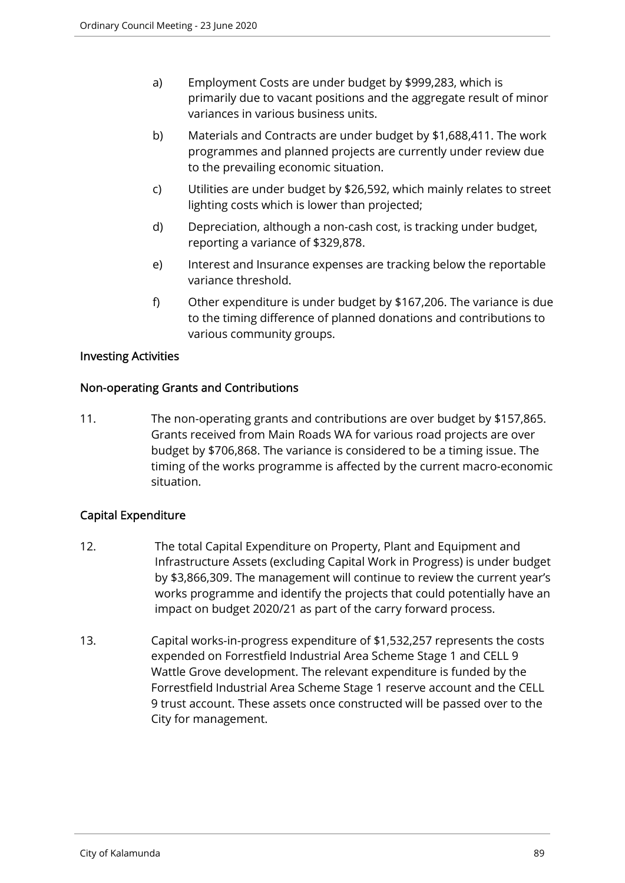a) Employment Costs are under budget by $999,283, which is primarily due to vacant positions and the aggregate result of minor variances in various business units.

b) Materials and Contracts are under budget by $1,688,411. The work programmes and planned projects are currently under review due to the prevailing economic situation.

c) Utilities are under budget by $26,592, which mainly relates to street lighting costs which is lower than projected;

d) Depreciation, although a non-cash cost, is tracking under budget, reporting a variance of $329,878.

e) Interest and Insurance expenses are tracking below the reportable variance threshold.

f) Other expenditure is under budget by $167,206. The variance is due to the timing difference of planned donations and contributions to various community groups.

## Investing Activities

## Non-operating Grants and Contributions

11. The non-operating grants and contributions are over budget by $157,865. Grants received from Main Roads WA for various road projects are over budget by $706,868. The variance is considered to be a timing issue. The timing of the works programme is affected by the current macro-economic situation.

## Capital Expenditure

12. The total Capital Expenditure on Property, Plant and Equipment and Infrastructure Assets (excluding Capital Work in Progress) is under budget by $3,866,309. The management will continue to review the current year's works programme and identify the projects that could potentially have an impact on budget 2020/21 as part of the carry forward process.

13. Capital works-in-progress expenditure of $1,532,257 represents the costs expended on Forrestfield Industrial Area Scheme Stage 1 and CELL 9 Wattle Grove development. The relevant expenditure is funded by the Forrestfield Industrial Area Scheme Stage 1 reserve account and the CELL 9 trust account. These assets once constructed will be passed over to the City for management.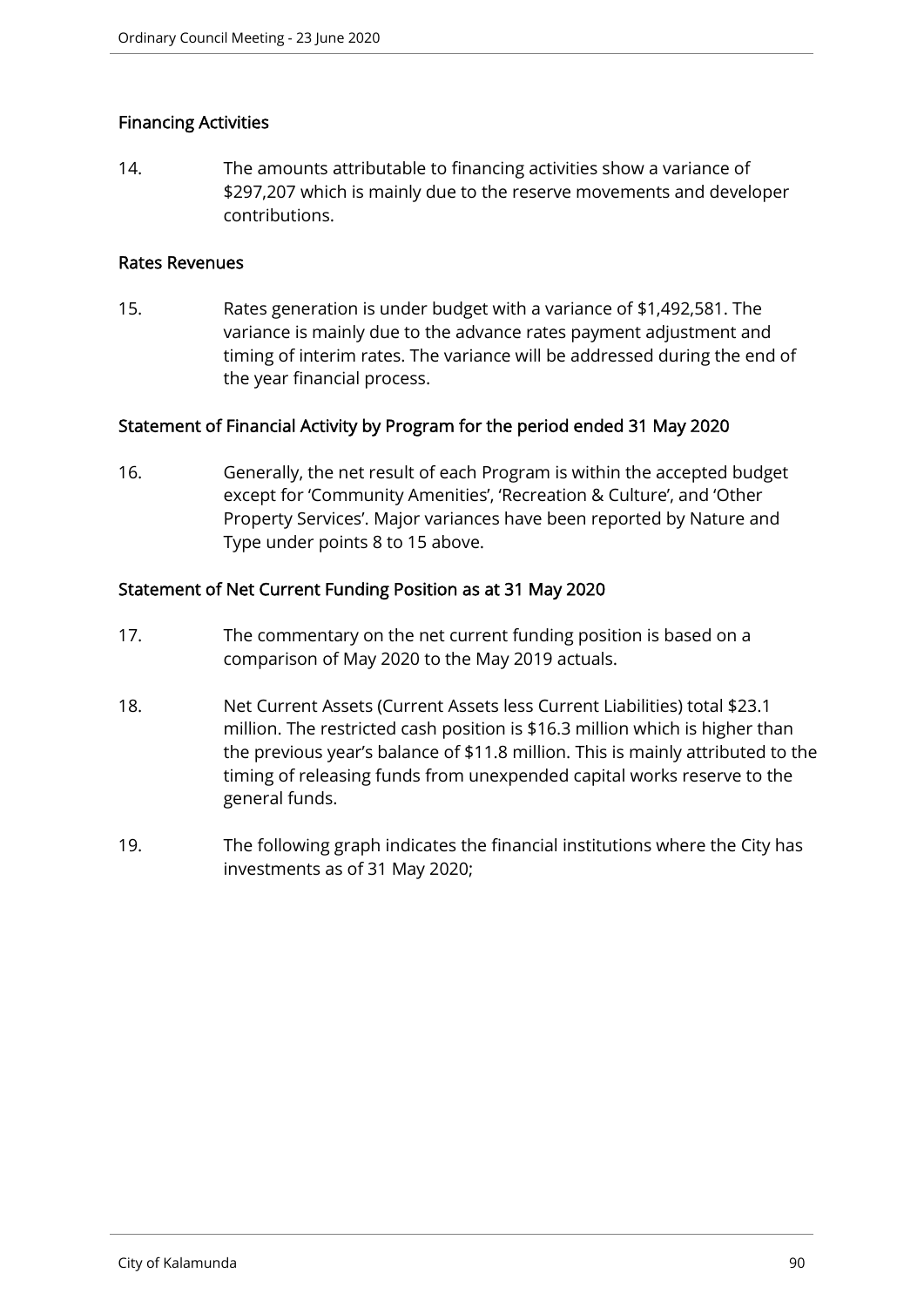### Financing Activities

14. The amounts attributable to financing activities show a variance of $297,207 which is mainly due to the reserve movements and developer contributions.

### Rates Revenues

15. Rates generation is under budget with a variance of $1,492,581. The variance is mainly due to the advance rates payment adjustment and timing of interim rates. The variance will be addressed during the end of the year financial process.

### Statement of Financial Activity by Program for the period ended 31 May 2020

16. Generally, the net result of each Program is within the accepted budget except for 'Community Amenities', 'Recreation & Culture', and 'Other Property Services'. Major variances have been reported by Nature and Type under points 8 to 15 above.

### Statement of Net Current Funding Position as at 31 May 2020

17. The commentary on the net current funding position is based on a comparison of May 2020 to the May 2019 actuals.

18. Net Current Assets (Current Assets less Current Liabilities) total $23.1 million. The restricted cash position is $16.3 million which is higher than the previous year's balance of $11.8 million. This is mainly attributed to the timing of releasing funds from unexpended capital works reserve to the general funds.

19. The following graph indicates the financial institutions where the City has investments as of 31 May 2020;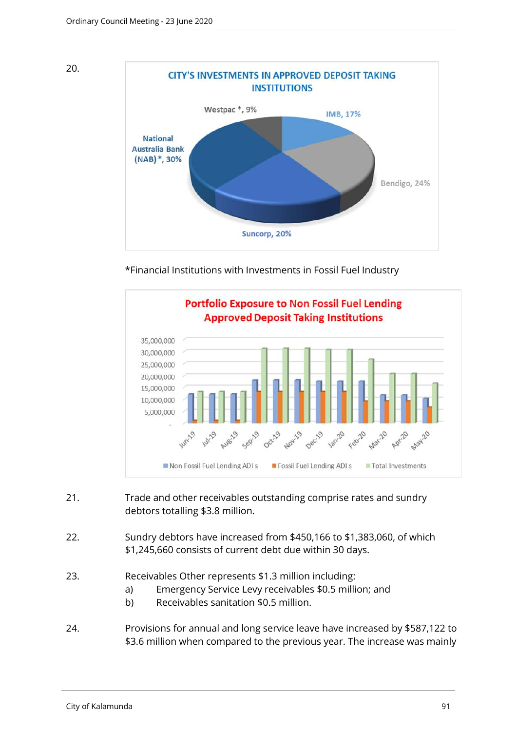20.

**CITY'S INVESTMENTS IN APPROVED DEPOSIT TAKING INSTITUTIONS**

Westpac *, 9%

IMB, 17%

National Australia Bank (NAB) *, 30%

Bendigo, 24%

Suncorp, 20%

*Financial Institutions with Investments in Fossil Fuel Industry

**Portfolio Exposure to Non Fossil Fuel Lending Approved Deposit Taking Institutions**

35,000,000
30,000,000
25,000,000
20,000,000
15,000,000
10,000,000
5,000,000
-

Jun-19 Jul-19 Aug-19 Sep-19 Oct-19 Nov-19 Dec-19 Jan-20 Feb-20 Mar-20 Apr-20 May-20

Non Fossil Fuel Lending ADI s   Fossil Fuel Lending ADI s   Total Investments

21. Trade and other receivables outstanding comprise rates and sundry debtors totalling $3.8 million.

22. Sundry debtors have increased from $450,166 to $1,383,060, of which $1,245,660 consists of current debt due within 30 days.

23. Receivables Other represents $1.3 million including:
    a) Emergency Service Levy receivables $0.5 million; and
    b) Receivables sanitation $0.5 million.

24. Provisions for annual and long service leave have increased by $587,122 to $3.6 million when compared to the previous year. The increase was mainly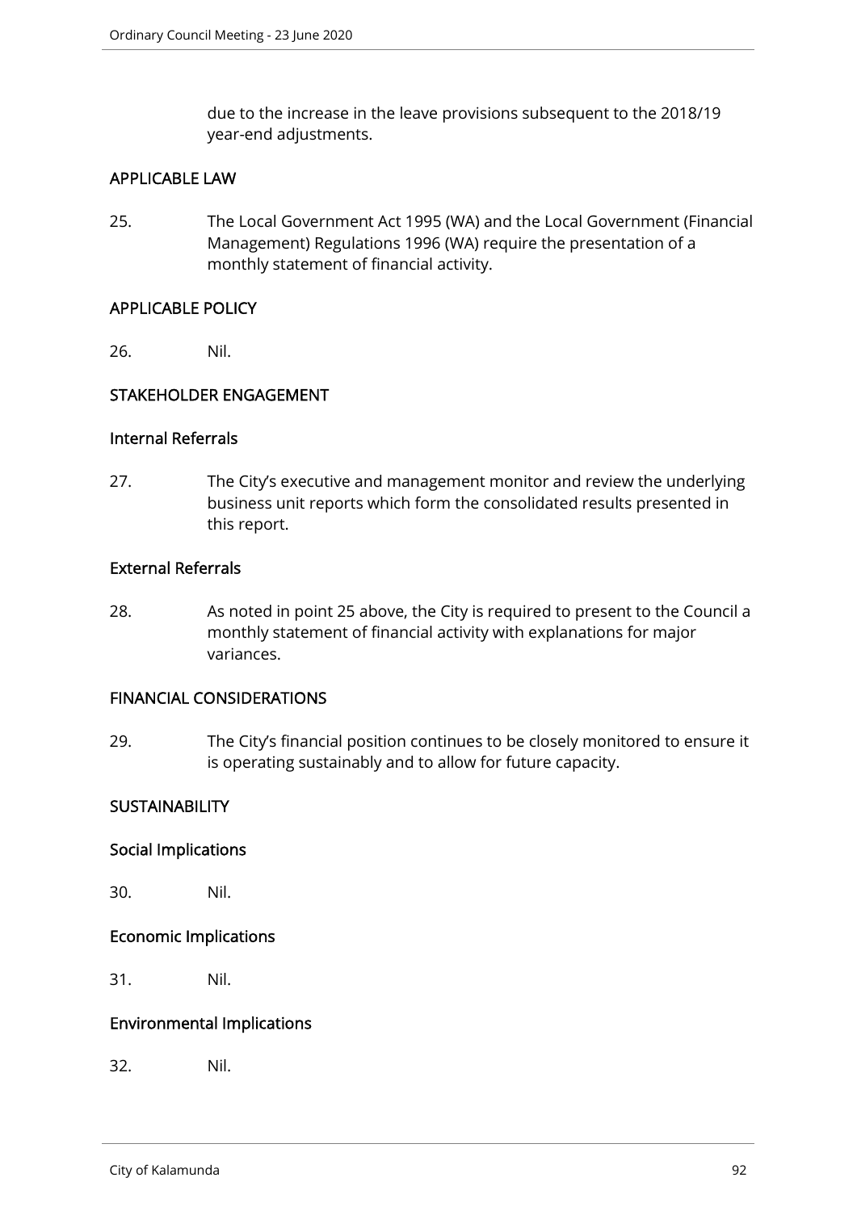due to the increase in the leave provisions subsequent to the 2018/19 year-end adjustments.

## APPLICABLE LAW

25. The Local Government Act 1995 (WA) and the Local Government (Financial Management) Regulations 1996 (WA) require the presentation of a monthly statement of financial activity.

## APPLICABLE POLICY

26. Nil.

## STAKEHOLDER ENGAGEMENT

### Internal Referrals

27. The City's executive and management monitor and review the underlying business unit reports which form the consolidated results presented in this report.

### External Referrals

28. As noted in point 25 above, the City is required to present to the Council a monthly statement of financial activity with explanations for major variances.

## FINANCIAL CONSIDERATIONS

29. The City's financial position continues to be closely monitored to ensure it is operating sustainably and to allow for future capacity.

## SUSTAINABILITY

### Social Implications

30. Nil.

### Economic Implications

31. Nil.

### Environmental Implications

32. Nil.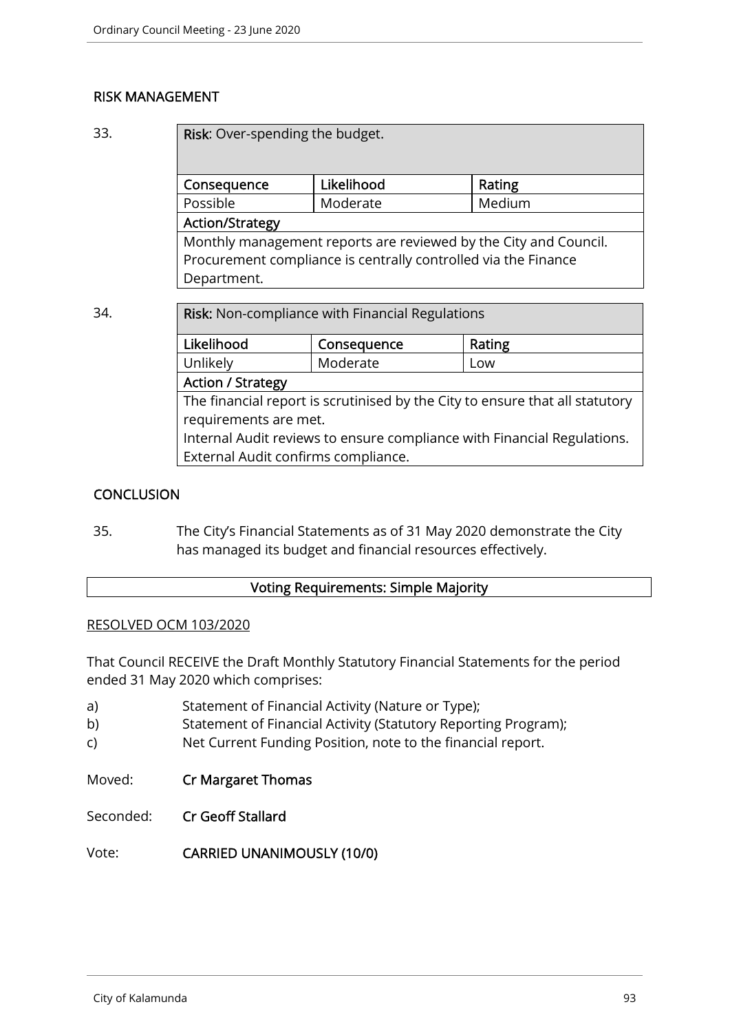## RISK MANAGEMENT

33.

| **Risk**: Over-spending the budget. | | |
|---|---|---|
| **Consequence** | **Likelihood** | **Rating** |
| Possible | Moderate | Medium |
| **Action/Strategy** | | |
| Monthly management reports are reviewed by the City and Council. Procurement compliance is centrally controlled via the Finance Department. | | |

34.

| **Risk:** Non-compliance with Financial Regulations | | |
|---|---|---|
| **Likelihood** | **Consequence** | **Rating** |
| Unlikely | Moderate | Low |
| **Action / Strategy** | | |
| The financial report is scrutinised by the City to ensure that all statutory requirements are met. Internal Audit reviews to ensure compliance with Financial Regulations. External Audit confirms compliance. | | |

## CONCLUSION

35. The City's Financial Statements as of 31 May 2020 demonstrate the City has managed its budget and financial resources effectively.

**Voting Requirements: Simple Majority**

RESOLVED OCM 103/2020

That Council RECEIVE the Draft Monthly Statutory Financial Statements for the period ended 31 May 2020 which comprises:

a) Statement of Financial Activity (Nature or Type);
b) Statement of Financial Activity (Statutory Reporting Program);
c) Net Current Funding Position, note to the financial report.

Moved: **Cr Margaret Thomas**

Seconded: **Cr Geoff Stallard**

Vote: **CARRIED UNANIMOUSLY (10/0)**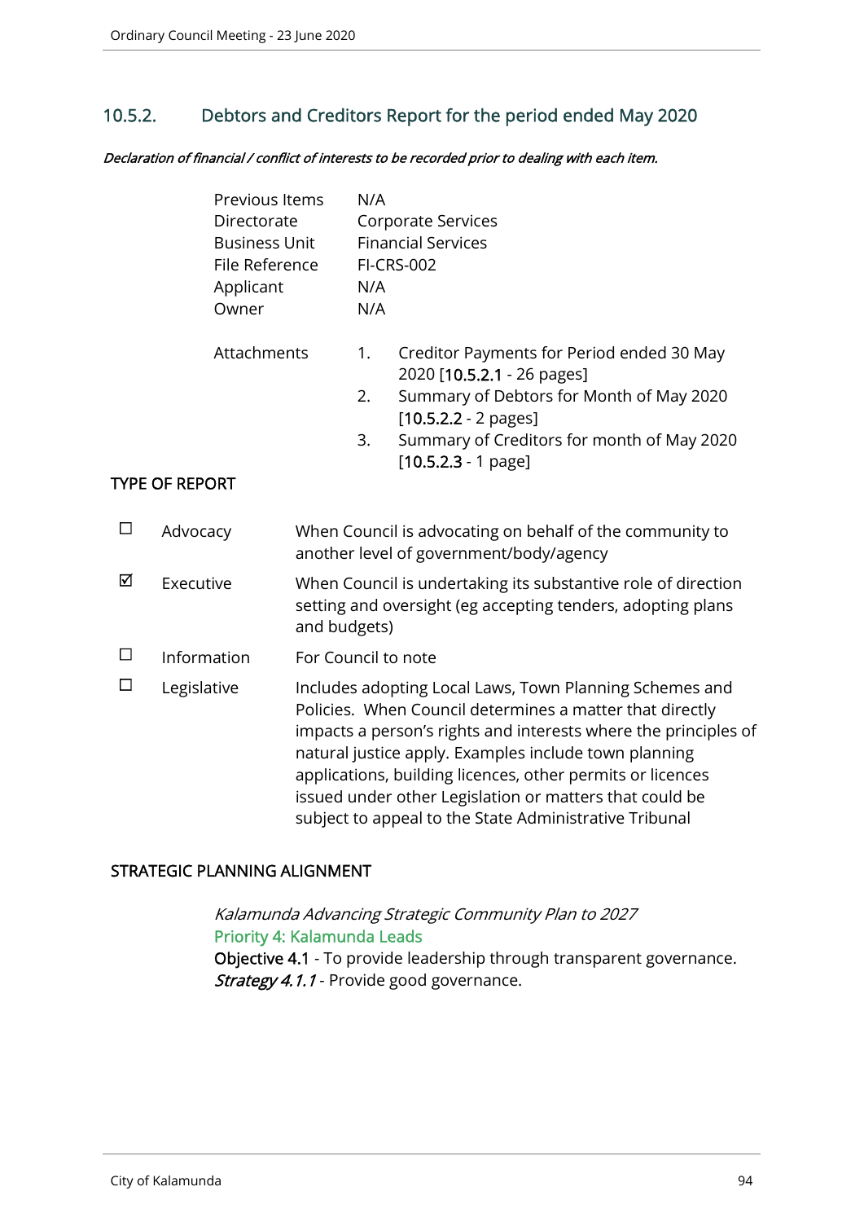## 10.5.2. Debtors and Creditors Report for the period ended May 2020

***Declaration of financial / conflict of interests to be recorded prior to dealing with each item.***

| | |
|---|---|
| Previous Items | N/A |
| Directorate | Corporate Services |
| Business Unit | Financial Services |
| File Reference | FI-CRS-002 |
| Applicant | N/A |
| Owner | N/A |

Attachments
1. Creditor Payments for Period ended 30 May 2020 [**10.5.2.1** - 26 pages]
2. Summary of Debtors for Month of May 2020 [**10.5.2.2** - 2 pages]
3. Summary of Creditors for month of May 2020 [**10.5.2.3** - 1 page]

### TYPE OF REPORT

| | | |
|---|---|---|
| ☐ | Advocacy | When Council is advocating on behalf of the community to another level of government/body/agency |
| ☑ | Executive | When Council is undertaking its substantive role of direction setting and oversight (eg accepting tenders, adopting plans and budgets) |
| ☐ | Information | For Council to note |
| ☐ | Legislative | Includes adopting Local Laws, Town Planning Schemes and Policies. When Council determines a matter that directly impacts a person's rights and interests where the principles of natural justice apply. Examples include town planning applications, building licences, other permits or licences issued under other Legislation or matters that could be subject to appeal to the State Administrative Tribunal |

### STRATEGIC PLANNING ALIGNMENT

*Kalamunda Advancing Strategic Community Plan to 2027*
Priority 4: Kalamunda Leads
**Objective 4.1** - To provide leadership through transparent governance.
***Strategy 4.1.1*** - Provide good governance.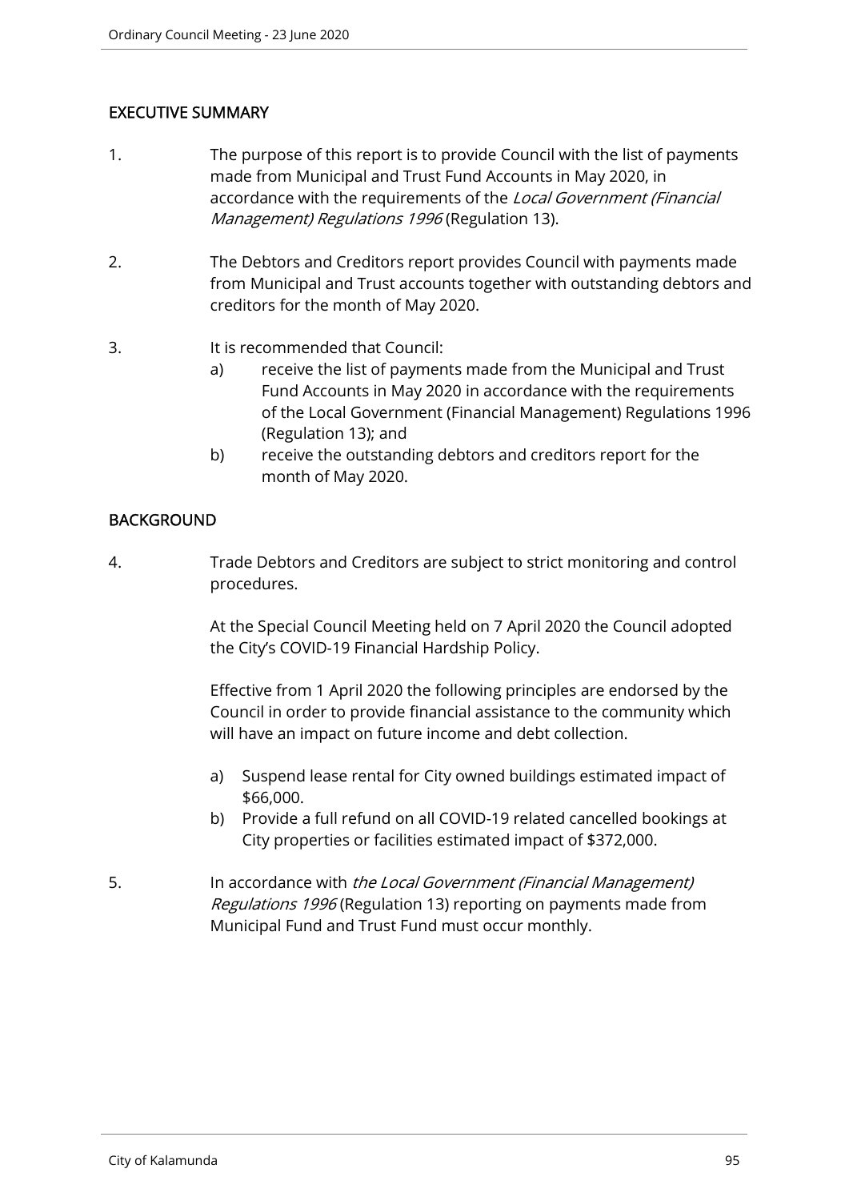## EXECUTIVE SUMMARY

1. The purpose of this report is to provide Council with the list of payments made from Municipal and Trust Fund Accounts in May 2020, in accordance with the requirements of the *Local Government (Financial Management) Regulations 1996* (Regulation 13).

2. The Debtors and Creditors report provides Council with payments made from Municipal and Trust accounts together with outstanding debtors and creditors for the month of May 2020.

3. It is recommended that Council:
   a) receive the list of payments made from the Municipal and Trust Fund Accounts in May 2020 in accordance with the requirements of the Local Government (Financial Management) Regulations 1996 (Regulation 13); and
   b) receive the outstanding debtors and creditors report for the month of May 2020.

## BACKGROUND

4. Trade Debtors and Creditors are subject to strict monitoring and control procedures.

   At the Special Council Meeting held on 7 April 2020 the Council adopted the City's COVID-19 Financial Hardship Policy.

   Effective from 1 April 2020 the following principles are endorsed by the Council in order to provide financial assistance to the community which will have an impact on future income and debt collection.

   a) Suspend lease rental for City owned buildings estimated impact of $66,000.
   b) Provide a full refund on all COVID-19 related cancelled bookings at City properties or facilities estimated impact of $372,000.

5. In accordance with *the Local Government (Financial Management) Regulations 1996* (Regulation 13) reporting on payments made from Municipal Fund and Trust Fund must occur monthly.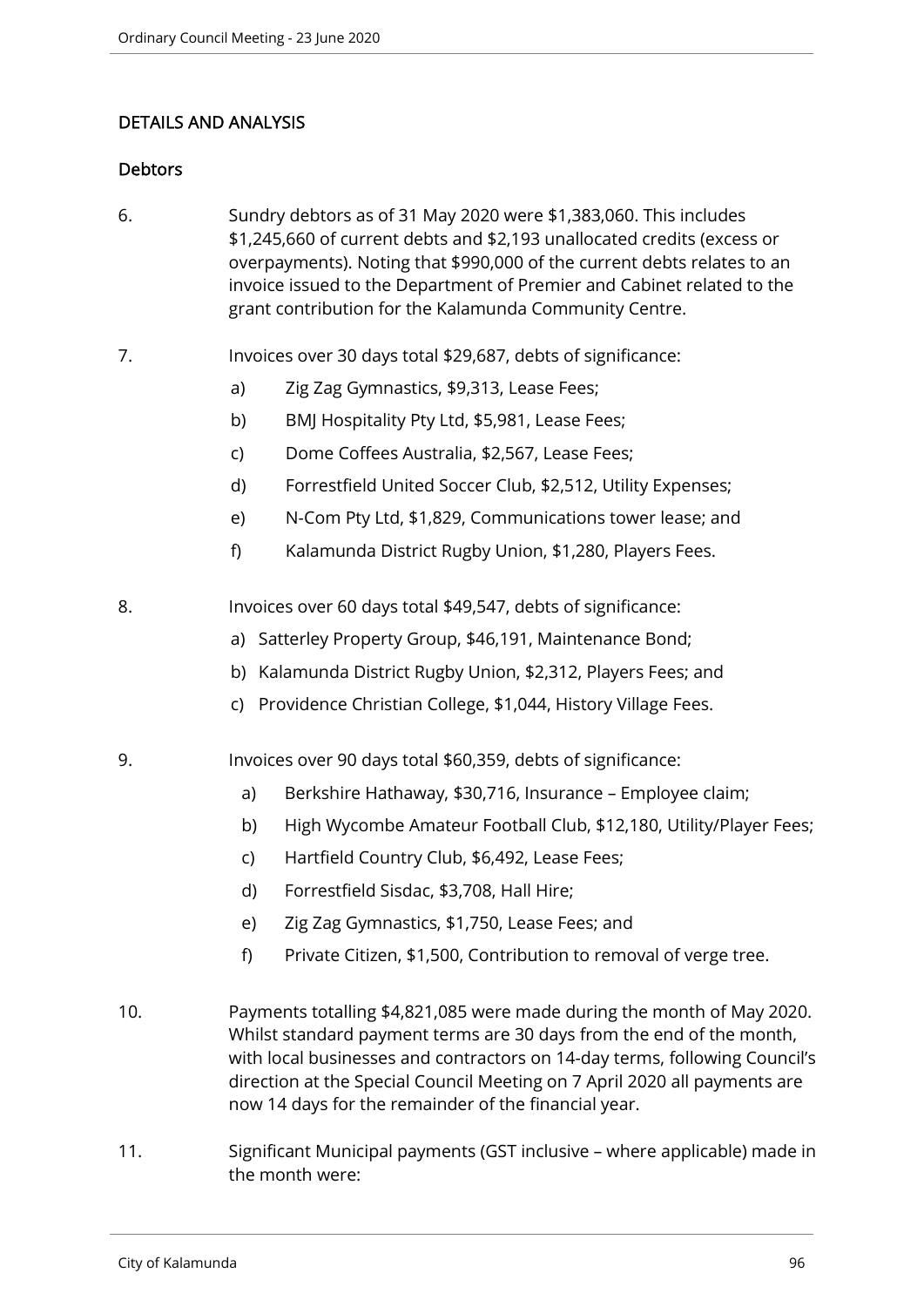## DETAILS AND ANALYSIS

### Debtors

6. Sundry debtors as of 31 May 2020 were $1,383,060. This includes $1,245,660 of current debts and $2,193 unallocated credits (excess or overpayments). Noting that $990,000 of the current debts relates to an invoice issued to the Department of Premier and Cabinet related to the grant contribution for the Kalamunda Community Centre.

7. Invoices over 30 days total $29,687, debts of significance:
   a) Zig Zag Gymnastics, $9,313, Lease Fees;
   b) BMJ Hospitality Pty Ltd, $5,981, Lease Fees;
   c) Dome Coffees Australia, $2,567, Lease Fees;
   d) Forrestfield United Soccer Club, $2,512, Utility Expenses;
   e) N-Com Pty Ltd, $1,829, Communications tower lease; and
   f) Kalamunda District Rugby Union, $1,280, Players Fees.

8. Invoices over 60 days total $49,547, debts of significance:
   a) Satterley Property Group, $46,191, Maintenance Bond;
   b) Kalamunda District Rugby Union, $2,312, Players Fees; and
   c) Providence Christian College, $1,044, History Village Fees.

9. Invoices over 90 days total $60,359, debts of significance:
   a) Berkshire Hathaway, $30,716, Insurance – Employee claim;
   b) High Wycombe Amateur Football Club, $12,180, Utility/Player Fees;
   c) Hartfield Country Club, $6,492, Lease Fees;
   d) Forrestfield Sisdac, $3,708, Hall Hire;
   e) Zig Zag Gymnastics, $1,750, Lease Fees; and
   f) Private Citizen, $1,500, Contribution to removal of verge tree.

10. Payments totalling $4,821,085 were made during the month of May 2020. Whilst standard payment terms are 30 days from the end of the month, with local businesses and contractors on 14-day terms, following Council's direction at the Special Council Meeting on 7 April 2020 all payments are now 14 days for the remainder of the financial year.

11. Significant Municipal payments (GST inclusive – where applicable) made in the month were: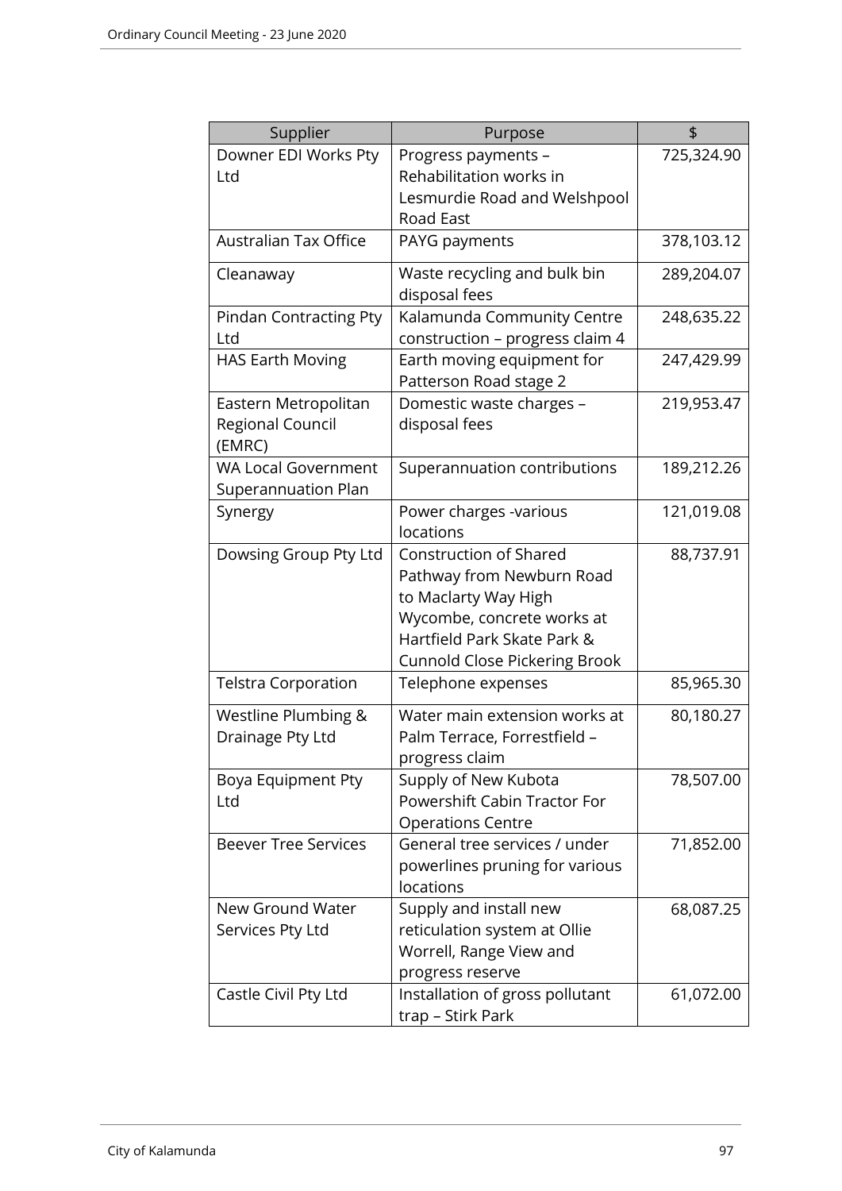| Supplier | Purpose | $ |
|---|---|---|
| Downer EDI Works Pty Ltd | Progress payments – Rehabilitation works in Lesmurdie Road and Welshpool Road East | 725,324.90 |
| Australian Tax Office | PAYG payments | 378,103.12 |
| Cleanaway | Waste recycling and bulk bin disposal fees | 289,204.07 |
| Pindan Contracting Pty Ltd | Kalamunda Community Centre construction – progress claim 4 | 248,635.22 |
| HAS Earth Moving | Earth moving equipment for Patterson Road stage 2 | 247,429.99 |
| Eastern Metropolitan Regional Council (EMRC) | Domestic waste charges – disposal fees | 219,953.47 |
| WA Local Government Superannuation Plan | Superannuation contributions | 189,212.26 |
| Synergy | Power charges -various locations | 121,019.08 |
| Dowsing Group Pty Ltd | Construction of Shared Pathway from Newburn Road to Maclarty Way High Wycombe, concrete works at Hartfield Park Skate Park & Cunnold Close Pickering Brook | 88,737.91 |
| Telstra Corporation | Telephone expenses | 85,965.30 |
| Westline Plumbing & Drainage Pty Ltd | Water main extension works at Palm Terrace, Forrestfield – progress claim | 80,180.27 |
| Boya Equipment Pty Ltd | Supply of New Kubota Powershift Cabin Tractor For Operations Centre | 78,507.00 |
| Beever Tree Services | General tree services / under powerlines pruning for various locations | 71,852.00 |
| New Ground Water Services Pty Ltd | Supply and install new reticulation system at Ollie Worrell, Range View and progress reserve | 68,087.25 |
| Castle Civil Pty Ltd | Installation of gross pollutant trap – Stirk Park | 61,072.00 |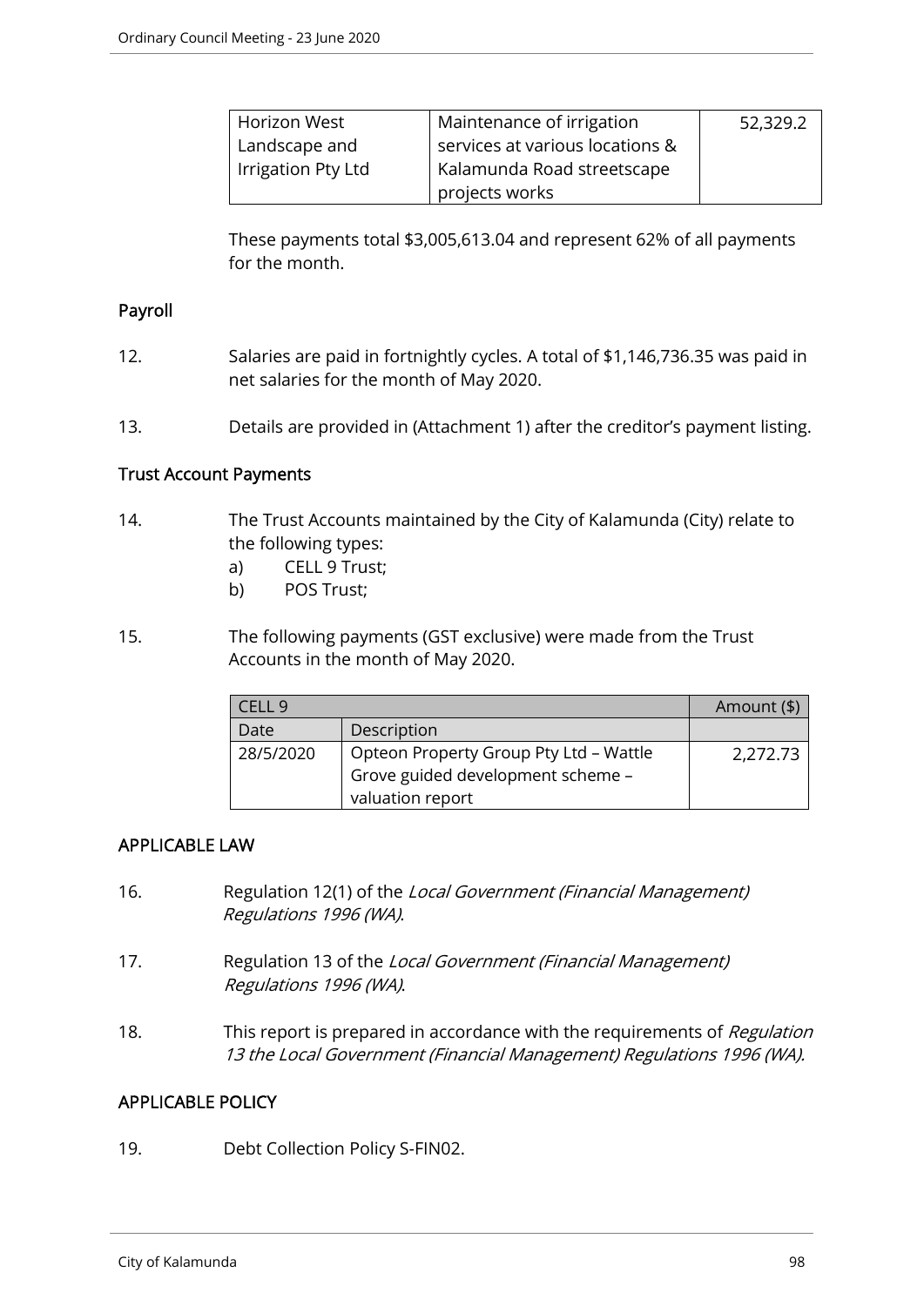| | | |
|---|---|---|
| Horizon West Landscape and Irrigation Pty Ltd | Maintenance of irrigation services at various locations & Kalamunda Road streetscape projects works | 52,329.2 |

These payments total $3,005,613.04 and represent 62% of all payments for the month.

### Payroll

12. Salaries are paid in fortnightly cycles. A total of $1,146,736.35 was paid in net salaries for the month of May 2020.

13. Details are provided in (Attachment 1) after the creditor's payment listing.

### Trust Account Payments

14. The Trust Accounts maintained by the City of Kalamunda (City) relate to the following types:
    a) CELL 9 Trust;
    b) POS Trust;

15. The following payments (GST exclusive) were made from the Trust Accounts in the month of May 2020.

| CELL 9 | | Amount ($) |
|---|---|---|
| Date | Description | |
| 28/5/2020 | Opteon Property Group Pty Ltd – Wattle Grove guided development scheme – valuation report | 2,272.73 |

## APPLICABLE LAW

16. Regulation 12(1) of the *Local Government (Financial Management) Regulations 1996 (WA)*.

17. Regulation 13 of the *Local Government (Financial Management) Regulations 1996 (WA)*.

18. This report is prepared in accordance with the requirements of *Regulation 13 the Local Government (Financial Management) Regulations 1996 (WA).*

## APPLICABLE POLICY

19. Debt Collection Policy S-FIN02.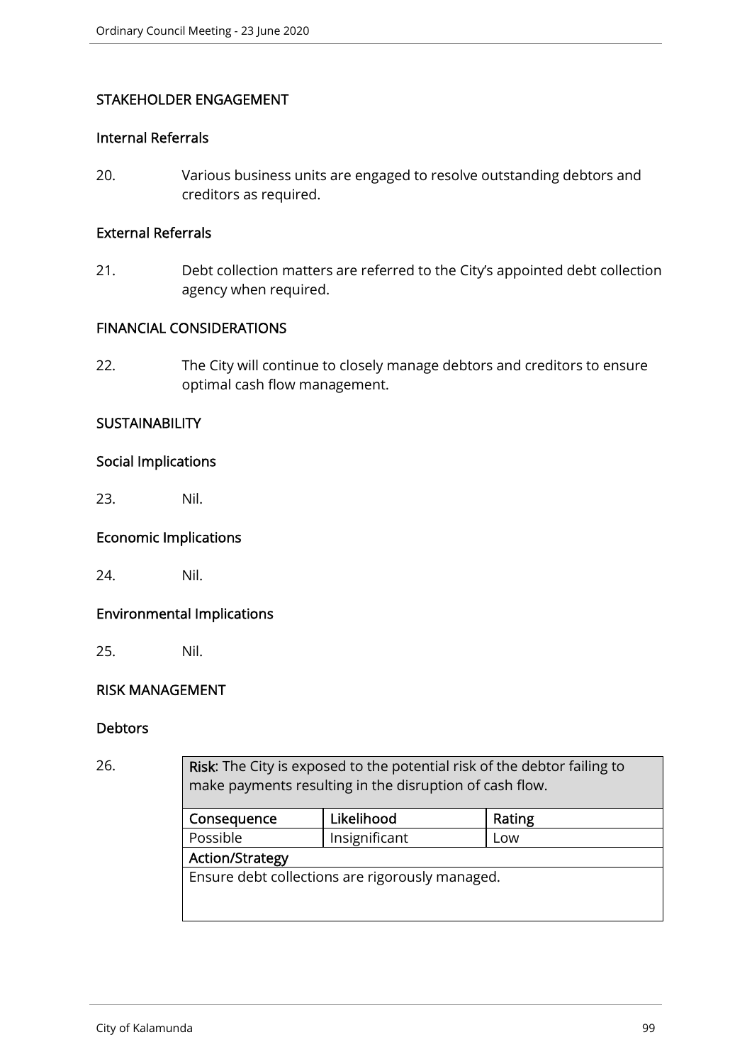## STAKEHOLDER ENGAGEMENT

### Internal Referrals

20. Various business units are engaged to resolve outstanding debtors and creditors as required.

### External Referrals

21. Debt collection matters are referred to the City's appointed debt collection agency when required.

## FINANCIAL CONSIDERATIONS

22. The City will continue to closely manage debtors and creditors to ensure optimal cash flow management.

## SUSTAINABILITY

### Social Implications

23. Nil.

### Economic Implications

24. Nil.

### Environmental Implications

25. Nil.

## RISK MANAGEMENT

### Debtors

26.

| **Risk**: The City is exposed to the potential risk of the debtor failing to make payments resulting in the disruption of cash flow. | | |
|---|---|---|
| **Consequence** | **Likelihood** | **Rating** |
| Possible | Insignificant | Low |
| **Action/Strategy** | | |
| Ensure debt collections are rigorously managed. | | |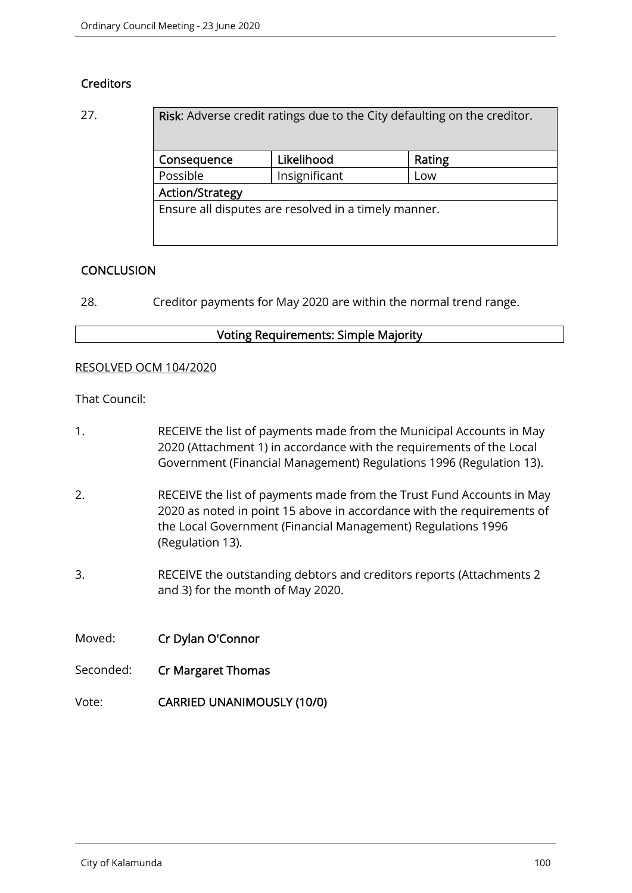## Creditors

27.

| **Risk**: Adverse credit ratings due to the City defaulting on the creditor. | | |
|---|---|---|
| **Consequence** | **Likelihood** | **Rating** |
| Possible | Insignificant | Low |
| **Action/Strategy** | | |
| Ensure all disputes are resolved in a timely manner. | | |

## CONCLUSION

28. Creditor payments for May 2020 are within the normal trend range.

**Voting Requirements: Simple Majority**

RESOLVED OCM 104/2020

That Council:

1. RECEIVE the list of payments made from the Municipal Accounts in May 2020 (Attachment 1) in accordance with the requirements of the Local Government (Financial Management) Regulations 1996 (Regulation 13).

2. RECEIVE the list of payments made from the Trust Fund Accounts in May 2020 as noted in point 15 above in accordance with the requirements of the Local Government (Financial Management) Regulations 1996 (Regulation 13).

3. RECEIVE the outstanding debtors and creditors reports (Attachments 2 and 3) for the month of May 2020.

Moved: **Cr Dylan O'Connor**

Seconded: **Cr Margaret Thomas**

Vote: **CARRIED UNANIMOUSLY (10/0)**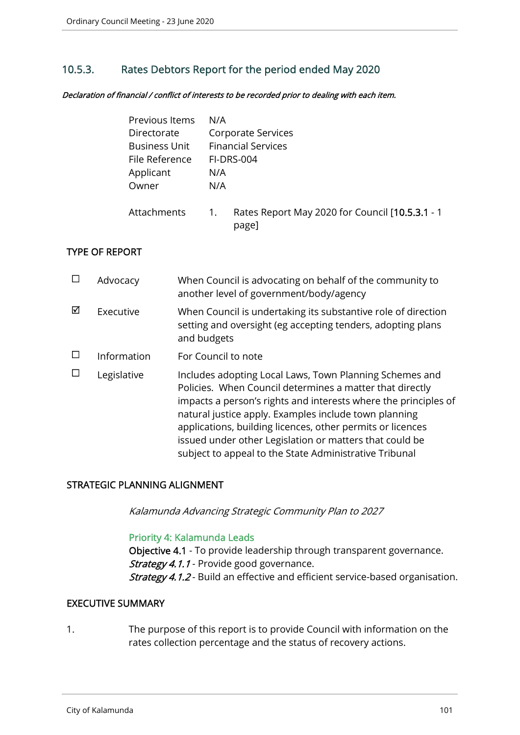## 10.5.3. Rates Debtors Report for the period ended May 2020

***Declaration of financial / conflict of interests to be recorded prior to dealing with each item.***

| | |
|---|---|
| Previous Items | N/A |
| Directorate | Corporate Services |
| Business Unit | Financial Services |
| File Reference | FI-DRS-004 |
| Applicant | N/A |
| Owner | N/A |
| Attachments | 1. Rates Report May 2020 for Council [**10.5.3.1** - 1 page] |

### TYPE OF REPORT

| | | |
|---|---|---|
| ☐ | Advocacy | When Council is advocating on behalf of the community to another level of government/body/agency |
| ☑ | Executive | When Council is undertaking its substantive role of direction setting and oversight (eg accepting tenders, adopting plans and budgets |
| ☐ | Information | For Council to note |
| ☐ | Legislative | Includes adopting Local Laws, Town Planning Schemes and Policies. When Council determines a matter that directly impacts a person's rights and interests where the principles of natural justice apply. Examples include town planning applications, building licences, other permits or licences issued under other Legislation or matters that could be subject to appeal to the State Administrative Tribunal |

### STRATEGIC PLANNING ALIGNMENT

*Kalamunda Advancing Strategic Community Plan to 2027*

Priority 4: Kalamunda Leads
**Objective 4.1** - To provide leadership through transparent governance.
***Strategy 4.1.1*** - Provide good governance.
***Strategy 4.1.2*** - Build an effective and efficient service-based organisation.

### EXECUTIVE SUMMARY

1. The purpose of this report is to provide Council with information on the rates collection percentage and the status of recovery actions.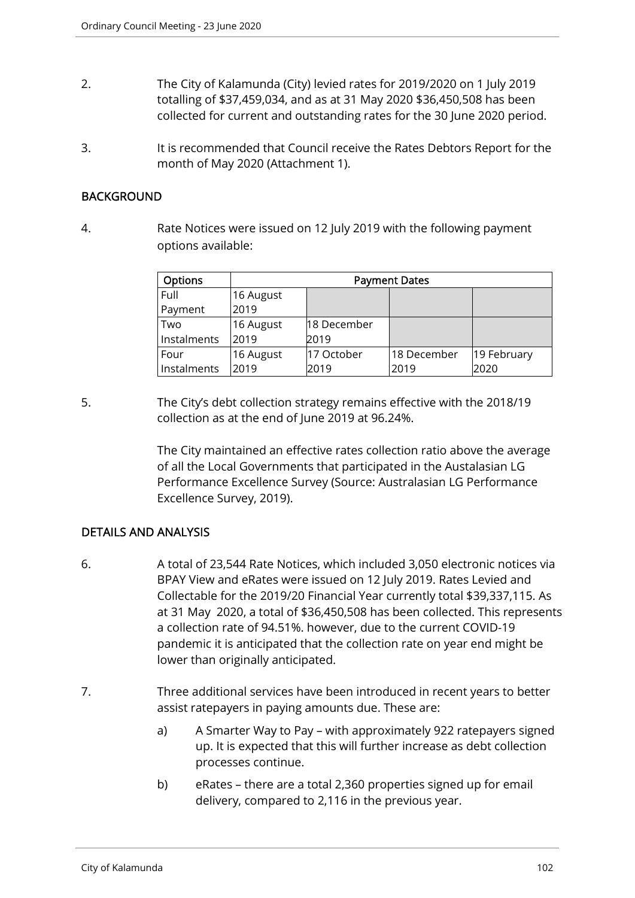2. The City of Kalamunda (City) levied rates for 2019/2020 on 1 July 2019 totalling of $37,459,034, and as at 31 May 2020 $36,450,508 has been collected for current and outstanding rates for the 30 June 2020 period.

3. It is recommended that Council receive the Rates Debtors Report for the month of May 2020 (Attachment 1).

## BACKGROUND

4. Rate Notices were issued on 12 July 2019 with the following payment options available:

| Options | Payment Dates | | | |
|---|---|---|---|---|
| Full Payment | 16 August 2019 | | | |
| Two Instalments | 16 August 2019 | 18 December 2019 | | |
| Four Instalments | 16 August 2019 | 17 October 2019 | 18 December 2019 | 19 February 2020 |

5. The City's debt collection strategy remains effective with the 2018/19 collection as at the end of June 2019 at 96.24%.

   The City maintained an effective rates collection ratio above the average of all the Local Governments that participated in the Austalasian LG Performance Excellence Survey (Source: Australasian LG Performance Excellence Survey, 2019).

## DETAILS AND ANALYSIS

6. A total of 23,544 Rate Notices, which included 3,050 electronic notices via BPAY View and eRates were issued on 12 July 2019. Rates Levied and Collectable for the 2019/20 Financial Year currently total $39,337,115. As at 31 May 2020, a total of $36,450,508 has been collected. This represents a collection rate of 94.51%. however, due to the current COVID-19 pandemic it is anticipated that the collection rate on year end might be lower than originally anticipated.

7. Three additional services have been introduced in recent years to better assist ratepayers in paying amounts due. These are:

   a) A Smarter Way to Pay – with approximately 922 ratepayers signed up. It is expected that this will further increase as debt collection processes continue.

   b) eRates – there are a total 2,360 properties signed up for email delivery, compared to 2,116 in the previous year.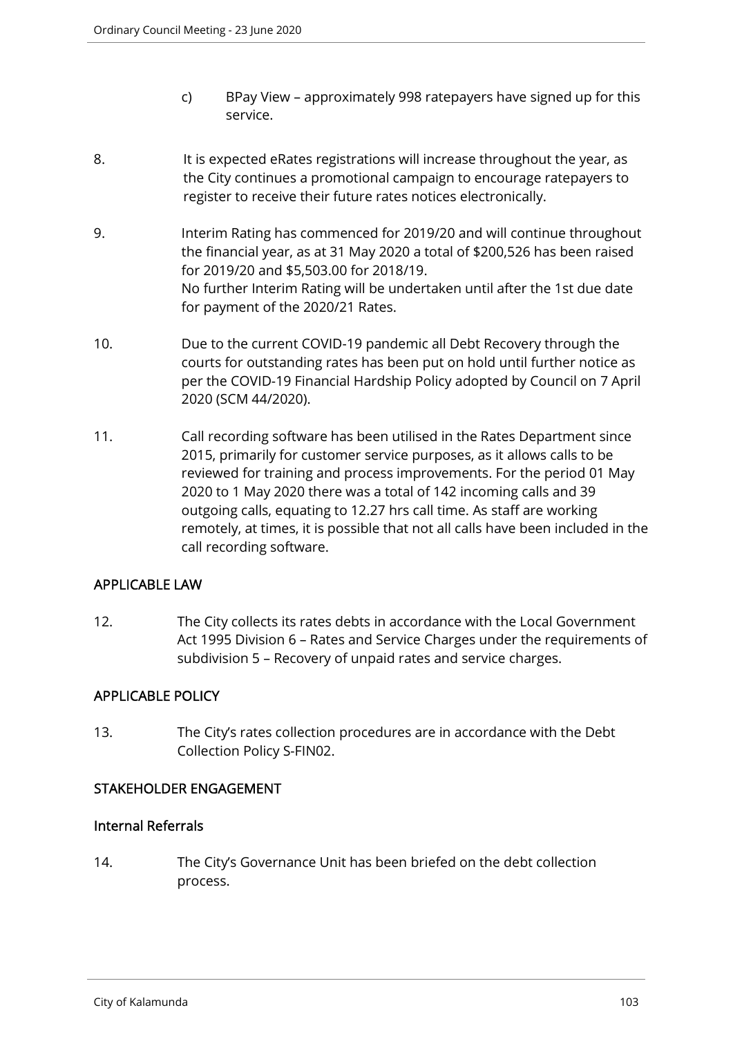c) BPay View – approximately 998 ratepayers have signed up for this service.

8. It is expected eRates registrations will increase throughout the year, as the City continues a promotional campaign to encourage ratepayers to register to receive their future rates notices electronically.

9. Interim Rating has commenced for 2019/20 and will continue throughout the financial year, as at 31 May 2020 a total of $200,526 has been raised for 2019/20 and $5,503.00 for 2018/19.
No further Interim Rating will be undertaken until after the 1st due date for payment of the 2020/21 Rates.

10. Due to the current COVID-19 pandemic all Debt Recovery through the courts for outstanding rates has been put on hold until further notice as per the COVID-19 Financial Hardship Policy adopted by Council on 7 April 2020 (SCM 44/2020).

11. Call recording software has been utilised in the Rates Department since 2015, primarily for customer service purposes, as it allows calls to be reviewed for training and process improvements. For the period 01 May 2020 to 1 May 2020 there was a total of 142 incoming calls and 39 outgoing calls, equating to 12.27 hrs call time. As staff are working remotely, at times, it is possible that not all calls have been included in the call recording software.

## APPLICABLE LAW

12. The City collects its rates debts in accordance with the Local Government Act 1995 Division 6 – Rates and Service Charges under the requirements of subdivision 5 – Recovery of unpaid rates and service charges.

## APPLICABLE POLICY

13. The City's rates collection procedures are in accordance with the Debt Collection Policy S-FIN02.

## STAKEHOLDER ENGAGEMENT

### Internal Referrals

14. The City's Governance Unit has been briefed on the debt collection process.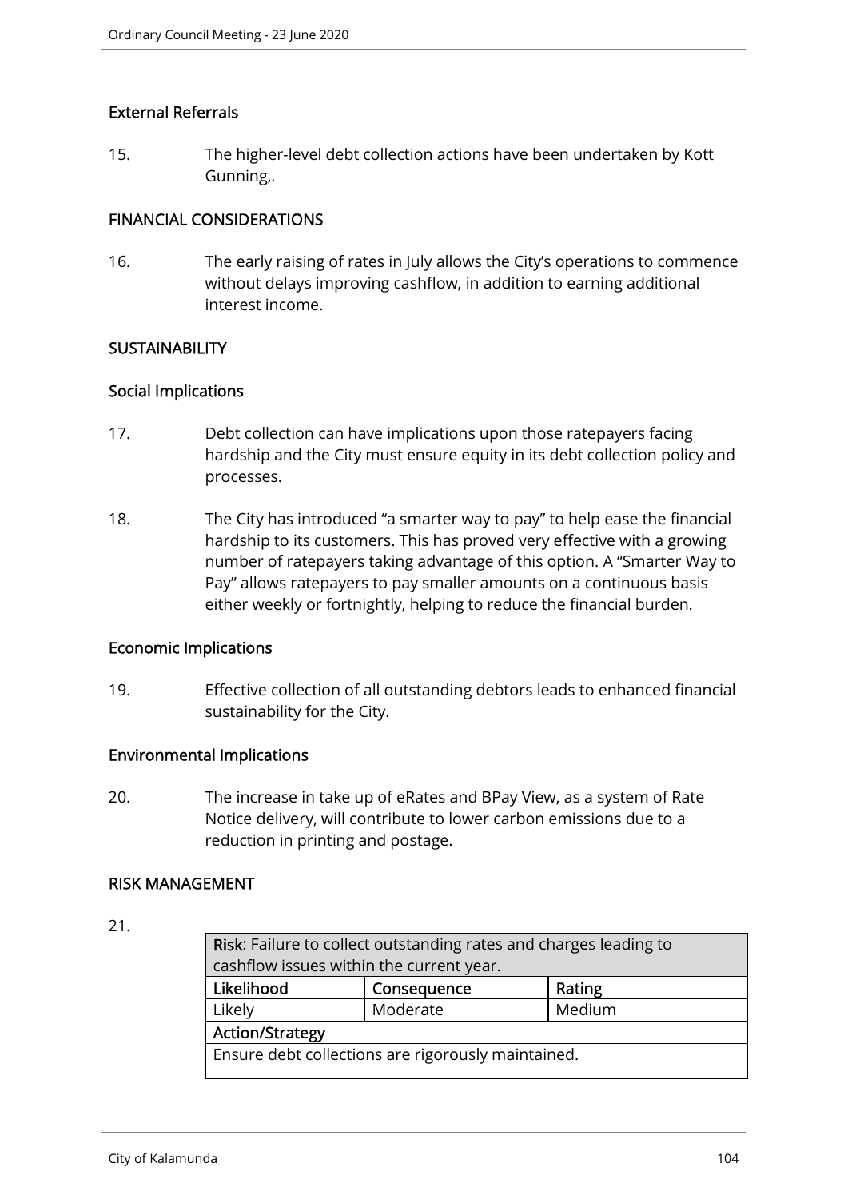## External Referrals

15. The higher-level debt collection actions have been undertaken by Kott Gunning,.

## FINANCIAL CONSIDERATIONS

16. The early raising of rates in July allows the City's operations to commence without delays improving cashflow, in addition to earning additional interest income.

## SUSTAINABILITY

### Social Implications

17. Debt collection can have implications upon those ratepayers facing hardship and the City must ensure equity in its debt collection policy and processes.

18. The City has introduced "a smarter way to pay" to help ease the financial hardship to its customers. This has proved very effective with a growing number of ratepayers taking advantage of this option. A "Smarter Way to Pay" allows ratepayers to pay smaller amounts on a continuous basis either weekly or fortnightly, helping to reduce the financial burden.

### Economic Implications

19. Effective collection of all outstanding debtors leads to enhanced financial sustainability for the City.

### Environmental Implications

20. The increase in take up of eRates and BPay View, as a system of Rate Notice delivery, will contribute to lower carbon emissions due to a reduction in printing and postage.

## RISK MANAGEMENT

21.

| **Risk:** Failure to collect outstanding rates and charges leading to cashflow issues within the current year. | | |
|---|---|---|
| **Likelihood** | **Consequence** | **Rating** |
| Likely | Moderate | Medium |
| **Action/Strategy** | | |
| Ensure debt collections are rigorously maintained. | | |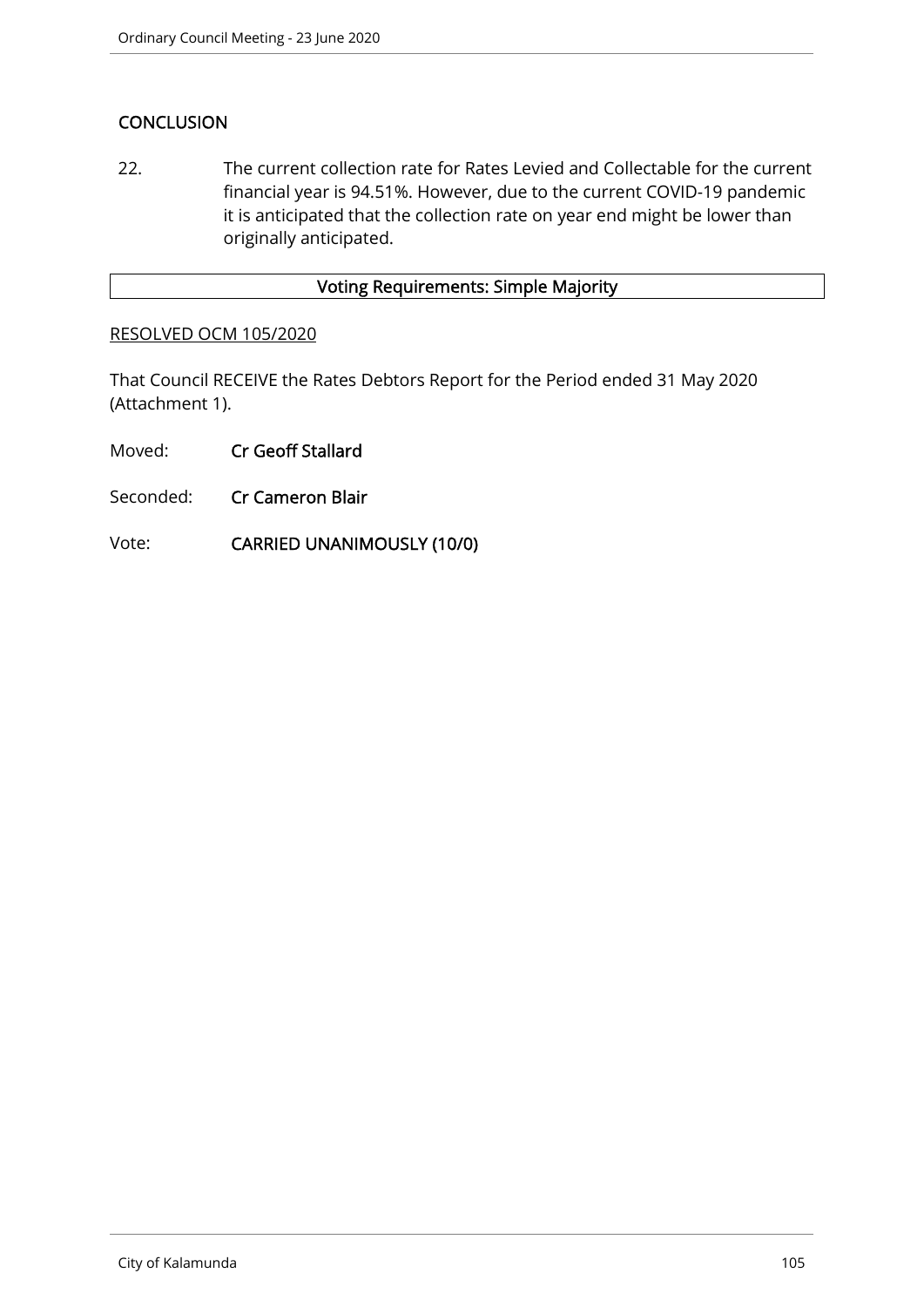## CONCLUSION

22. The current collection rate for Rates Levied and Collectable for the current financial year is 94.51%. However, due to the current COVID-19 pandemic it is anticipated that the collection rate on year end might be lower than originally anticipated.

**Voting Requirements: Simple Majority**

RESOLVED OCM 105/2020

That Council RECEIVE the Rates Debtors Report for the Period ended 31 May 2020 (Attachment 1).

Moved: **Cr Geoff Stallard**

Seconded: **Cr Cameron Blair**

Vote: **CARRIED UNANIMOUSLY (10/0)**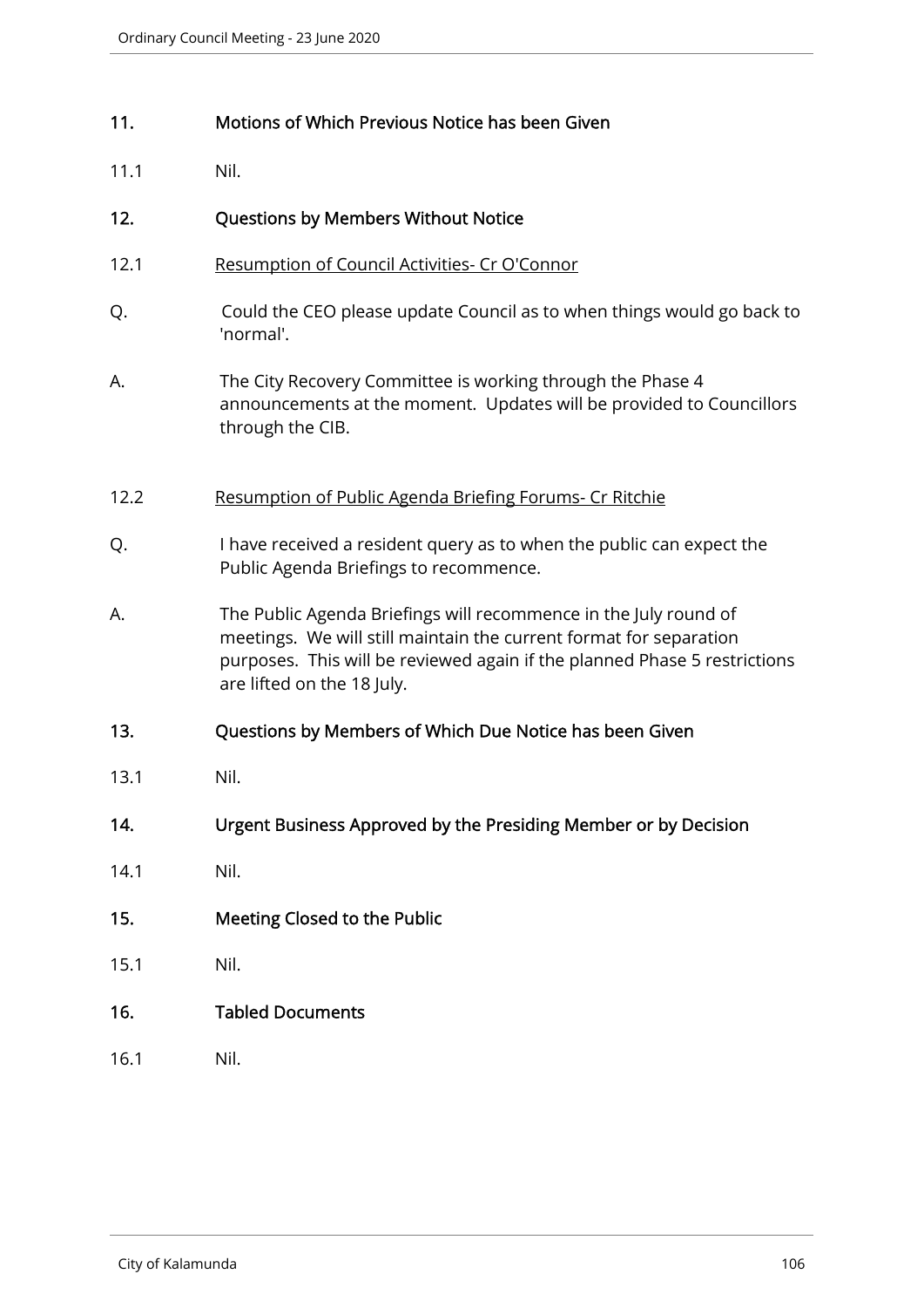## 11. Motions of Which Previous Notice has been Given

11.1 Nil.

## 12. Questions by Members Without Notice

12.1 Resumption of Council Activities- Cr O'Connor

Q. Could the CEO please update Council as to when things would go back to 'normal'.

A. The City Recovery Committee is working through the Phase 4 announcements at the moment. Updates will be provided to Councillors through the CIB.

12.2 Resumption of Public Agenda Briefing Forums- Cr Ritchie

Q. I have received a resident query as to when the public can expect the Public Agenda Briefings to recommence.

A. The Public Agenda Briefings will recommence in the July round of meetings. We will still maintain the current format for separation purposes. This will be reviewed again if the planned Phase 5 restrictions are lifted on the 18 July.

## 13. Questions by Members of Which Due Notice has been Given

13.1 Nil.

## 14. Urgent Business Approved by the Presiding Member or by Decision

14.1 Nil.

## 15. Meeting Closed to the Public

15.1 Nil.

## 16. Tabled Documents

16.1 Nil.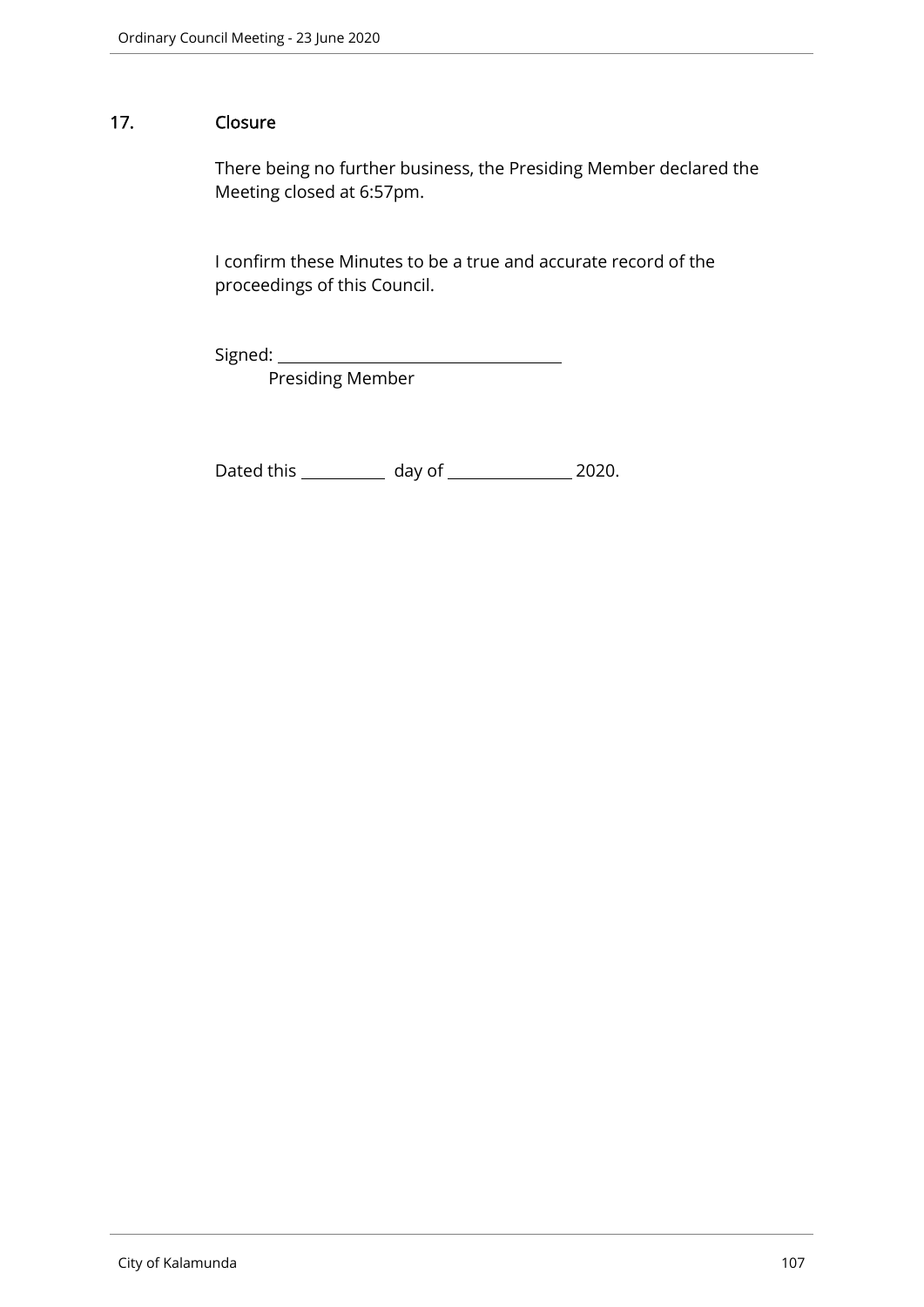## 17. Closure

There being no further business, the Presiding Member declared the Meeting closed at 6:57pm.

I confirm these Minutes to be a true and accurate record of the proceedings of this Council.

Signed: ___________________________________
Presiding Member

Dated this __________ day of _______________ 2020.